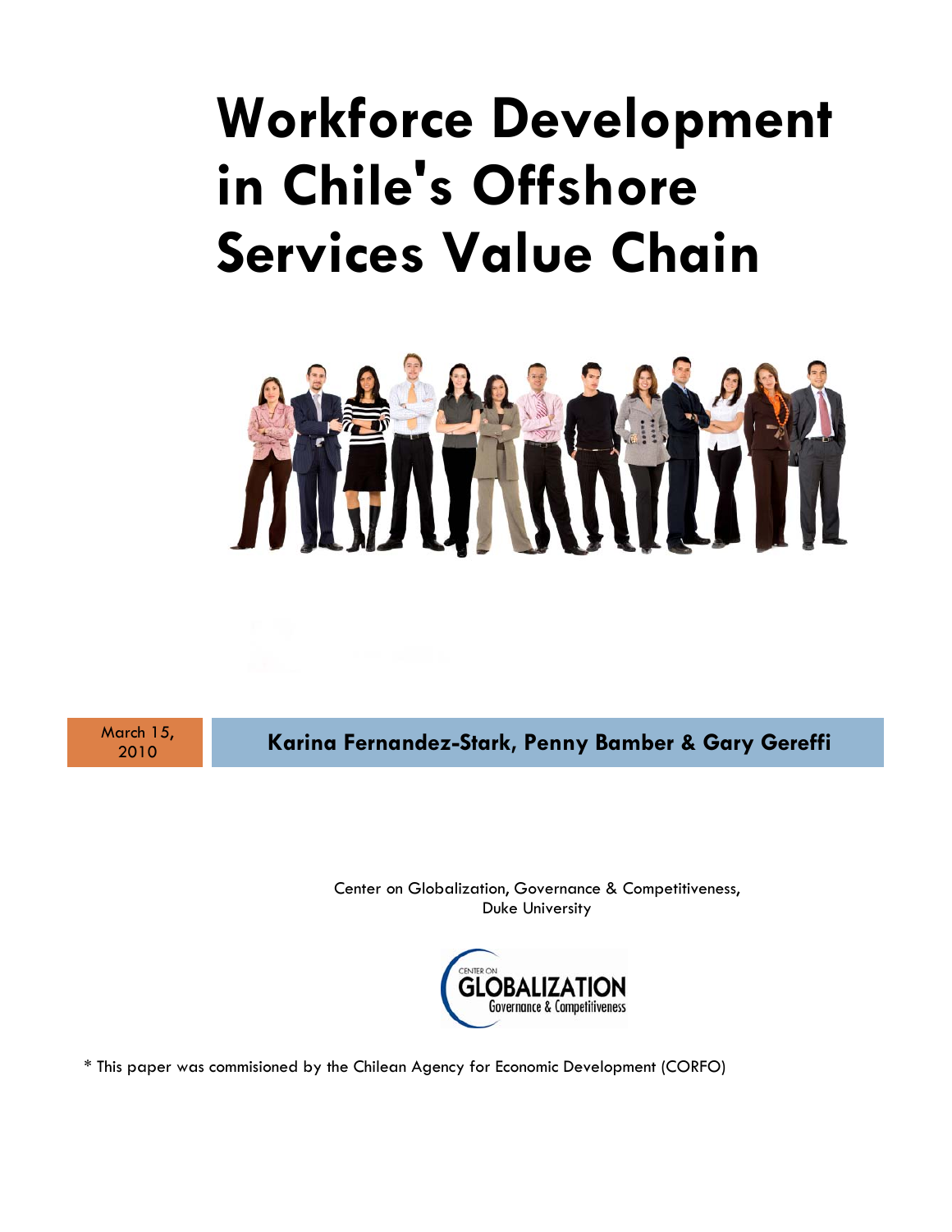# Workforce Development in Chile's Offshore Services Value Chain

March 15, 2010

**Karina Fernandez-Stark, Penny Bamber & Gary Gereffi**

Center on Globalization, Governance & Competitiveness, Duke University

\* This paper was commisioned by the Chilean Agency for Economic Development (CORFO)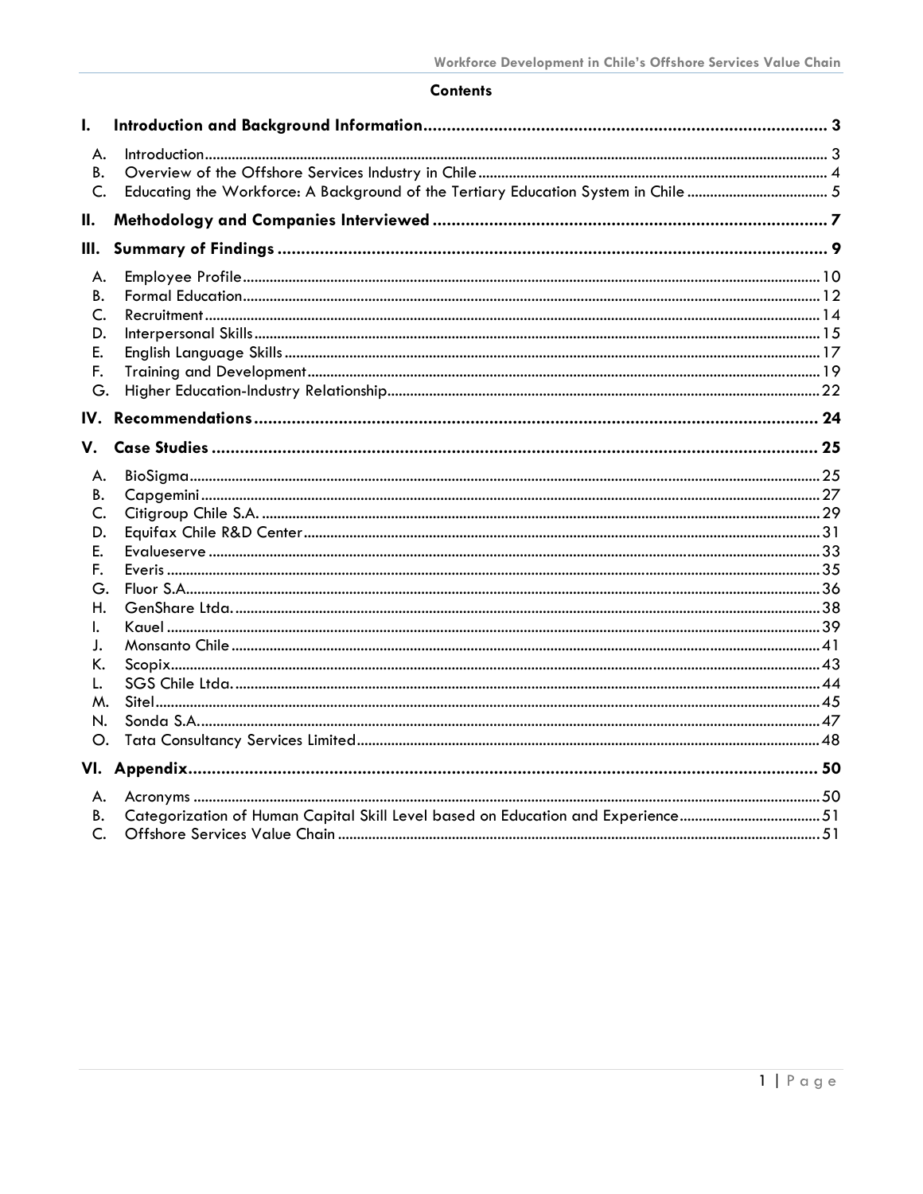## Contents

**I. Introduction and Background Information** ........ 3

- A. Introduction ........ 3
- B. Overview of the Offshore Services Industry in Chile ........ 4
- C. Educating the Workforce: A Background of the Tertiary Education System in Chile ........ 5

**II. Methodology and Companies Interviewed** ........ 7

**III. Summary of Findings** ........ 9

- A. Employee Profile ........ 10
- B. Formal Education ........ 12
- C. Recruitment ........ 14
- D. Interpersonal Skills ........ 15
- E. English Language Skills ........ 17
- F. Training and Development ........ 19
- G. Higher Education-Industry Relationship ........ 22

**IV. Recommendations** ........ 24

**V. Case Studies** ........ 25

- A. BioSigma ........ 25
- B. Capgemini ........ 27
- C. Citigroup Chile S.A. ........ 29
- D. Equifax Chile R&D Center ........ 31
- E. Evalueserve ........ 33
- F. Everis ........ 35
- G. Fluor S.A. ........ 36
- H. GenShare Ltda. ........ 38
- I. Kauel ........ 39
- J. Monsanto Chile ........ 41
- K. Scopix ........ 43
- L. SGS Chile Ltda. ........ 44
- M. Sitel ........ 45
- N. Sonda S.A. ........ 47
- O. Tata Consultancy Services Limited ........ 48

**VI. Appendix** ........ 50

- A. Acronyms ........ 50
- B. Categorization of Human Capital Skill Level based on Education and Experience ........ 51
- C. Offshore Services Value Chain ........ 51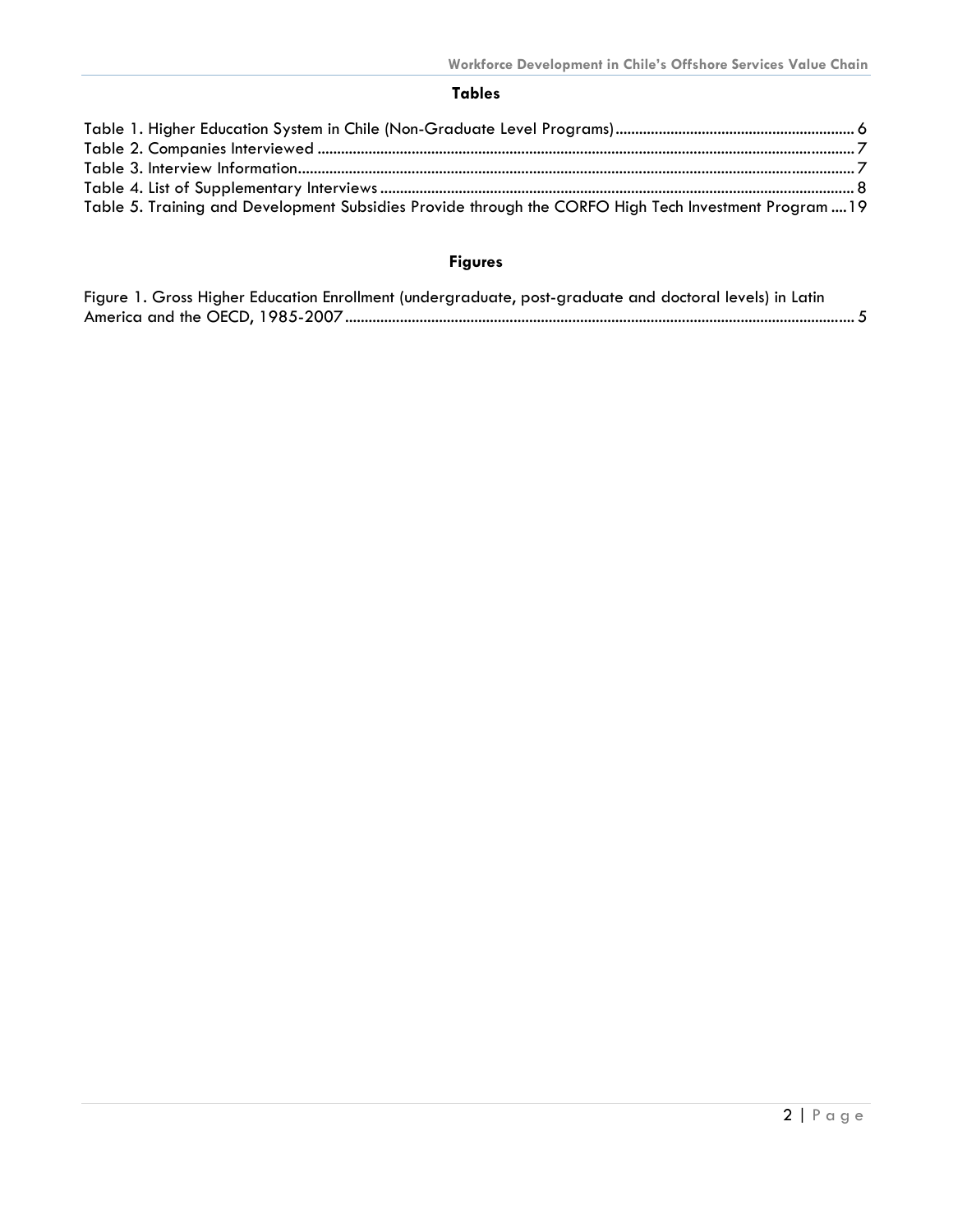## Tables

Table 1. Higher Education System in Chile (Non-Graduate Level Programs) ............ 6
Table 2. Companies Interviewed ............ 7
Table 3. Interview Information ............ 7
Table 4. List of Supplementary Interviews ............ 8
Table 5. Training and Development Subsidies Provide through the CORFO High Tech Investment Program .... 19

## Figures

Figure 1. Gross Higher Education Enrollment (undergraduate, post-graduate and doctoral levels) in Latin America and the OECD, 1985-2007 ............ 5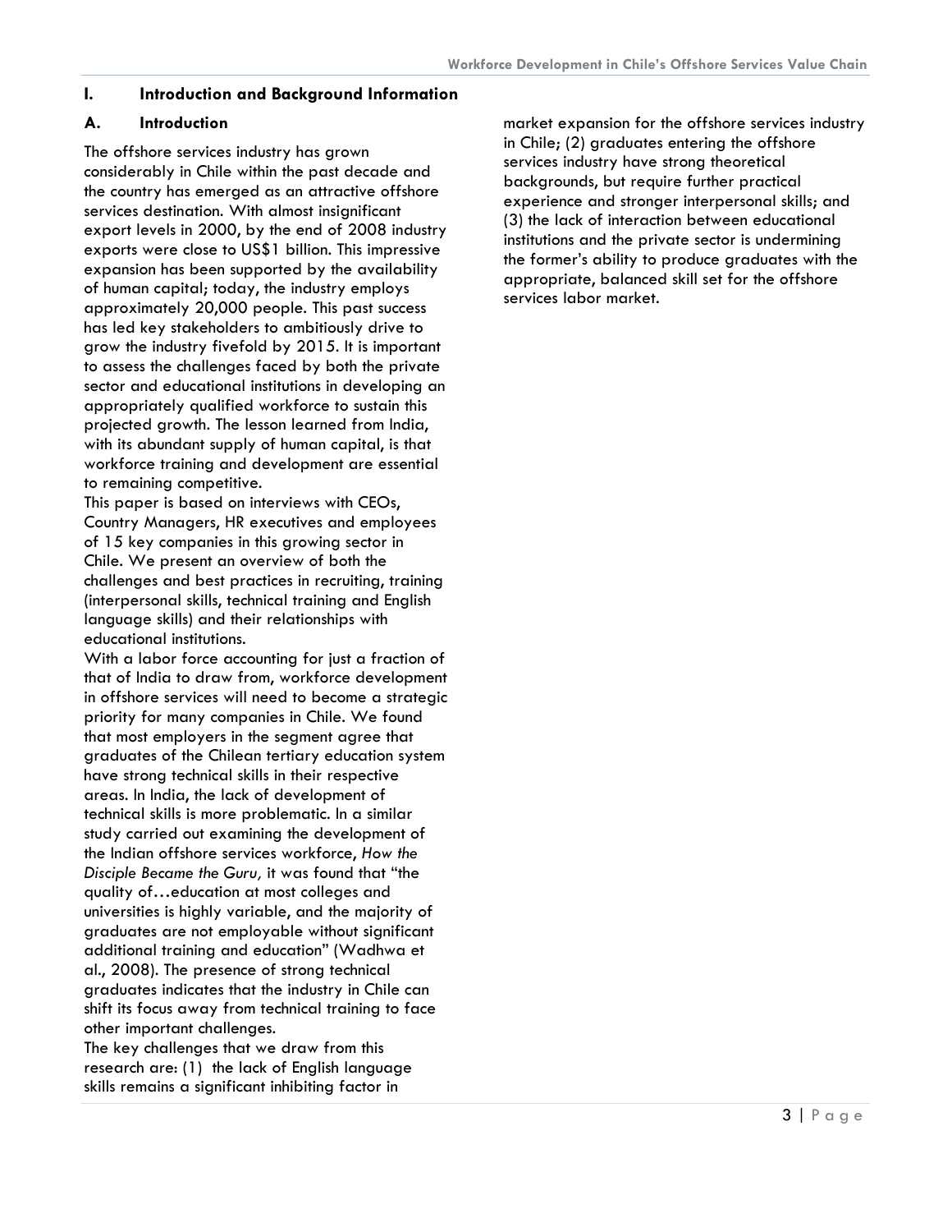# I. Introduction and Background Information

## A. Introduction

The offshore services industry has grown considerably in Chile within the past decade and the country has emerged as an attractive offshore services destination. With almost insignificant export levels in 2000, by the end of 2008 industry exports were close to US$1 billion. This impressive expansion has been supported by the availability of human capital; today, the industry employs approximately 20,000 people. This past success has led key stakeholders to ambitiously drive to grow the industry fivefold by 2015. It is important to assess the challenges faced by both the private sector and educational institutions in developing an appropriately qualified workforce to sustain this projected growth. The lesson learned from India, with its abundant supply of human capital, is that workforce training and development are essential to remaining competitive.

This paper is based on interviews with CEOs, Country Managers, HR executives and employees of 15 key companies in this growing sector in Chile. We present an overview of both the challenges and best practices in recruiting, training (interpersonal skills, technical training and English language skills) and their relationships with educational institutions.

With a labor force accounting for just a fraction of that of India to draw from, workforce development in offshore services will need to become a strategic priority for many companies in Chile. We found that most employers in the segment agree that graduates of the Chilean tertiary education system have strong technical skills in their respective areas. In India, the lack of development of technical skills is more problematic. In a similar study carried out examining the development of the Indian offshore services workforce, *How the Disciple Became the Guru,* it was found that "the quality of…education at most colleges and universities is highly variable, and the majority of graduates are not employable without significant additional training and education" (Wadhwa et al., 2008). The presence of strong technical graduates indicates that the industry in Chile can shift its focus away from technical training to face other important challenges.

The key challenges that we draw from this research are: (1) the lack of English language skills remains a significant inhibiting factor in market expansion for the offshore services industry in Chile; (2) graduates entering the offshore services industry have strong theoretical backgrounds, but require further practical experience and stronger interpersonal skills; and (3) the lack of interaction between educational institutions and the private sector is undermining the former's ability to produce graduates with the appropriate, balanced skill set for the offshore services labor market.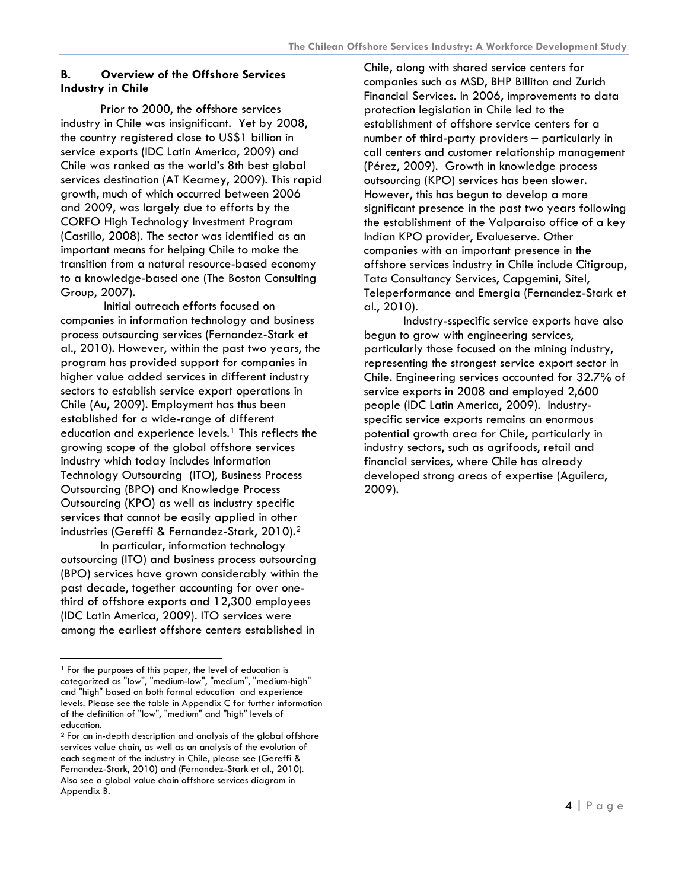### B. Overview of the Offshore Services Industry in Chile

Prior to 2000, the offshore services industry in Chile was insignificant. Yet by 2008, the country registered close to US$1 billion in service exports (IDC Latin America, 2009) and Chile was ranked as the world's 8th best global services destination (AT Kearney, 2009). This rapid growth, much of which occurred between 2006 and 2009, was largely due to efforts by the CORFO High Technology Investment Program (Castillo, 2008). The sector was identified as an important means for helping Chile to make the transition from a natural resource-based economy to a knowledge-based one (The Boston Consulting Group, 2007).

Initial outreach efforts focused on companies in information technology and business process outsourcing services (Fernandez-Stark et al., 2010). However, within the past two years, the program has provided support for companies in higher value added services in different industry sectors to establish service export operations in Chile (Au, 2009). Employment has thus been established for a wide-range of different education and experience levels.[1] This reflects the growing scope of the global offshore services industry which today includes Information Technology Outsourcing (ITO), Business Process Outsourcing (BPO) and Knowledge Process Outsourcing (KPO) as well as industry specific services that cannot be easily applied in other industries (Gereffi & Fernandez-Stark, 2010).[2]

In particular, information technology outsourcing (ITO) and business process outsourcing (BPO) services have grown considerably within the past decade, together accounting for over one-third of offshore exports and 12,300 employees (IDC Latin America, 2009). ITO services were among the earliest offshore centers established in Chile, along with shared service centers for companies such as MSD, BHP Billiton and Zurich Financial Services. In 2006, improvements to data protection legislation in Chile led to the establishment of offshore service centers for a number of third-party providers – particularly in call centers and customer relationship management (Pérez, 2009). Growth in knowledge process outsourcing (KPO) services has been slower. However, this has begun to develop a more significant presence in the past two years following the establishment of the Valparaiso office of a key Indian KPO provider, Evalueserve. Other companies with an important presence in the offshore services industry in Chile include Citigroup, Tata Consultancy Services, Capgemini, Sitel, Teleperformance and Emergia (Fernandez-Stark et al., 2010).

Industry-sspecific service exports have also begun to grow with engineering services, particularly those focused on the mining industry, representing the strongest service export sector in Chile. Engineering services accounted for 32.7% of service exports in 2008 and employed 2,600 people (IDC Latin America, 2009). Industry-specific service exports remains an enormous potential growth area for Chile, particularly in industry sectors, such as agrifoods, retail and financial services, where Chile has already developed strong areas of expertise (Aguilera, 2009).

---

[1] For the purposes of this paper, the level of education is categorized as "low", "medium-low", "medium", "medium-high" and "high" based on both formal education and experience levels. Please see the table in Appendix C for further information of the definition of "low", "medium" and "high" levels of education.

[2] For an in-depth description and analysis of the global offshore services value chain, as well as an analysis of the evolution of each segment of the industry in Chile, please see (Gereffi & Fernandez-Stark, 2010) and (Fernandez-Stark et al., 2010). Also see a global value chain offshore services diagram in Appendix B.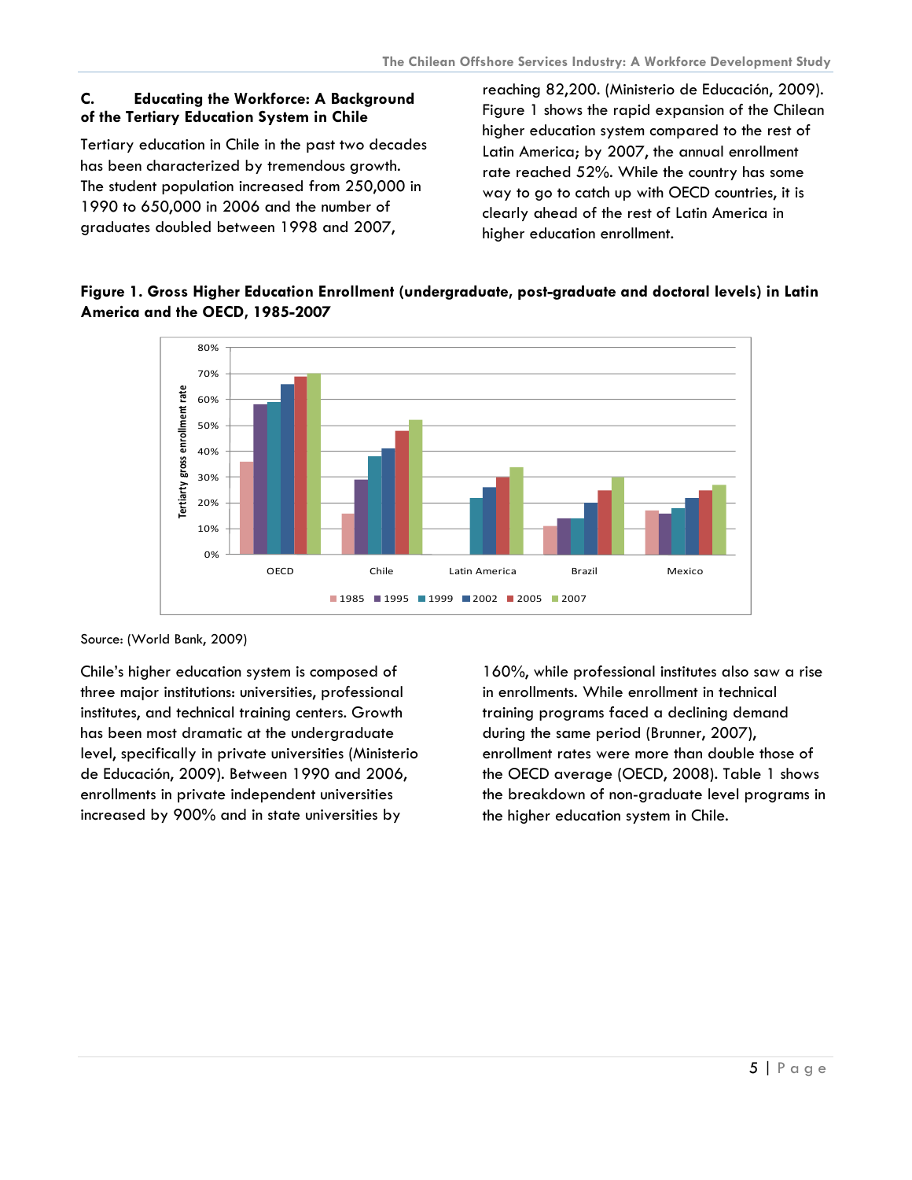### C. Educating the Workforce: A Background of the Tertiary Education System in Chile

Tertiary education in Chile in the past two decades has been characterized by tremendous growth. The student population increased from 250,000 in 1990 to 650,000 in 2006 and the number of graduates doubled between 1998 and 2007, reaching 82,200. (Ministerio de Educación, 2009). Figure 1 shows the rapid expansion of the Chilean higher education system compared to the rest of Latin America; by 2007, the annual enrollment rate reached 52%. While the country has some way to go to catch up with OECD countries, it is clearly ahead of the rest of Latin America in higher education enrollment.

**Figure 1. Gross Higher Education Enrollment (undergraduate, post-graduate and doctoral levels) in Latin America and the OECD, 1985-2007**

Source: (World Bank, 2009)

Chile's higher education system is composed of three major institutions: universities, professional institutes, and technical training centers. Growth has been most dramatic at the undergraduate level, specifically in private universities (Ministerio de Educación, 2009). Between 1990 and 2006, enrollments in private independent universities increased by 900% and in state universities by 160%, while professional institutes also saw a rise in enrollments. While enrollment in technical training programs faced a declining demand during the same period (Brunner, 2007), enrollment rates were more than double those of the OECD average (OECD, 2008). Table 1 shows the breakdown of non-graduate level programs in the higher education system in Chile.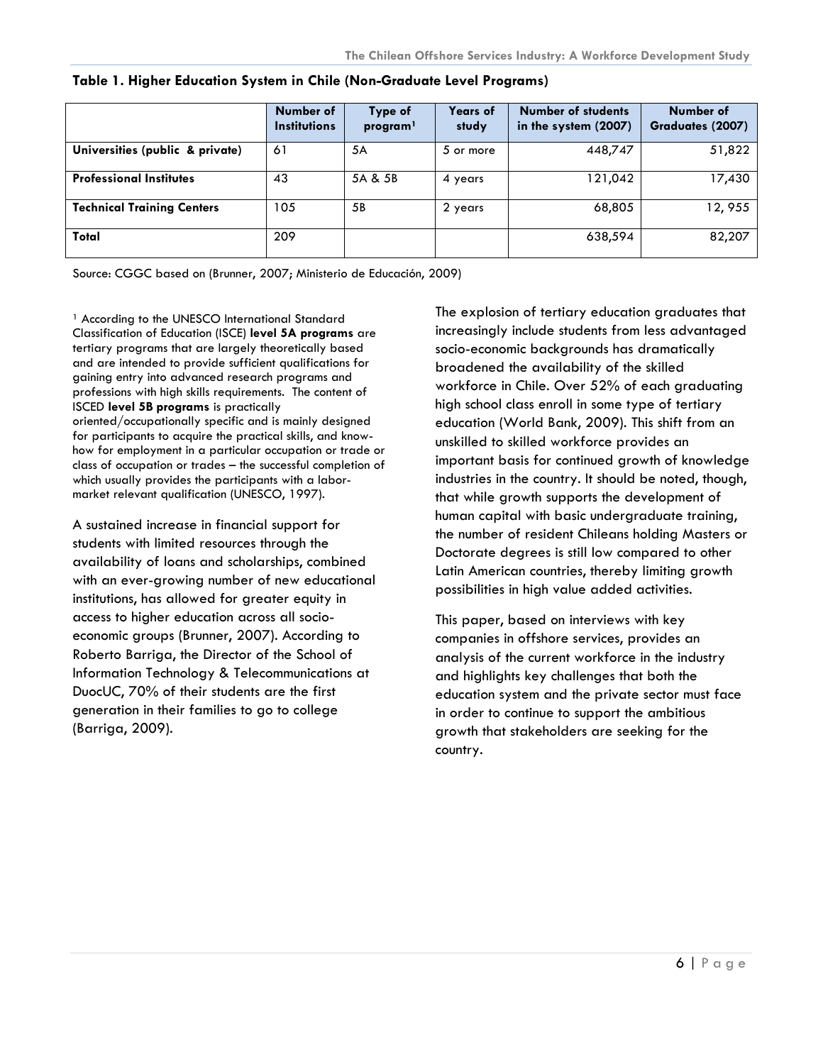**Table 1. Higher Education System in Chile (Non-Graduate Level Programs)**

| | Number of Institutions | Type of program[1] | Years of study | Number of students in the system (2007) | Number of Graduates (2007) |
|---|---|---|---|---|---|
| **Universities (public & private)** | 61 | 5A | 5 or more | 448,747 | 51,822 |
| **Professional Institutes** | 43 | 5A & 5B | 4 years | 121,042 | 17,430 |
| **Technical Training Centers** | 105 | 5B | 2 years | 68,805 | 12, 955 |
| **Total** | 209 | | | 638,594 | 82,207 |

Source: CGGC based on (Brunner, 2007; Ministerio de Educación, 2009)

[1] According to the UNESCO International Standard Classification of Education (ISCE) **level 5A programs** are tertiary programs that are largely theoretically based and are intended to provide sufficient qualifications for gaining entry into advanced research programs and professions with high skills requirements. The content of ISCED **level 5B programs** is practically oriented/occupationally specific and is mainly designed for participants to acquire the practical skills, and know-how for employment in a particular occupation or trade or class of occupation or trades – the successful completion of which usually provides the participants with a labor-market relevant qualification (UNESCO, 1997).

A sustained increase in financial support for students with limited resources through the availability of loans and scholarships, combined with an ever-growing number of new educational institutions, has allowed for greater equity in access to higher education across all socio-economic groups (Brunner, 2007). According to Roberto Barriga, the Director of the School of Information Technology & Telecommunications at DuocUC, 70% of their students are the first generation in their families to go to college (Barriga, 2009).

The explosion of tertiary education graduates that increasingly include students from less advantaged socio-economic backgrounds has dramatically broadened the availability of the skilled workforce in Chile. Over 52% of each graduating high school class enroll in some type of tertiary education (World Bank, 2009). This shift from an unskilled to skilled workforce provides an important basis for continued growth of knowledge industries in the country. It should be noted, though, that while growth supports the development of human capital with basic undergraduate training, the number of resident Chileans holding Masters or Doctorate degrees is still low compared to other Latin American countries, thereby limiting growth possibilities in high value added activities.

This paper, based on interviews with key companies in offshore services, provides an analysis of the current workforce in the industry and highlights key challenges that both the education system and the private sector must face in order to continue to support the ambitious growth that stakeholders are seeking for the country.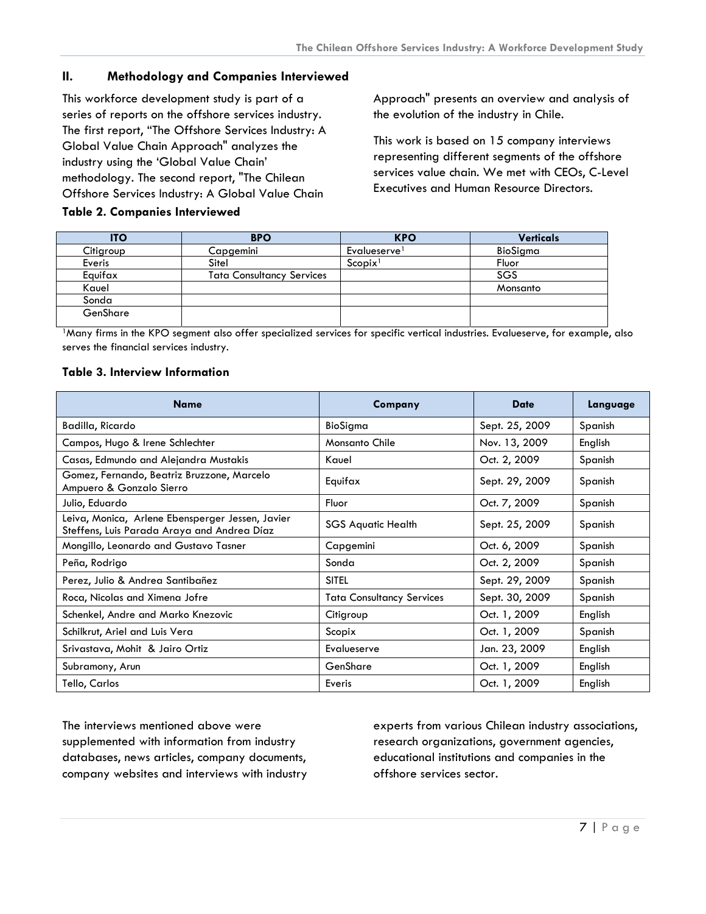## II. Methodology and Companies Interviewed

This workforce development study is part of a series of reports on the offshore services industry. The first report, "The Offshore Services Industry: A Global Value Chain Approach" analyzes the industry using the 'Global Value Chain' methodology. The second report, "The Chilean Offshore Services Industry: A Global Value Chain Approach" presents an overview and analysis of the evolution of the industry in Chile.

This work is based on 15 company interviews representing different segments of the offshore services value chain. We met with CEOs, C-Level Executives and Human Resource Directors.

**Table 2. Companies Interviewed**

| ITO | BPO | KPO | Verticals |
|---|---|---|---|
| Citigroup | Capgemini | Evalueserve[1] | BioSigma |
| Everis | Sitel | Scopix[1] | Fluor |
| Equifax | Tata Consultancy Services | | SGS |
| Kauel | | | Monsanto |
| Sonda | | | |
| GenShare | | | |

[1]Many firms in the KPO segment also offer specialized services for specific vertical industries. Evalueserve, for example, also serves the financial services industry.

**Table 3. Interview Information**

| Name | Company | Date | Language |
|---|---|---|---|
| Badilla, Ricardo | BioSigma | Sept. 25, 2009 | Spanish |
| Campos, Hugo & Irene Schlechter | Monsanto Chile | Nov. 13, 2009 | English |
| Casas, Edmundo and Alejandra Mustakis | Kauel | Oct. 2, 2009 | Spanish |
| Gomez, Fernando, Beatriz Bruzzone, Marcelo Ampuero & Gonzalo Sierro | Equifax | Sept. 29, 2009 | Spanish |
| Julio, Eduardo | Fluor | Oct. 7, 2009 | Spanish |
| Leiva, Monica, Arlene Ebensperger Jessen, Javier Steffens, Luis Parada Araya and Andrea Díaz | SGS Aquatic Health | Sept. 25, 2009 | Spanish |
| Mongillo, Leonardo and Gustavo Tasner | Capgemini | Oct. 6, 2009 | Spanish |
| Peña, Rodrigo | Sonda | Oct. 2, 2009 | Spanish |
| Perez, Julio & Andrea Santibañez | SITEL | Sept. 29, 2009 | Spanish |
| Roca, Nicolas and Ximena Jofre | Tata Consultancy Services | Sept. 30, 2009 | Spanish |
| Schenkel, Andre and Marko Knezovic | Citigroup | Oct. 1, 2009 | English |
| Schilkrut, Ariel and Luis Vera | Scopix | Oct. 1, 2009 | Spanish |
| Srivastava, Mohit & Jairo Ortiz | Evalueserve | Jan. 23, 2009 | English |
| Subramony, Arun | GenShare | Oct. 1, 2009 | English |
| Tello, Carlos | Everis | Oct. 1, 2009 | English |

The interviews mentioned above were supplemented with information from industry databases, news articles, company documents, company websites and interviews with industry experts from various Chilean industry associations, research organizations, government agencies, educational institutions and companies in the offshore services sector.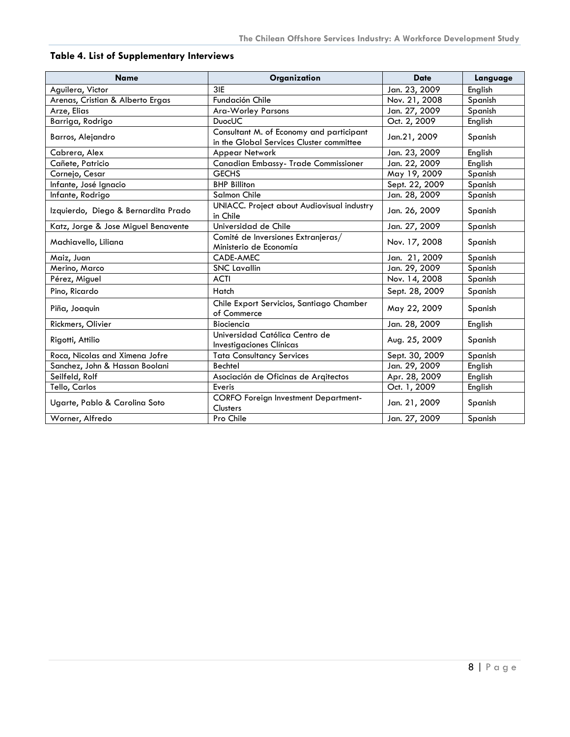**Table 4. List of Supplementary Interviews**

| Name | Organization | Date | Language |
| --- | --- | --- | --- |
| Aguilera, Victor | 3IE | Jan. 23, 2009 | English |
| Arenas, Cristian & Alberto Ergas | Fundación Chile | Nov. 21, 2008 | Spanish |
| Arze, Elias | Ara-Worley Parsons | Jan. 27, 2009 | Spanish |
| Barriga, Rodrigo | DuocUC | Oct. 2, 2009 | English |
| Barros, Alejandro | Consultant M. of Economy and participant in the Global Services Cluster committee | Jan.21, 2009 | Spanish |
| Cabrera, Alex | Appear Network | Jan. 23, 2009 | English |
| Cañete, Patricio | Canadian Embassy- Trade Commissioner | Jan. 22, 2009 | English |
| Cornejo, Cesar | GECHS | May 19, 2009 | Spanish |
| Infante, José Ignacio | BHP Billiton | Sept. 22, 2009 | Spanish |
| Infante, Rodrigo | Salmon Chile | Jan. 28, 2009 | Spanish |
| Izquierdo, Diego & Bernardita Prado | UNIACC. Project about Audiovisual industry in Chile | Jan. 26, 2009 | Spanish |
| Katz, Jorge & Jose Miguel Benavente | Universidad de Chile | Jan. 27, 2009 | Spanish |
| Machiavello, Liliana | Comité de Inversiones Extranjeras/ Ministerio de Economía | Nov. 17, 2008 | Spanish |
| Maiz, Juan | CADE-AMEC | Jan. 21, 2009 | Spanish |
| Merino, Marco | SNC Lavallin | Jan. 29, 2009 | Spanish |
| Pérez, Miguel | ACTI | Nov. 14, 2008 | Spanish |
| Pino, Ricardo | Hatch | Sept. 28, 2009 | Spanish |
| Piña, Joaquin | Chile Export Servicios, Santiago Chamber of Commerce | May 22, 2009 | Spanish |
| Rickmers, Olivier | Biociencia | Jan. 28, 2009 | English |
| Rigotti, Attilio | Universidad Católica Centro de Investigaciones Clínicas | Aug. 25, 2009 | Spanish |
| Roca, Nicolas and Ximena Jofre | Tata Consultancy Services | Sept. 30, 2009 | Spanish |
| Sanchez, John & Hassan Boolani | Bechtel | Jan. 29, 2009 | English |
| Seilfeld, Rolf | Asociación de Oficinas de Arqitectos | Apr. 28, 2009 | English |
| Tello, Carlos | Everis | Oct. 1, 2009 | English |
| Ugarte, Pablo & Carolina Soto | CORFO Foreign Investment Department-Clusters | Jan. 21, 2009 | Spanish |
| Worner, Alfredo | Pro Chile | Jan. 27, 2009 | Spanish |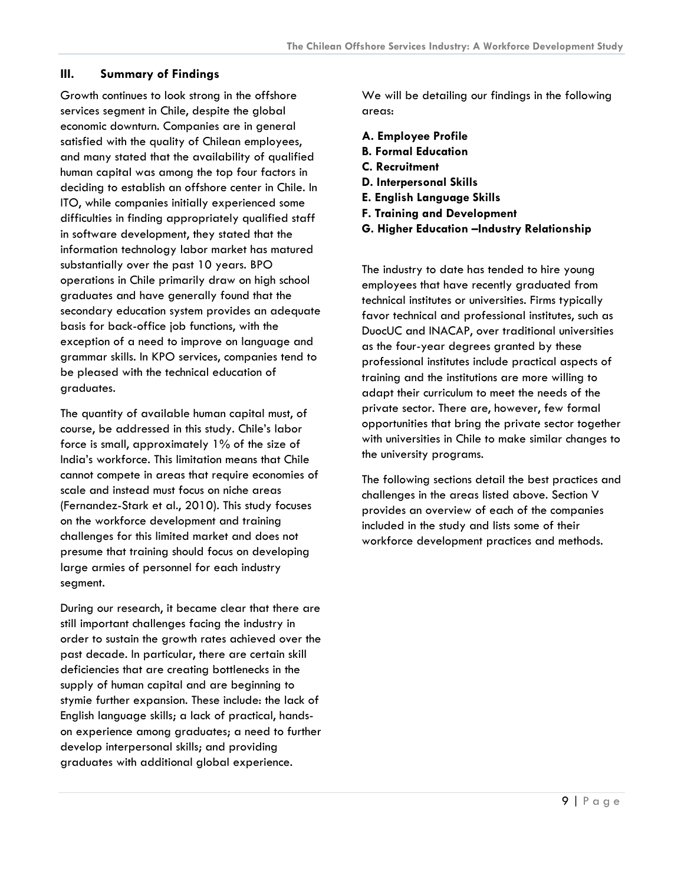## III. Summary of Findings

Growth continues to look strong in the offshore services segment in Chile, despite the global economic downturn. Companies are in general satisfied with the quality of Chilean employees, and many stated that the availability of qualified human capital was among the top four factors in deciding to establish an offshore center in Chile. In ITO, while companies initially experienced some difficulties in finding appropriately qualified staff in software development, they stated that the information technology labor market has matured substantially over the past 10 years. BPO operations in Chile primarily draw on high school graduates and have generally found that the secondary education system provides an adequate basis for back-office job functions, with the exception of a need to improve on language and grammar skills. In KPO services, companies tend to be pleased with the technical education of graduates.

The quantity of available human capital must, of course, be addressed in this study. Chile's labor force is small, approximately 1% of the size of India's workforce. This limitation means that Chile cannot compete in areas that require economies of scale and instead must focus on niche areas (Fernandez-Stark et al., 2010). This study focuses on the workforce development and training challenges for this limited market and does not presume that training should focus on developing large armies of personnel for each industry segment.

During our research, it became clear that there are still important challenges facing the industry in order to sustain the growth rates achieved over the past decade. In particular, there are certain skill deficiencies that are creating bottlenecks in the supply of human capital and are beginning to stymie further expansion. These include: the lack of English language skills; a lack of practical, hands-on experience among graduates; a need to further develop interpersonal skills; and providing graduates with additional global experience.

We will be detailing our findings in the following areas:

**A. Employee Profile**
**B. Formal Education**
**C. Recruitment**
**D. Interpersonal Skills**
**E. English Language Skills**
**F. Training and Development**
**G. Higher Education –Industry Relationship**

The industry to date has tended to hire young employees that have recently graduated from technical institutes or universities. Firms typically favor technical and professional institutes, such as DuocUC and INACAP, over traditional universities as the four-year degrees granted by these professional institutes include practical aspects of training and the institutions are more willing to adapt their curriculum to meet the needs of the private sector. There are, however, few formal opportunities that bring the private sector together with universities in Chile to make similar changes to the university programs.

The following sections detail the best practices and challenges in the areas listed above. Section V provides an overview of each of the companies included in the study and lists some of their workforce development practices and methods.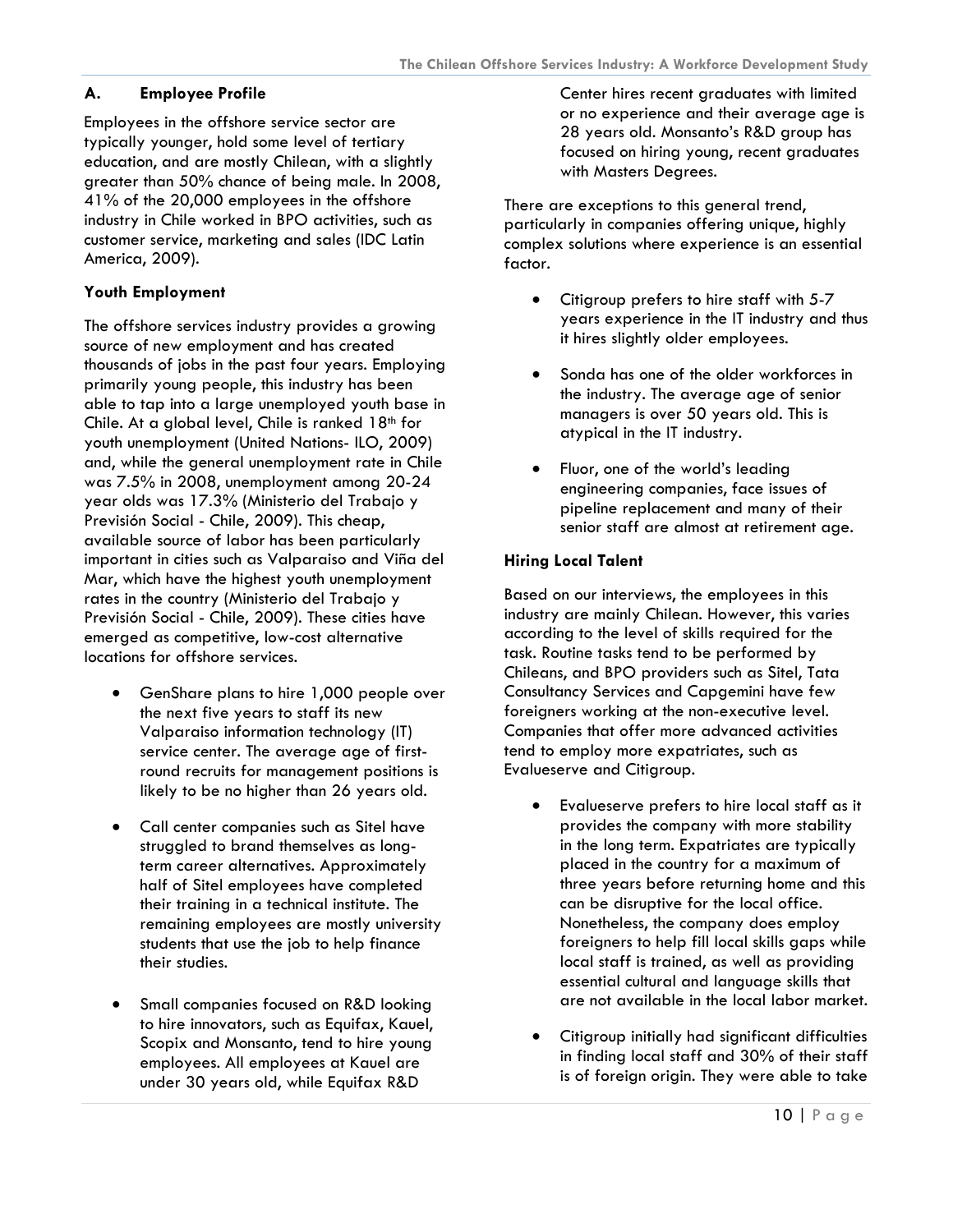## A. Employee Profile

Employees in the offshore service sector are typically younger, hold some level of tertiary education, and are mostly Chilean, with a slightly greater than 50% chance of being male. In 2008, 41% of the 20,000 employees in the offshore industry in Chile worked in BPO activities, such as customer service, marketing and sales (IDC Latin America, 2009).

### Youth Employment

The offshore services industry provides a growing source of new employment and has created thousands of jobs in the past four years. Employing primarily young people, this industry has been able to tap into a large unemployed youth base in Chile. At a global level, Chile is ranked 18th for youth unemployment (United Nations- ILO, 2009) and, while the general unemployment rate in Chile was 7.5% in 2008, unemployment among 20-24 year olds was 17.3% (Ministerio del Trabajo y Previsión Social - Chile, 2009). This cheap, available source of labor has been particularly important in cities such as Valparaiso and Viña del Mar, which have the highest youth unemployment rates in the country (Ministerio del Trabajo y Previsión Social - Chile, 2009). These cities have emerged as competitive, low-cost alternative locations for offshore services.

- GenShare plans to hire 1,000 people over the next five years to staff its new Valparaiso information technology (IT) service center. The average age of first-round recruits for management positions is likely to be no higher than 26 years old.
- Call center companies such as Sitel have struggled to brand themselves as long-term career alternatives. Approximately half of Sitel employees have completed their training in a technical institute. The remaining employees are mostly university students that use the job to help finance their studies.
- Small companies focused on R&D looking to hire innovators, such as Equifax, Kauel, Scopix and Monsanto, tend to hire young employees. All employees at Kauel are under 30 years old, while Equifax R&D Center hires recent graduates with limited or no experience and their average age is 28 years old. Monsanto's R&D group has focused on hiring young, recent graduates with Masters Degrees.

There are exceptions to this general trend, particularly in companies offering unique, highly complex solutions where experience is an essential factor.

- Citigroup prefers to hire staff with 5-7 years experience in the IT industry and thus it hires slightly older employees.
- Sonda has one of the older workforces in the industry. The average age of senior managers is over 50 years old. This is atypical in the IT industry.
- Fluor, one of the world's leading engineering companies, face issues of pipeline replacement and many of their senior staff are almost at retirement age.

### Hiring Local Talent

Based on our interviews, the employees in this industry are mainly Chilean. However, this varies according to the level of skills required for the task. Routine tasks tend to be performed by Chileans, and BPO providers such as Sitel, Tata Consultancy Services and Capgemini have few foreigners working at the non-executive level. Companies that offer more advanced activities tend to employ more expatriates, such as Evalueserve and Citigroup.

- Evalueserve prefers to hire local staff as it provides the company with more stability in the long term. Expatriates are typically placed in the country for a maximum of three years before returning home and this can be disruptive for the local office. Nonetheless, the company does employ foreigners to help fill local skills gaps while local staff is trained, as well as providing essential cultural and language skills that are not available in the local labor market.
- Citigroup initially had significant difficulties in finding local staff and 30% of their staff is of foreign origin. They were able to take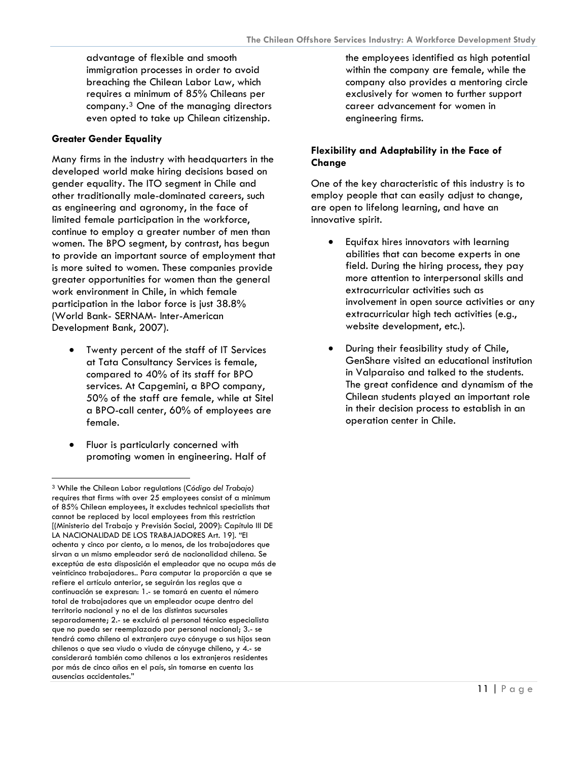advantage of flexible and smooth immigration processes in order to avoid breaching the Chilean Labor Law, which requires a minimum of 85% Chileans per company.[3] One of the managing directors even opted to take up Chilean citizenship.

**Greater Gender Equality**

Many firms in the industry with headquarters in the developed world make hiring decisions based on gender equality. The ITO segment in Chile and other traditionally male-dominated careers, such as engineering and agronomy, in the face of limited female participation in the workforce, continue to employ a greater number of men than women. The BPO segment, by contrast, has begun to provide an important source of employment that is more suited to women. These companies provide greater opportunities for women than the general work environment in Chile, in which female participation in the labor force is just 38.8% (World Bank- SERNAM- Inter-American Development Bank, 2007).

- Twenty percent of the staff of IT Services at Tata Consultancy Services is female, compared to 40% of its staff for BPO services. At Capgemini, a BPO company, 50% of the staff are female, while at Sitel a BPO-call center, 60% of employees are female.
- Fluor is particularly concerned with promoting women in engineering. Half of the employees identified as high potential within the company are female, while the company also provides a mentoring circle exclusively for women to further support career advancement for women in engineering firms.

**Flexibility and Adaptability in the Face of Change**

One of the key characteristic of this industry is to employ people that can easily adjust to change, are open to lifelong learning, and have an innovative spirit.

- Equifax hires innovators with learning abilities that can become experts in one field. During the hiring process, they pay more attention to interpersonal skills and extracurricular activities such as involvement in open source activities or any extracurricular high tech activities (e.g., website development, etc.).
- During their feasibility study of Chile, GenShare visited an educational institution in Valparaiso and talked to the students. The great confidence and dynamism of the Chilean students played an important role in their decision process to establish in an operation center in Chile.

---

[3] While the Chilean Labor regulations (*Código del Trabajo)* requires that firms with over 25 employees consist of a minimum of 85% Chilean employees, it excludes technical specialists that cannot be replaced by local employees from this restriction [(Ministerio del Trabajo y Previsión Social, 2009): Capítulo III DE LA NACIONALIDAD DE LOS TRABAJADORES Art. 19]. "El ochenta y cinco por ciento, a lo menos, de los trabajadores que sirvan a un mismo empleador será de nacionalidad chilena. Se exceptúa de esta disposición el empleador que no ocupa más de veinticinco trabajadores.. Para computar la proporción a que se refiere el artículo anterior, se seguirán las reglas que a continuación se expresan: 1.- se tomará en cuenta el número total de trabajadores que un empleador ocupe dentro del territorio nacional y no el de las distintas sucursales separadamente; 2.- se excluirá al personal técnico especialista que no pueda ser reemplazado por personal nacional; 3.- se tendrá como chileno al extranjero cuyo cónyuge o sus hijos sean chilenos o que sea viudo o viuda de cónyuge chileno, y 4.- se considerará también como chilenos a los extranjeros residentes por más de cinco años en el país, sin tomarse en cuenta las ausencias accidentales."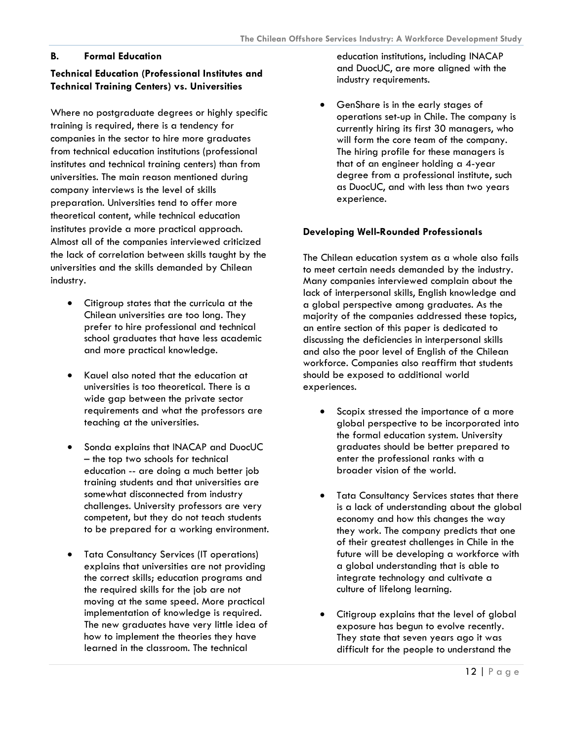## B. Formal Education

### Technical Education (Professional Institutes and Technical Training Centers) vs. Universities

Where no postgraduate degrees or highly specific training is required, there is a tendency for companies in the sector to hire more graduates from technical education institutions (professional institutes and technical training centers) than from universities. The main reason mentioned during company interviews is the level of skills preparation. Universities tend to offer more theoretical content, while technical education institutes provide a more practical approach. Almost all of the companies interviewed criticized the lack of correlation between skills taught by the universities and the skills demanded by Chilean industry.

- Citigroup states that the curricula at the Chilean universities are too long. They prefer to hire professional and technical school graduates that have less academic and more practical knowledge.

- Kauel also noted that the education at universities is too theoretical. There is a wide gap between the private sector requirements and what the professors are teaching at the universities.

- Sonda explains that INACAP and DuocUC – the top two schools for technical education -- are doing a much better job training students and that universities are somewhat disconnected from industry challenges. University professors are very competent, but they do not teach students to be prepared for a working environment.

- Tata Consultancy Services (IT operations) explains that universities are not providing the correct skills; education programs and the required skills for the job are not moving at the same speed. More practical implementation of knowledge is required. The new graduates have very little idea of how to implement the theories they have learned in the classroom. The technical education institutions, including INACAP and DuocUC, are more aligned with the industry requirements.

- GenShare is in the early stages of operations set-up in Chile. The company is currently hiring its first 30 managers, who will form the core team of the company. The hiring profile for these managers is that of an engineer holding a 4-year degree from a professional institute, such as DuocUC, and with less than two years experience.

### Developing Well-Rounded Professionals

The Chilean education system as a whole also fails to meet certain needs demanded by the industry. Many companies interviewed complain about the lack of interpersonal skills, English knowledge and a global perspective among graduates. As the majority of the companies addressed these topics, an entire section of this paper is dedicated to discussing the deficiencies in interpersonal skills and also the poor level of English of the Chilean workforce. Companies also reaffirm that students should be exposed to additional world experiences.

- Scopix stressed the importance of a more global perspective to be incorporated into the formal education system. University graduates should be better prepared to enter the professional ranks with a broader vision of the world.

- Tata Consultancy Services states that there is a lack of understanding about the global economy and how this changes the way they work. The company predicts that one of their greatest challenges in Chile in the future will be developing a workforce with a global understanding that is able to integrate technology and cultivate a culture of lifelong learning.

- Citigroup explains that the level of global exposure has begun to evolve recently. They state that seven years ago it was difficult for the people to understand the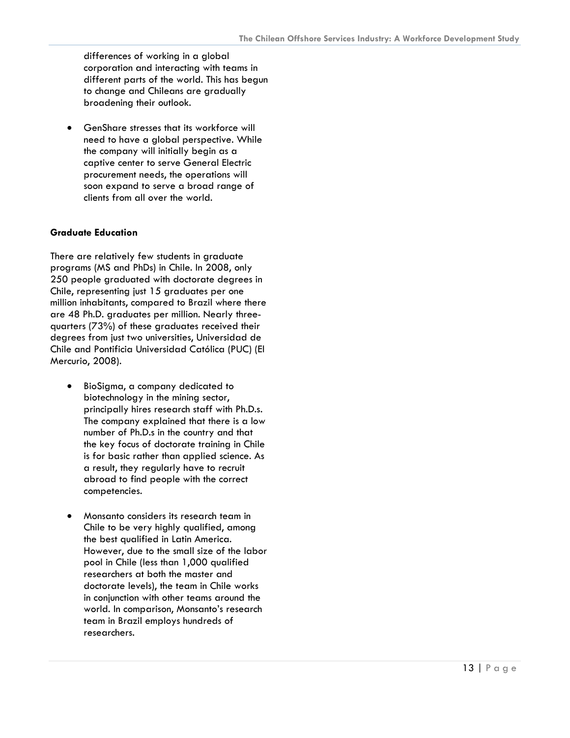differences of working in a global corporation and interacting with teams in different parts of the world. This has begun to change and Chileans are gradually broadening their outlook.

- GenShare stresses that its workforce will need to have a global perspective. While the company will initially begin as a captive center to serve General Electric procurement needs, the operations will soon expand to serve a broad range of clients from all over the world.

**Graduate Education**

There are relatively few students in graduate programs (MS and PhDs) in Chile. In 2008, only 250 people graduated with doctorate degrees in Chile, representing just 15 graduates per one million inhabitants, compared to Brazil where there are 48 Ph.D. graduates per million. Nearly three-quarters (73%) of these graduates received their degrees from just two universities, Universidad de Chile and Pontificia Universidad Católica (PUC) (El Mercurio, 2008).

- BioSigma, a company dedicated to biotechnology in the mining sector, principally hires research staff with Ph.D.s. The company explained that there is a low number of Ph.D.s in the country and that the key focus of doctorate training in Chile is for basic rather than applied science. As a result, they regularly have to recruit abroad to find people with the correct competencies.

- Monsanto considers its research team in Chile to be very highly qualified, among the best qualified in Latin America. However, due to the small size of the labor pool in Chile (less than 1,000 qualified researchers at both the master and doctorate levels), the team in Chile works in conjunction with other teams around the world. In comparison, Monsanto's research team in Brazil employs hundreds of researchers.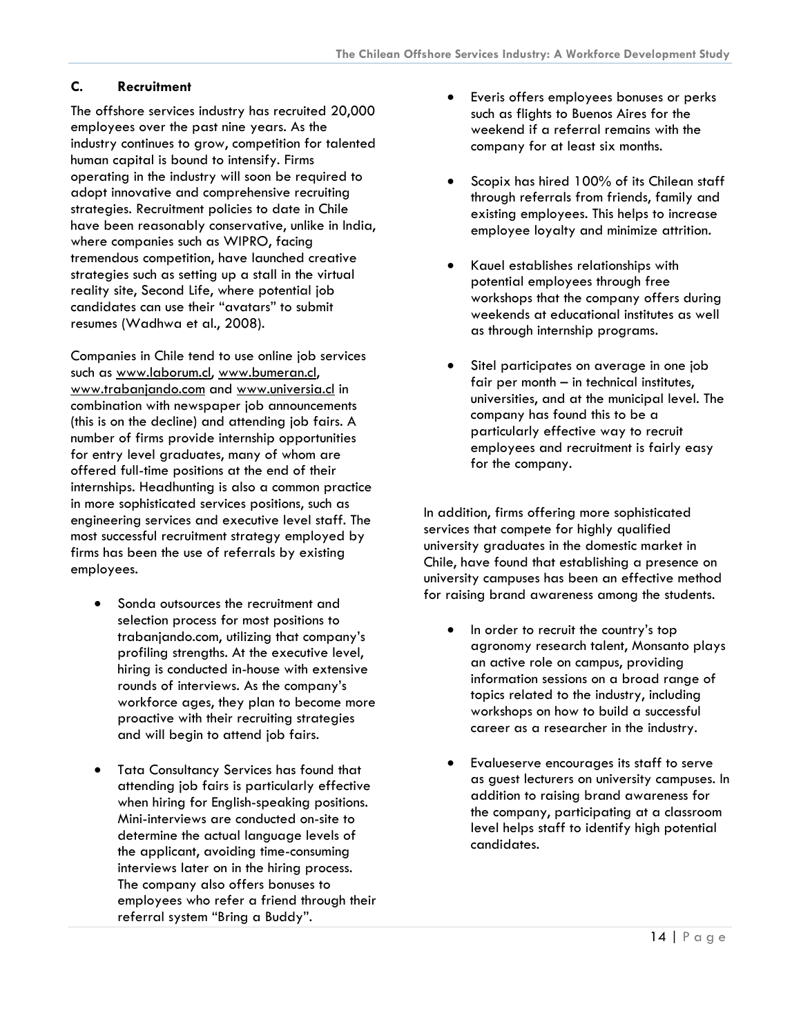### C. Recruitment

The offshore services industry has recruited 20,000 employees over the past nine years. As the industry continues to grow, competition for talented human capital is bound to intensify. Firms operating in the industry will soon be required to adopt innovative and comprehensive recruiting strategies. Recruitment policies to date in Chile have been reasonably conservative, unlike in India, where companies such as WIPRO, facing tremendous competition, have launched creative strategies such as setting up a stall in the virtual reality site, Second Life, where potential job candidates can use their "avatars" to submit resumes (Wadhwa et al., 2008).

Companies in Chile tend to use online job services such as www.laborum.cl, www.bumeran.cl, www.trabanjando.com and www.universia.cl in combination with newspaper job announcements (this is on the decline) and attending job fairs. A number of firms provide internship opportunities for entry level graduates, many of whom are offered full-time positions at the end of their internships. Headhunting is also a common practice in more sophisticated services positions, such as engineering services and executive level staff. The most successful recruitment strategy employed by firms has been the use of referrals by existing employees.

- Sonda outsources the recruitment and selection process for most positions to trabanjando.com, utilizing that company's profiling strengths. At the executive level, hiring is conducted in-house with extensive rounds of interviews. As the company's workforce ages, they plan to become more proactive with their recruiting strategies and will begin to attend job fairs.

- Tata Consultancy Services has found that attending job fairs is particularly effective when hiring for English-speaking positions. Mini-interviews are conducted on-site to determine the actual language levels of the applicant, avoiding time-consuming interviews later on in the hiring process. The company also offers bonuses to employees who refer a friend through their referral system "Bring a Buddy".

- Everis offers employees bonuses or perks such as flights to Buenos Aires for the weekend if a referral remains with the company for at least six months.

- Scopix has hired 100% of its Chilean staff through referrals from friends, family and existing employees. This helps to increase employee loyalty and minimize attrition.

- Kauel establishes relationships with potential employees through free workshops that the company offers during weekends at educational institutes as well as through internship programs.

- Sitel participates on average in one job fair per month – in technical institutes, universities, and at the municipal level. The company has found this to be a particularly effective way to recruit employees and recruitment is fairly easy for the company.

In addition, firms offering more sophisticated services that compete for highly qualified university graduates in the domestic market in Chile, have found that establishing a presence on university campuses has been an effective method for raising brand awareness among the students.

- In order to recruit the country's top agronomy research talent, Monsanto plays an active role on campus, providing information sessions on a broad range of topics related to the industry, including workshops on how to build a successful career as a researcher in the industry.

- Evalueserve encourages its staff to serve as guest lecturers on university campuses. In addition to raising brand awareness for the company, participating at a classroom level helps staff to identify high potential candidates.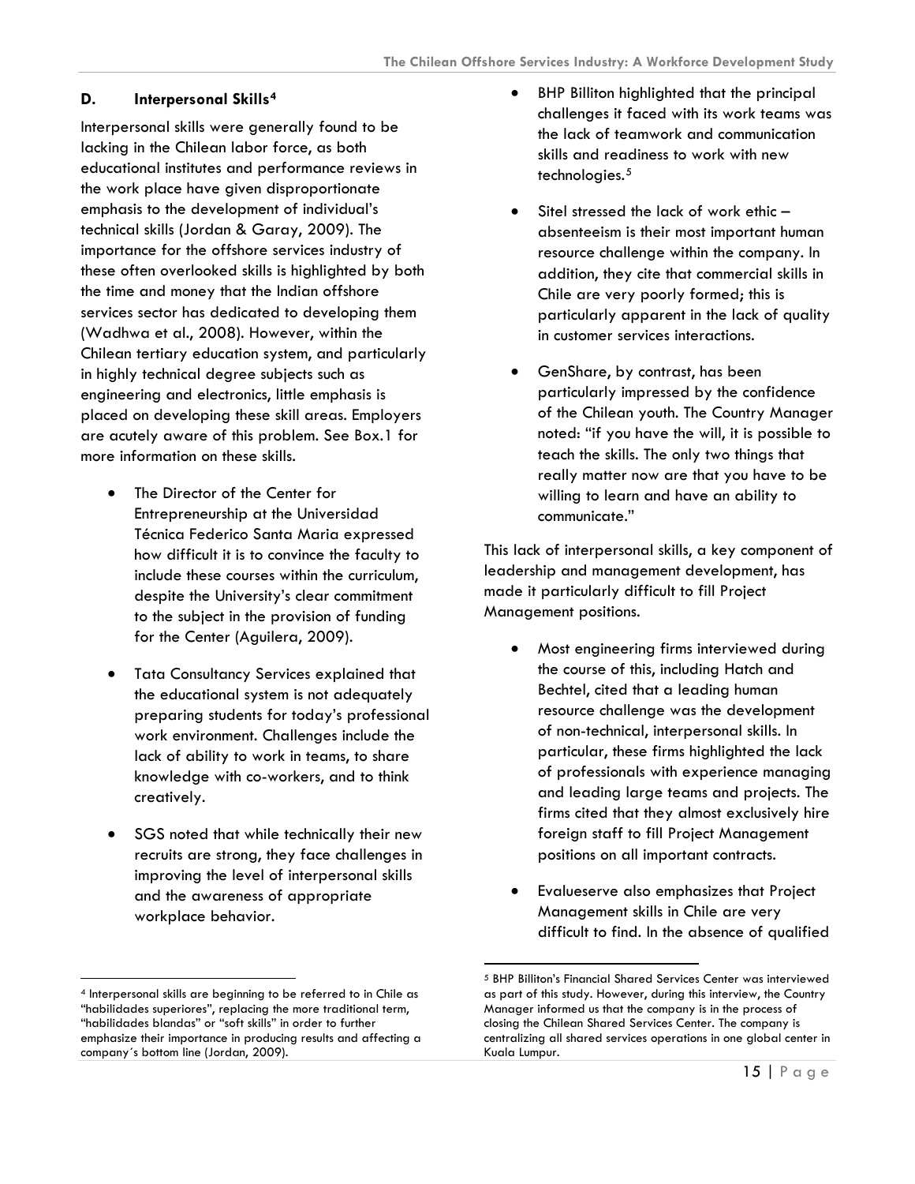### D. Interpersonal Skills[4]

Interpersonal skills were generally found to be lacking in the Chilean labor force, as both educational institutes and performance reviews in the work place have given disproportionate emphasis to the development of individual's technical skills (Jordan & Garay, 2009). The importance for the offshore services industry of these often overlooked skills is highlighted by both the time and money that the Indian offshore services sector has dedicated to developing them (Wadhwa et al., 2008). However, within the Chilean tertiary education system, and particularly in highly technical degree subjects such as engineering and electronics, little emphasis is placed on developing these skill areas. Employers are acutely aware of this problem. See Box.1 for more information on these skills.

- The Director of the Center for Entrepreneurship at the Universidad Técnica Federico Santa Maria expressed how difficult it is to convince the faculty to include these courses within the curriculum, despite the University's clear commitment to the subject in the provision of funding for the Center (Aguilera, 2009).

- Tata Consultancy Services explained that the educational system is not adequately preparing students for today's professional work environment. Challenges include the lack of ability to work in teams, to share knowledge with co-workers, and to think creatively.

- SGS noted that while technically their new recruits are strong, they face challenges in improving the level of interpersonal skills and the awareness of appropriate workplace behavior.

- BHP Billiton highlighted that the principal challenges it faced with its work teams was the lack of teamwork and communication skills and readiness to work with new technologies.[5]

- Sitel stressed the lack of work ethic – absenteeism is their most important human resource challenge within the company. In addition, they cite that commercial skills in Chile are very poorly formed; this is particularly apparent in the lack of quality in customer services interactions.

- GenShare, by contrast, has been particularly impressed by the confidence of the Chilean youth. The Country Manager noted: "if you have the will, it is possible to teach the skills. The only two things that really matter now are that you have to be willing to learn and have an ability to communicate."

This lack of interpersonal skills, a key component of leadership and management development, has made it particularly difficult to fill Project Management positions.

- Most engineering firms interviewed during the course of this, including Hatch and Bechtel, cited that a leading human resource challenge was the development of non-technical, interpersonal skills. In particular, these firms highlighted the lack of professionals with experience managing and leading large teams and projects. The firms cited that they almost exclusively hire foreign staff to fill Project Management positions on all important contracts.

- Evalueserve also emphasizes that Project Management skills in Chile are very difficult to find. In the absence of qualified

---

[4] Interpersonal skills are beginning to be referred to in Chile as "habilidades superiores", replacing the more traditional term, "habilidades blandas" or "soft skills" in order to further emphasize their importance in producing results and affecting a company´s bottom line (Jordan, 2009).

[5] BHP Billiton's Financial Shared Services Center was interviewed as part of this study. However, during this interview, the Country Manager informed us that the company is in the process of closing the Chilean Shared Services Center. The company is centralizing all shared services operations in one global center in Kuala Lumpur.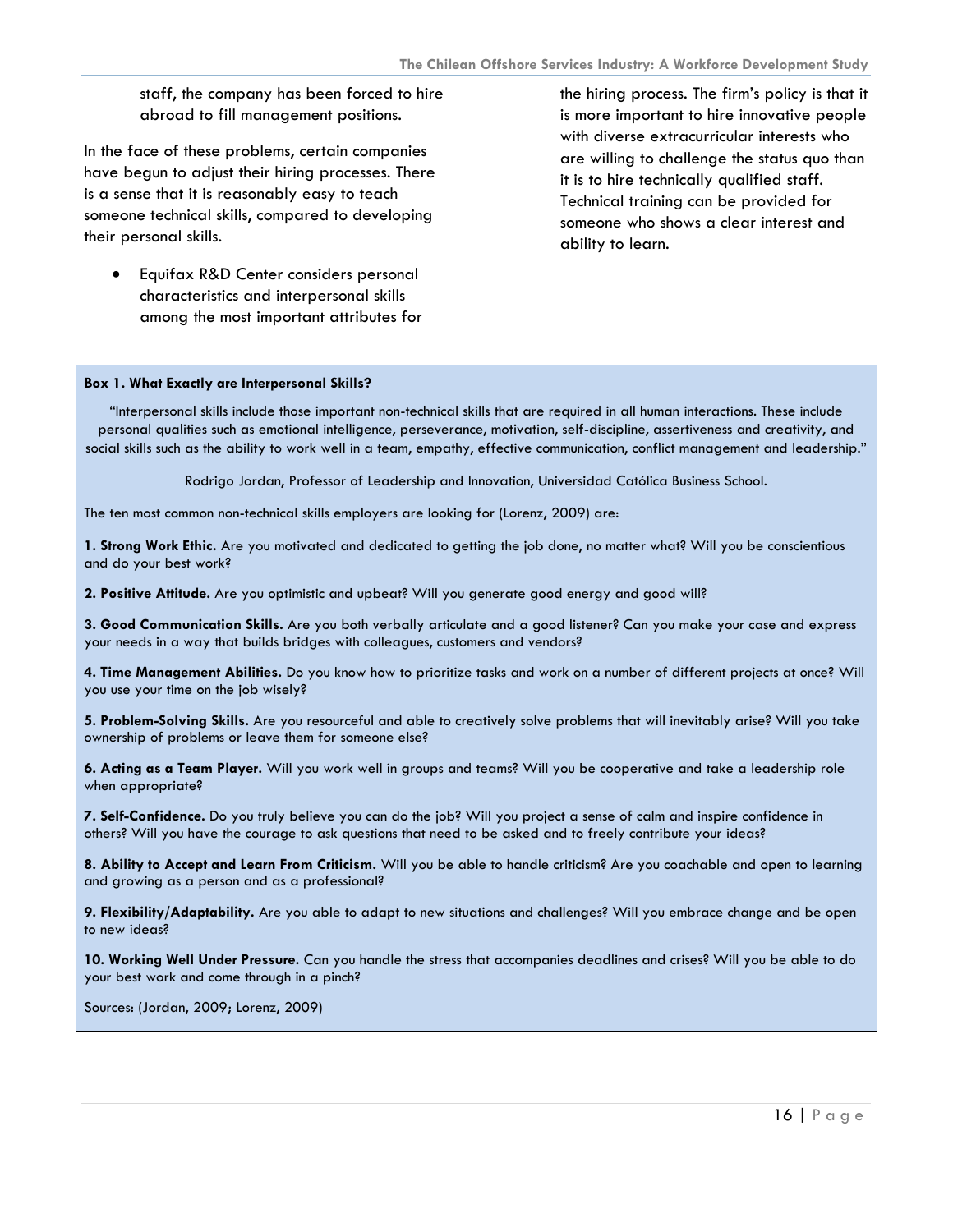staff, the company has been forced to hire abroad to fill management positions.

In the face of these problems, certain companies have begun to adjust their hiring processes. There is a sense that it is reasonably easy to teach someone technical skills, compared to developing their personal skills.

- Equifax R&D Center considers personal characteristics and interpersonal skills among the most important attributes for the hiring process. The firm's policy is that it is more important to hire innovative people with diverse extracurricular interests who are willing to challenge the status quo than it is to hire technically qualified staff. Technical training can be provided for someone who shows a clear interest and ability to learn.

**Box 1. What Exactly are Interpersonal Skills?**

"Interpersonal skills include those important non-technical skills that are required in all human interactions. These include personal qualities such as emotional intelligence, perseverance, motivation, self-discipline, assertiveness and creativity, and social skills such as the ability to work well in a team, empathy, effective communication, conflict management and leadership."

Rodrigo Jordan, Professor of Leadership and Innovation, Universidad Católica Business School.

The ten most common non-technical skills employers are looking for (Lorenz, 2009) are:

**1. Strong Work Ethic.** Are you motivated and dedicated to getting the job done, no matter what? Will you be conscientious and do your best work?

**2. Positive Attitude.** Are you optimistic and upbeat? Will you generate good energy and good will?

**3. Good Communication Skills.** Are you both verbally articulate and a good listener? Can you make your case and express your needs in a way that builds bridges with colleagues, customers and vendors?

**4. Time Management Abilities.** Do you know how to prioritize tasks and work on a number of different projects at once? Will you use your time on the job wisely?

**5. Problem-Solving Skills.** Are you resourceful and able to creatively solve problems that will inevitably arise? Will you take ownership of problems or leave them for someone else?

**6. Acting as a Team Player.** Will you work well in groups and teams? Will you be cooperative and take a leadership role when appropriate?

**7. Self-Confidence.** Do you truly believe you can do the job? Will you project a sense of calm and inspire confidence in others? Will you have the courage to ask questions that need to be asked and to freely contribute your ideas?

**8. Ability to Accept and Learn From Criticism.** Will you be able to handle criticism? Are you coachable and open to learning and growing as a person and as a professional?

**9. Flexibility/Adaptability.** Are you able to adapt to new situations and challenges? Will you embrace change and be open to new ideas?

**10. Working Well Under Pressure.** Can you handle the stress that accompanies deadlines and crises? Will you be able to do your best work and come through in a pinch?

Sources: (Jordan, 2009; Lorenz, 2009)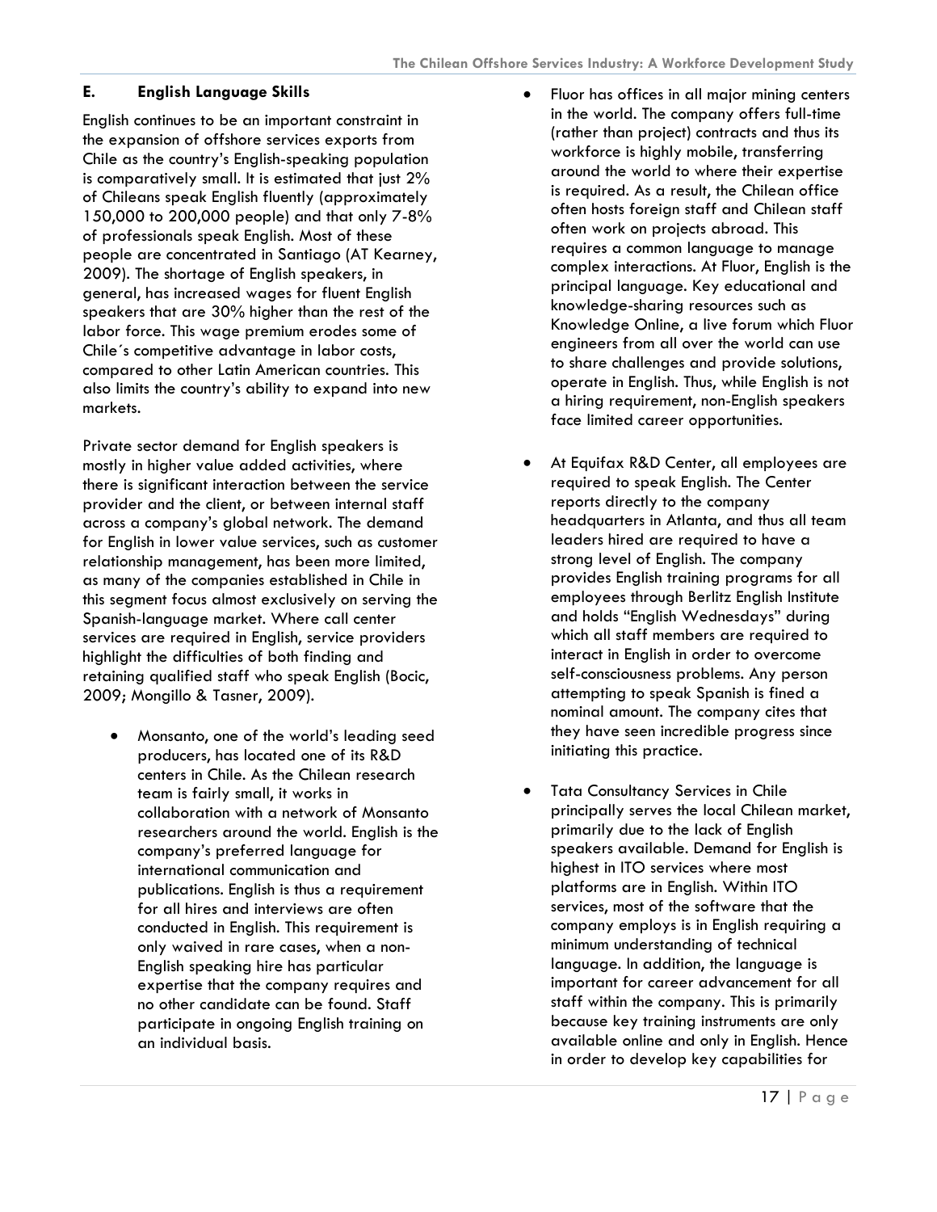### E. English Language Skills

English continues to be an important constraint in the expansion of offshore services exports from Chile as the country's English-speaking population is comparatively small. It is estimated that just 2% of Chileans speak English fluently (approximately 150,000 to 200,000 people) and that only 7-8% of professionals speak English. Most of these people are concentrated in Santiago (AT Kearney, 2009). The shortage of English speakers, in general, has increased wages for fluent English speakers that are 30% higher than the rest of the labor force. This wage premium erodes some of Chile´s competitive advantage in labor costs, compared to other Latin American countries. This also limits the country's ability to expand into new markets.

Private sector demand for English speakers is mostly in higher value added activities, where there is significant interaction between the service provider and the client, or between internal staff across a company's global network. The demand for English in lower value services, such as customer relationship management, has been more limited, as many of the companies established in Chile in this segment focus almost exclusively on serving the Spanish-language market. Where call center services are required in English, service providers highlight the difficulties of both finding and retaining qualified staff who speak English (Bocic, 2009; Mongillo & Tasner, 2009).

- Monsanto, one of the world's leading seed producers, has located one of its R&D centers in Chile. As the Chilean research team is fairly small, it works in collaboration with a network of Monsanto researchers around the world. English is the company's preferred language for international communication and publications. English is thus a requirement for all hires and interviews are often conducted in English. This requirement is only waived in rare cases, when a non-English speaking hire has particular expertise that the company requires and no other candidate can be found. Staff participate in ongoing English training on an individual basis.
- Fluor has offices in all major mining centers in the world. The company offers full-time (rather than project) contracts and thus its workforce is highly mobile, transferring around the world to where their expertise is required. As a result, the Chilean office often hosts foreign staff and Chilean staff often work on projects abroad. This requires a common language to manage complex interactions. At Fluor, English is the principal language. Key educational and knowledge-sharing resources such as Knowledge Online, a live forum which Fluor engineers from all over the world can use to share challenges and provide solutions, operate in English. Thus, while English is not a hiring requirement, non-English speakers face limited career opportunities.
- At Equifax R&D Center, all employees are required to speak English. The Center reports directly to the company headquarters in Atlanta, and thus all team leaders hired are required to have a strong level of English. The company provides English training programs for all employees through Berlitz English Institute and holds "English Wednesdays" during which all staff members are required to interact in English in order to overcome self-consciousness problems. Any person attempting to speak Spanish is fined a nominal amount. The company cites that they have seen incredible progress since initiating this practice.
- Tata Consultancy Services in Chile principally serves the local Chilean market, primarily due to the lack of English speakers available. Demand for English is highest in ITO services where most platforms are in English. Within ITO services, most of the software that the company employs is in English requiring a minimum understanding of technical language. In addition, the language is important for career advancement for all staff within the company. This is primarily because key training instruments are only available online and only in English. Hence in order to develop key capabilities for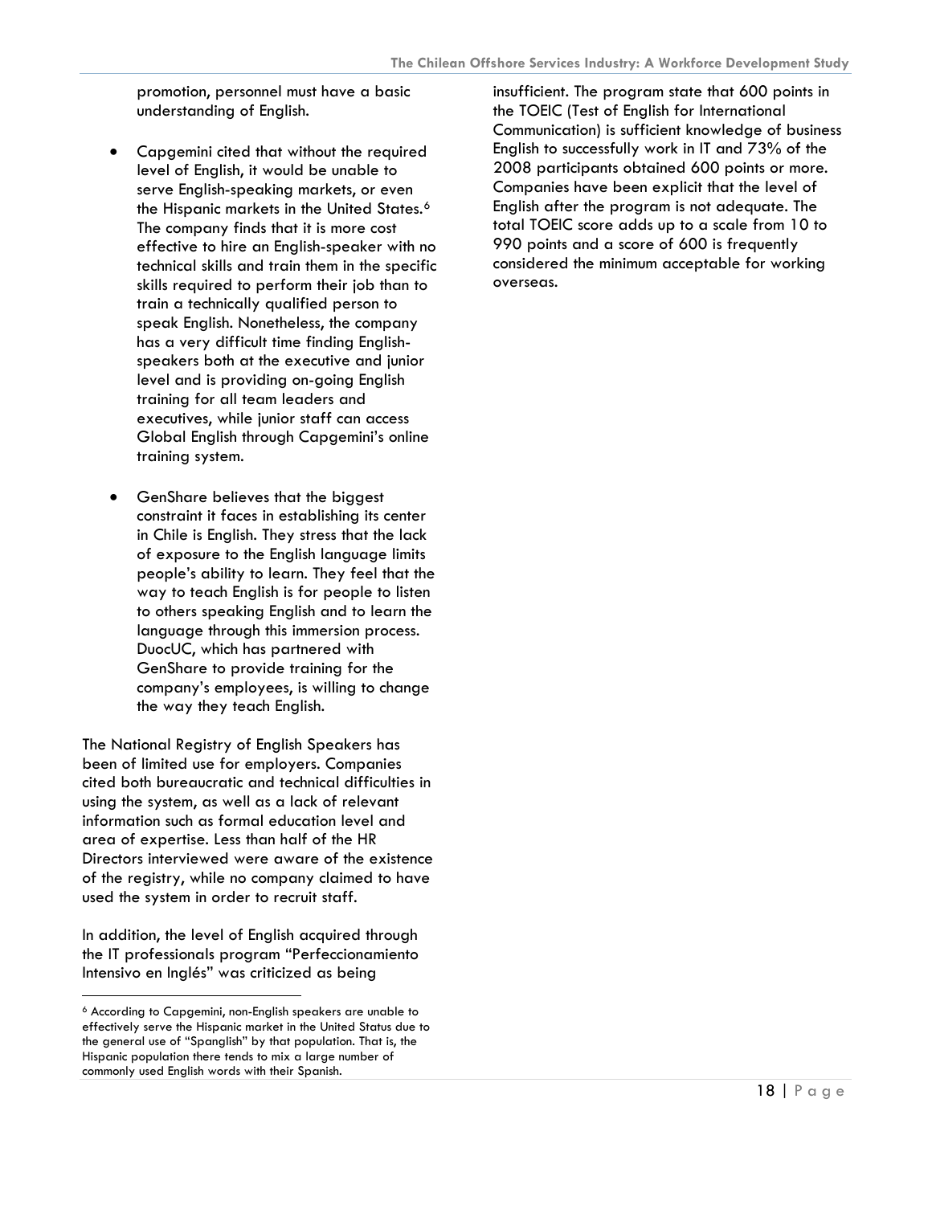promotion, personnel must have a basic understanding of English.

- Capgemini cited that without the required level of English, it would be unable to serve English-speaking markets, or even the Hispanic markets in the United States.[6] The company finds that it is more cost effective to hire an English-speaker with no technical skills and train them in the specific skills required to perform their job than to train a technically qualified person to speak English. Nonetheless, the company has a very difficult time finding English-speakers both at the executive and junior level and is providing on-going English training for all team leaders and executives, while junior staff can access Global English through Capgemini's online training system.

- GenShare believes that the biggest constraint it faces in establishing its center in Chile is English. They stress that the lack of exposure to the English language limits people's ability to learn. They feel that the way to teach English is for people to listen to others speaking English and to learn the language through this immersion process. DuocUC, which has partnered with GenShare to provide training for the company's employees, is willing to change the way they teach English.

The National Registry of English Speakers has been of limited use for employers. Companies cited both bureaucratic and technical difficulties in using the system, as well as a lack of relevant information such as formal education level and area of expertise. Less than half of the HR Directors interviewed were aware of the existence of the registry, while no company claimed to have used the system in order to recruit staff.

In addition, the level of English acquired through the IT professionals program "Perfeccionamiento Intensivo en Inglés" was criticized as being insufficient. The program state that 600 points in the TOEIC (Test of English for International Communication) is sufficient knowledge of business English to successfully work in IT and 73% of the 2008 participants obtained 600 points or more. Companies have been explicit that the level of English after the program is not adequate. The total TOEIC score adds up to a scale from 10 to 990 points and a score of 600 is frequently considered the minimum acceptable for working overseas.

---

[6] According to Capgemini, non-English speakers are unable to effectively serve the Hispanic market in the United Status due to the general use of "Spanglish" by that population. That is, the Hispanic population there tends to mix a large number of commonly used English words with their Spanish.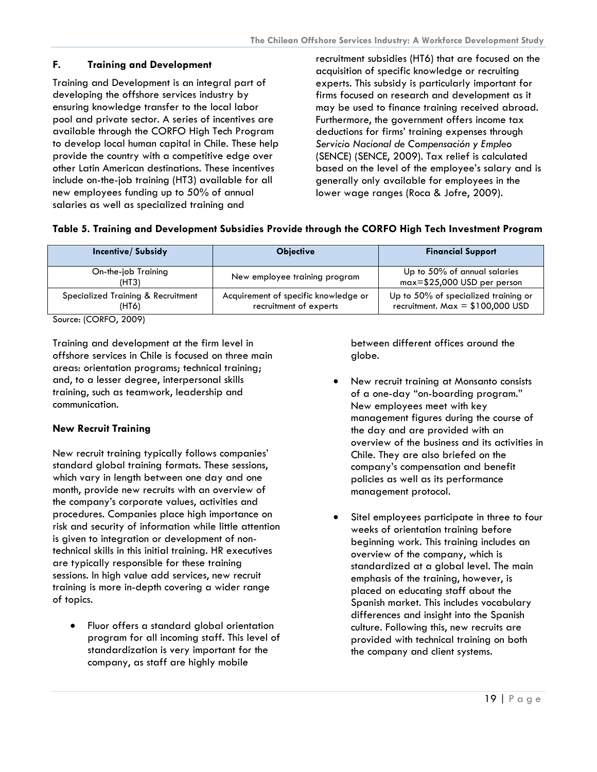## F. Training and Development

Training and Development is an integral part of developing the offshore services industry by ensuring knowledge transfer to the local labor pool and private sector. A series of incentives are available through the CORFO High Tech Program to develop local human capital in Chile. These help provide the country with a competitive edge over other Latin American destinations. These incentives include on-the-job training (HT3) available for all new employees funding up to 50% of annual salaries as well as specialized training and recruitment subsidies (HT6) that are focused on the acquisition of specific knowledge or recruiting experts. This subsidy is particularly important for firms focused on research and development as it may be used to finance training received abroad. Furthermore, the government offers income tax deductions for firms' training expenses through *Servicio Nacional de Compensación y Empleo* (SENCE) (SENCE, 2009). Tax relief is calculated based on the level of the employee's salary and is generally only available for employees in the lower wage ranges (Roca & Jofre, 2009).

**Table 5. Training and Development Subsidies Provide through the CORFO High Tech Investment Program**

| Incentive/ Subsidy | Objective | Financial Support |
|---|---|---|
| On-the-job Training (HT3) | New employee training program | Up to 50% of annual salaries max=$25,000 USD per person |
| Specialized Training & Recruitment (HT6) | Acquirement of specific knowledge or recruitment of experts | Up to 50% of specialized training or recruitment. Max = $100,000 USD |

Source: (CORFO, 2009)

Training and development at the firm level in offshore services in Chile is focused on three main areas: orientation programs; technical training; and, to a lesser degree, interpersonal skills training, such as teamwork, leadership and communication.

### New Recruit Training

New recruit training typically follows companies' standard global training formats. These sessions, which vary in length between one day and one month, provide new recruits with an overview of the company's corporate values, activities and procedures. Companies place high importance on risk and security of information while little attention is given to integration or development of non-technical skills in this initial training. HR executives are typically responsible for these training sessions. In high value add services, new recruit training is more in-depth covering a wider range of topics.

- Fluor offers a standard global orientation program for all incoming staff. This level of standardization is very important for the company, as staff are highly mobile between different offices around the globe.
- New recruit training at Monsanto consists of a one-day "on-boarding program." New employees meet with key management figures during the course of the day and are provided with an overview of the business and its activities in Chile. They are also briefed on the company's compensation and benefit policies as well as its performance management protocol.
- Sitel employees participate in three to four weeks of orientation training before beginning work. This training includes an overview of the company, which is standardized at a global level. The main emphasis of the training, however, is placed on educating staff about the Spanish market. This includes vocabulary differences and insight into the Spanish culture. Following this, new recruits are provided with technical training on both the company and client systems.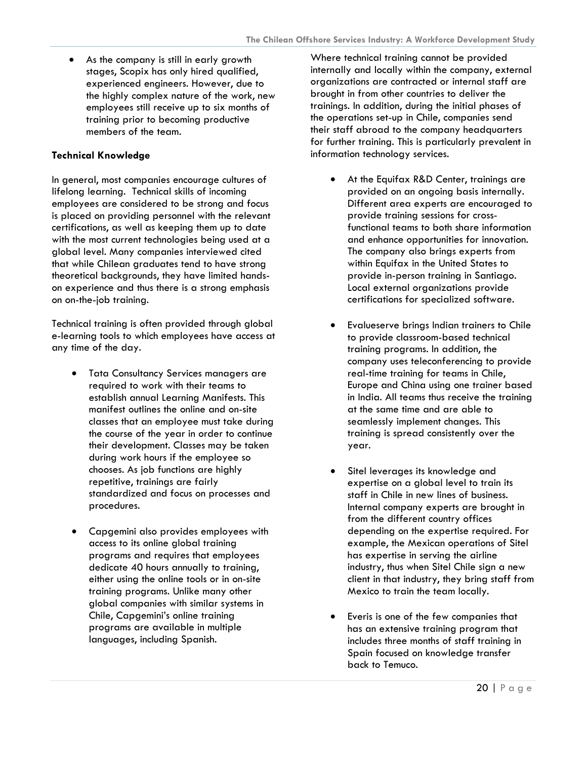- As the company is still in early growth stages, Scopix has only hired qualified, experienced engineers. However, due to the highly complex nature of the work, new employees still receive up to six months of training prior to becoming productive members of the team.

**Technical Knowledge**

In general, most companies encourage cultures of lifelong learning. Technical skills of incoming employees are considered to be strong and focus is placed on providing personnel with the relevant certifications, as well as keeping them up to date with the most current technologies being used at a global level. Many companies interviewed cited that while Chilean graduates tend to have strong theoretical backgrounds, they have limited hands-on experience and thus there is a strong emphasis on on-the-job training.

Technical training is often provided through global e-learning tools to which employees have access at any time of the day.

- Tata Consultancy Services managers are required to work with their teams to establish annual Learning Manifests. This manifest outlines the online and on-site classes that an employee must take during the course of the year in order to continue their development. Classes may be taken during work hours if the employee so chooses. As job functions are highly repetitive, trainings are fairly standardized and focus on processes and procedures.

- Capgemini also provides employees with access to its online global training programs and requires that employees dedicate 40 hours annually to training, either using the online tools or in on-site training programs. Unlike many other global companies with similar systems in Chile, Capgemini's online training programs are available in multiple languages, including Spanish.

Where technical training cannot be provided internally and locally within the company, external organizations are contracted or internal staff are brought in from other countries to deliver the trainings. In addition, during the initial phases of the operations set-up in Chile, companies send their staff abroad to the company headquarters for further training. This is particularly prevalent in information technology services.

- At the Equifax R&D Center, trainings are provided on an ongoing basis internally. Different area experts are encouraged to provide training sessions for cross-functional teams to both share information and enhance opportunities for innovation. The company also brings experts from within Equifax in the United States to provide in-person training in Santiago. Local external organizations provide certifications for specialized software.

- Evalueserve brings Indian trainers to Chile to provide classroom-based technical training programs. In addition, the company uses teleconferencing to provide real-time training for teams in Chile, Europe and China using one trainer based in India. All teams thus receive the training at the same time and are able to seamlessly implement changes. This training is spread consistently over the year.

- Sitel leverages its knowledge and expertise on a global level to train its staff in Chile in new lines of business. Internal company experts are brought in from the different country offices depending on the expertise required. For example, the Mexican operations of Sitel has expertise in serving the airline industry, thus when Sitel Chile sign a new client in that industry, they bring staff from Mexico to train the team locally.

- Everis is one of the few companies that has an extensive training program that includes three months of staff training in Spain focused on knowledge transfer back to Temuco.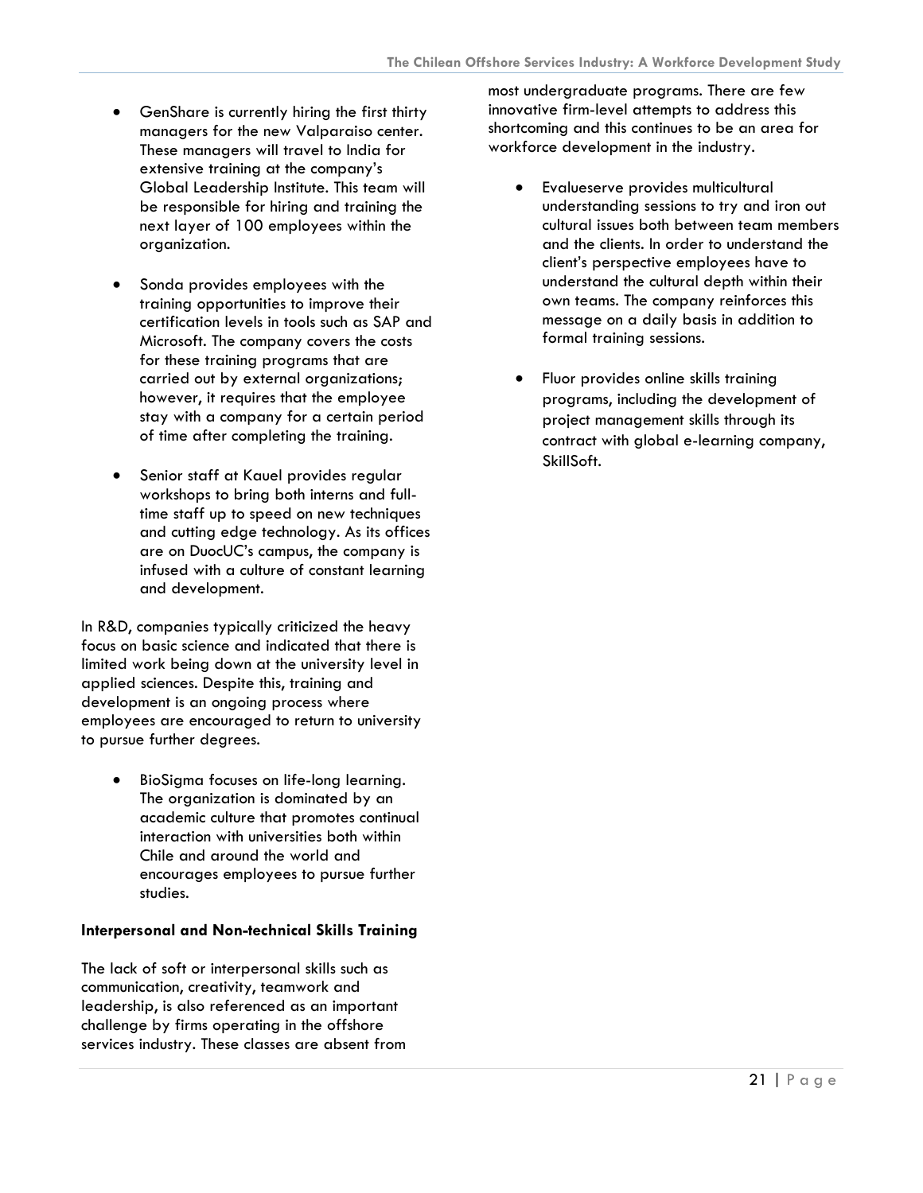- GenShare is currently hiring the first thirty managers for the new Valparaiso center. These managers will travel to India for extensive training at the company's Global Leadership Institute. This team will be responsible for hiring and training the next layer of 100 employees within the organization.

- Sonda provides employees with the training opportunities to improve their certification levels in tools such as SAP and Microsoft. The company covers the costs for these training programs that are carried out by external organizations; however, it requires that the employee stay with a company for a certain period of time after completing the training.

- Senior staff at Kauel provides regular workshops to bring both interns and full-time staff up to speed on new techniques and cutting edge technology. As its offices are on DuocUC's campus, the company is infused with a culture of constant learning and development.

In R&D, companies typically criticized the heavy focus on basic science and indicated that there is limited work being down at the university level in applied sciences. Despite this, training and development is an ongoing process where employees are encouraged to return to university to pursue further degrees.

- BioSigma focuses on life-long learning. The organization is dominated by an academic culture that promotes continual interaction with universities both within Chile and around the world and encourages employees to pursue further studies.

**Interpersonal and Non-technical Skills Training**

The lack of soft or interpersonal skills such as communication, creativity, teamwork and leadership, is also referenced as an important challenge by firms operating in the offshore services industry. These classes are absent from most undergraduate programs. There are few innovative firm-level attempts to address this shortcoming and this continues to be an area for workforce development in the industry.

- Evalueserve provides multicultural understanding sessions to try and iron out cultural issues both between team members and the clients. In order to understand the client's perspective employees have to understand the cultural depth within their own teams. The company reinforces this message on a daily basis in addition to formal training sessions.

- Fluor provides online skills training programs, including the development of project management skills through its contract with global e-learning company, SkillSoft.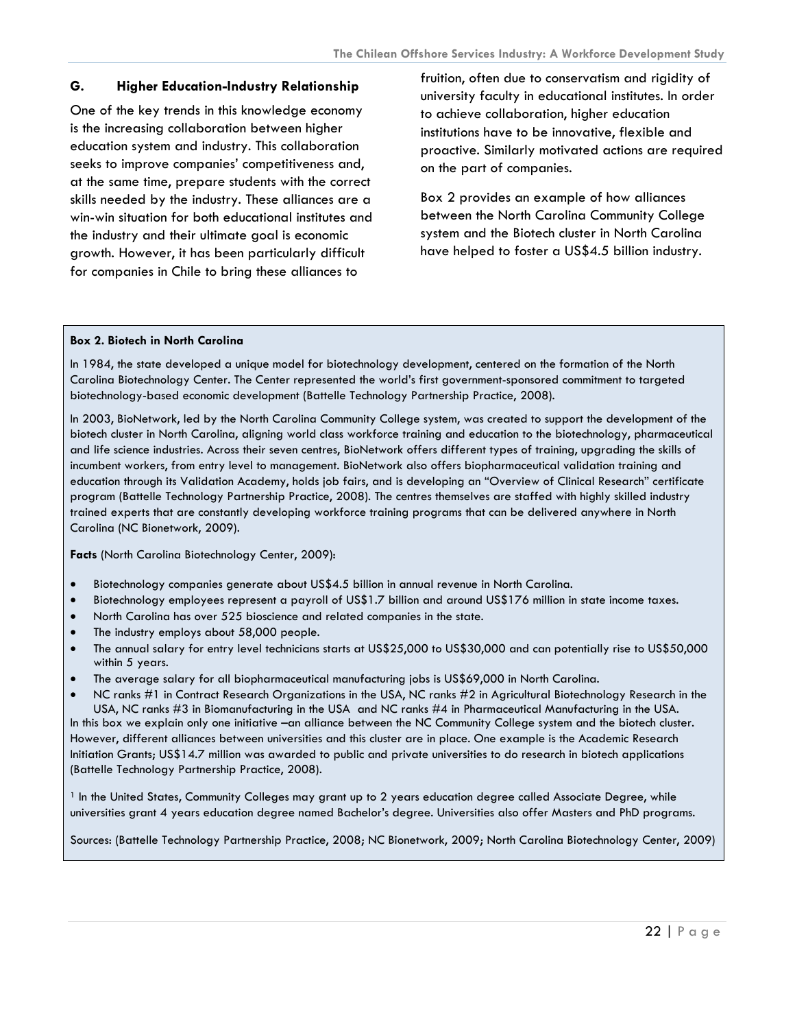### G. Higher Education-Industry Relationship

One of the key trends in this knowledge economy is the increasing collaboration between higher education system and industry. This collaboration seeks to improve companies' competitiveness and, at the same time, prepare students with the correct skills needed by the industry. These alliances are a win-win situation for both educational institutes and the industry and their ultimate goal is economic growth. However, it has been particularly difficult for companies in Chile to bring these alliances to fruition, often due to conservatism and rigidity of university faculty in educational institutes. In order to achieve collaboration, higher education institutions have to be innovative, flexible and proactive. Similarly motivated actions are required on the part of companies.

Box 2 provides an example of how alliances between the North Carolina Community College system and the Biotech cluster in North Carolina have helped to foster a US$4.5 billion industry.

**Box 2. Biotech in North Carolina**

In 1984, the state developed a unique model for biotechnology development, centered on the formation of the North Carolina Biotechnology Center. The Center represented the world's first government-sponsored commitment to targeted biotechnology-based economic development (Battelle Technology Partnership Practice, 2008).

In 2003, BioNetwork, led by the North Carolina Community College system, was created to support the development of the biotech cluster in North Carolina, aligning world class workforce training and education to the biotechnology, pharmaceutical and life science industries. Across their seven centres, BioNetwork offers different types of training, upgrading the skills of incumbent workers, from entry level to management. BioNetwork also offers biopharmaceutical validation training and education through its Validation Academy, holds job fairs, and is developing an "Overview of Clinical Research" certificate program (Battelle Technology Partnership Practice, 2008). The centres themselves are staffed with highly skilled industry trained experts that are constantly developing workforce training programs that can be delivered anywhere in North Carolina (NC Bionetwork, 2009).

**Facts** (North Carolina Biotechnology Center, 2009):

- Biotechnology companies generate about US$4.5 billion in annual revenue in North Carolina.
- Biotechnology employees represent a payroll of US$1.7 billion and around US$176 million in state income taxes.
- North Carolina has over 525 bioscience and related companies in the state.
- The industry employs about 58,000 people.
- The annual salary for entry level technicians starts at US$25,000 to US$30,000 and can potentially rise to US$50,000 within 5 years.
- The average salary for all biopharmaceutical manufacturing jobs is US$69,000 in North Carolina.
- NC ranks #1 in Contract Research Organizations in the USA, NC ranks #2 in Agricultural Biotechnology Research in the USA, NC ranks #3 in Biomanufacturing in the USA and NC ranks #4 in Pharmaceutical Manufacturing in the USA.

In this box we explain only one initiative –an alliance between the NC Community College system and the biotech cluster. However, different alliances between universities and this cluster are in place. One example is the Academic Research Initiation Grants; US$14.7 million was awarded to public and private universities to do research in biotech applications (Battelle Technology Partnership Practice, 2008).

[1] In the United States, Community Colleges may grant up to 2 years education degree called Associate Degree, while universities grant 4 years education degree named Bachelor's degree. Universities also offer Masters and PhD programs.

Sources: (Battelle Technology Partnership Practice, 2008; NC Bionetwork, 2009; North Carolina Biotechnology Center, 2009)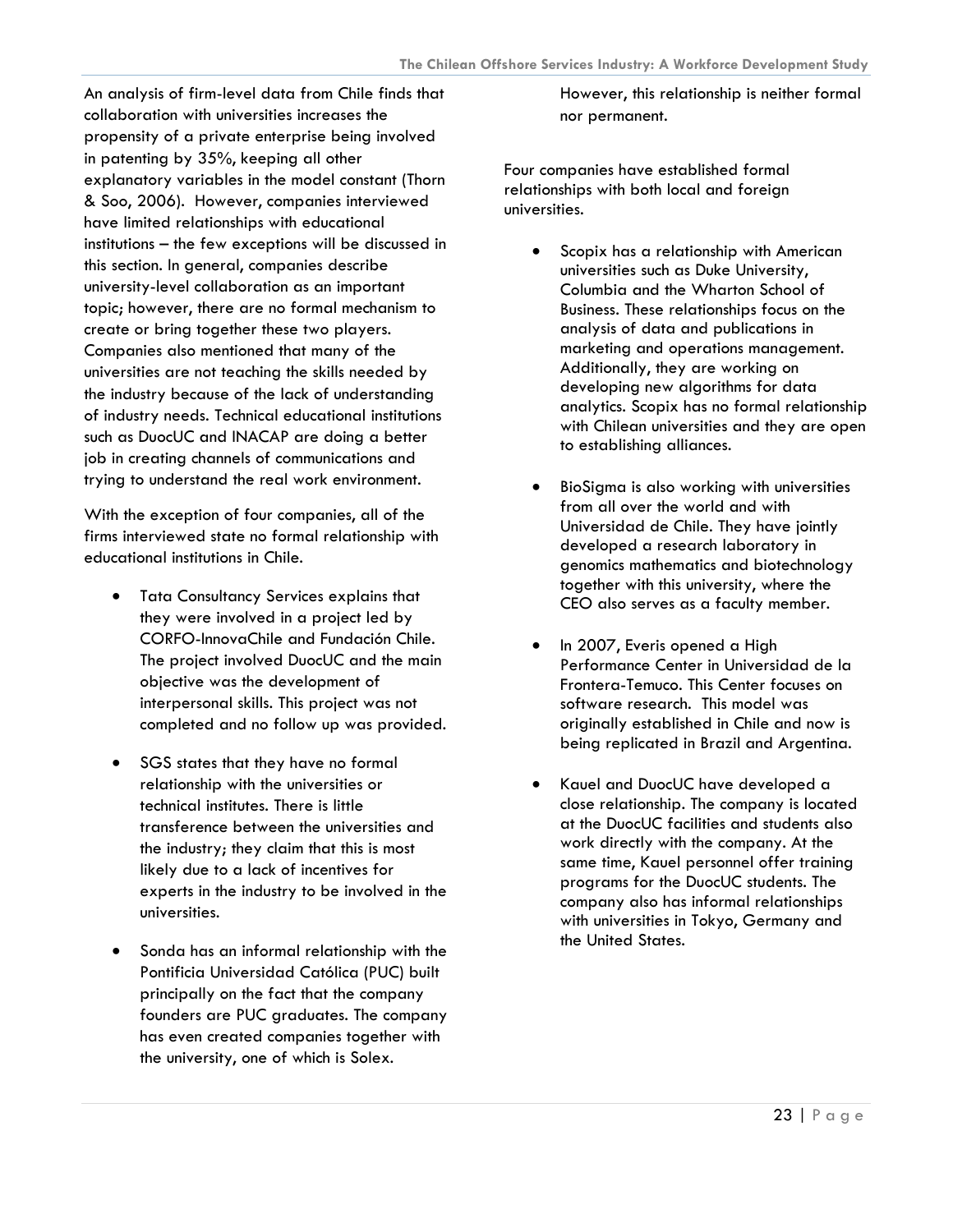An analysis of firm-level data from Chile finds that collaboration with universities increases the propensity of a private enterprise being involved in patenting by 35%, keeping all other explanatory variables in the model constant (Thorn & Soo, 2006). However, companies interviewed have limited relationships with educational institutions – the few exceptions will be discussed in this section. In general, companies describe university-level collaboration as an important topic; however, there are no formal mechanism to create or bring together these two players. Companies also mentioned that many of the universities are not teaching the skills needed by the industry because of the lack of understanding of industry needs. Technical educational institutions such as DuocUC and INACAP are doing a better job in creating channels of communications and trying to understand the real work environment.

With the exception of four companies, all of the firms interviewed state no formal relationship with educational institutions in Chile.

- Tata Consultancy Services explains that they were involved in a project led by CORFO-InnovaChile and Fundación Chile. The project involved DuocUC and the main objective was the development of interpersonal skills. This project was not completed and no follow up was provided.
- SGS states that they have no formal relationship with the universities or technical institutes. There is little transference between the universities and the industry; they claim that this is most likely due to a lack of incentives for experts in the industry to be involved in the universities.
- Sonda has an informal relationship with the Pontificia Universidad Católica (PUC) built principally on the fact that the company founders are PUC graduates. The company has even created companies together with the university, one of which is Solex. However, this relationship is neither formal nor permanent.

Four companies have established formal relationships with both local and foreign universities.

- Scopix has a relationship with American universities such as Duke University, Columbia and the Wharton School of Business. These relationships focus on the analysis of data and publications in marketing and operations management. Additionally, they are working on developing new algorithms for data analytics. Scopix has no formal relationship with Chilean universities and they are open to establishing alliances.
- BioSigma is also working with universities from all over the world and with Universidad de Chile. They have jointly developed a research laboratory in genomics mathematics and biotechnology together with this university, where the CEO also serves as a faculty member.
- In 2007, Everis opened a High Performance Center in Universidad de la Frontera-Temuco. This Center focuses on software research. This model was originally established in Chile and now is being replicated in Brazil and Argentina.
- Kauel and DuocUC have developed a close relationship. The company is located at the DuocUC facilities and students also work directly with the company. At the same time, Kauel personnel offer training programs for the DuocUC students. The company also has informal relationships with universities in Tokyo, Germany and the United States.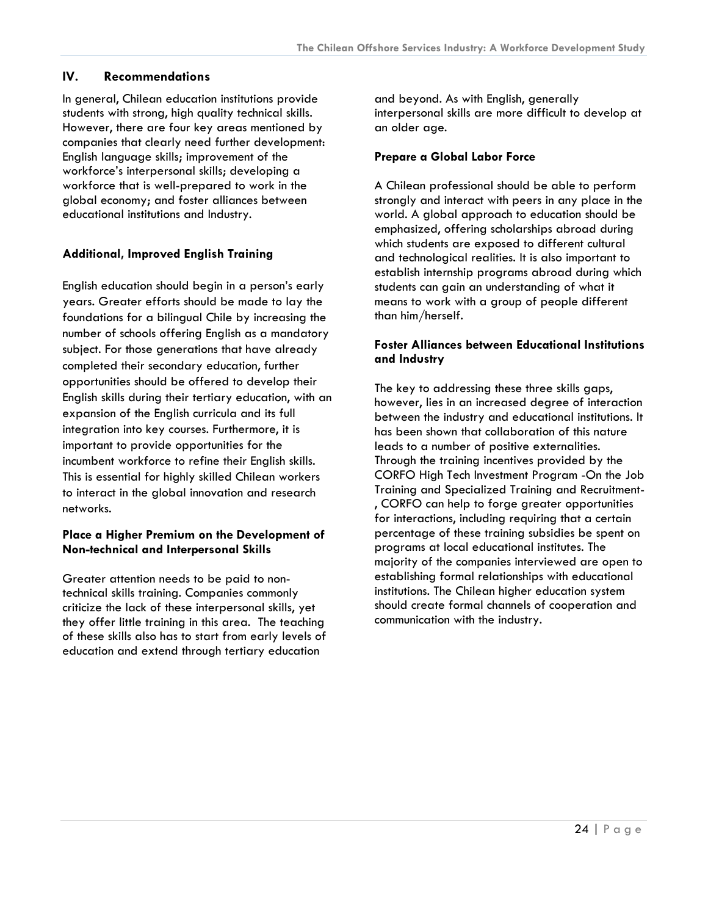## IV. Recommendations

In general, Chilean education institutions provide students with strong, high quality technical skills. However, there are four key areas mentioned by companies that clearly need further development: English language skills; improvement of the workforce's interpersonal skills; developing a workforce that is well-prepared to work in the global economy; and foster alliances between educational institutions and Industry.

### Additional, Improved English Training

English education should begin in a person's early years. Greater efforts should be made to lay the foundations for a bilingual Chile by increasing the number of schools offering English as a mandatory subject. For those generations that have already completed their secondary education, further opportunities should be offered to develop their English skills during their tertiary education, with an expansion of the English curricula and its full integration into key courses. Furthermore, it is important to provide opportunities for the incumbent workforce to refine their English skills. This is essential for highly skilled Chilean workers to interact in the global innovation and research networks.

### Place a Higher Premium on the Development of Non-technical and Interpersonal Skills

Greater attention needs to be paid to non-technical skills training. Companies commonly criticize the lack of these interpersonal skills, yet they offer little training in this area. The teaching of these skills also has to start from early levels of education and extend through tertiary education and beyond. As with English, generally interpersonal skills are more difficult to develop at an older age.

### Prepare a Global Labor Force

A Chilean professional should be able to perform strongly and interact with peers in any place in the world. A global approach to education should be emphasized, offering scholarships abroad during which students are exposed to different cultural and technological realities. It is also important to establish internship programs abroad during which students can gain an understanding of what it means to work with a group of people different than him/herself.

### Foster Alliances between Educational Institutions and Industry

The key to addressing these three skills gaps, however, lies in an increased degree of interaction between the industry and educational institutions. It has been shown that collaboration of this nature leads to a number of positive externalities. Through the training incentives provided by the CORFO High Tech Investment Program -On the Job Training and Specialized Training and Recruitment-, CORFO can help to forge greater opportunities for interactions, including requiring that a certain percentage of these training subsidies be spent on programs at local educational institutes. The majority of the companies interviewed are open to establishing formal relationships with educational institutions. The Chilean higher education system should create formal channels of cooperation and communication with the industry.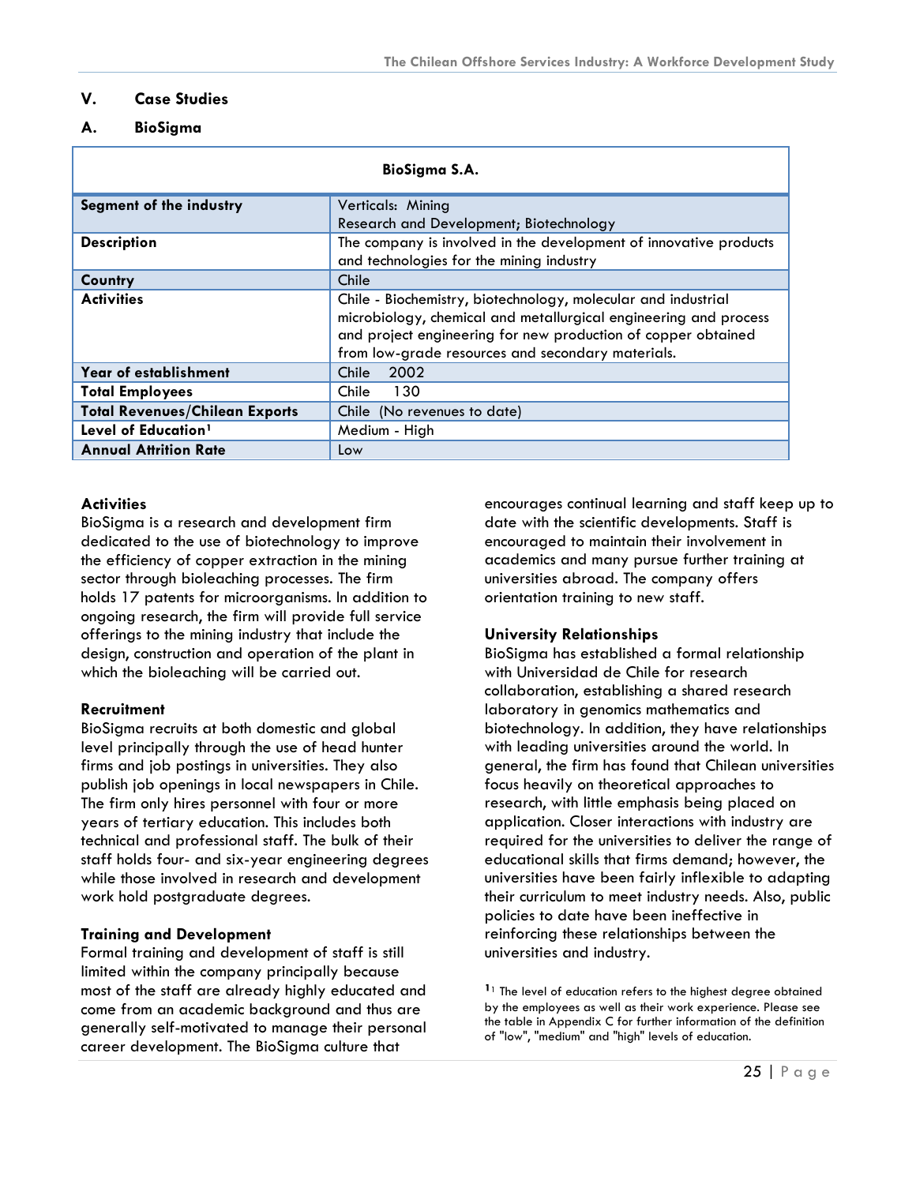## V. Case Studies

### A. BioSigma

| BioSigma S.A. | |
|---|---|
| **Segment of the industry** | Verticals: Mining<br>Research and Development; Biotechnology |
| **Description** | The company is involved in the development of innovative products and technologies for the mining industry |
| **Country** | Chile |
| **Activities** | Chile - Biochemistry, biotechnology, molecular and industrial microbiology, chemical and metallurgical engineering and process and project engineering for new production of copper obtained from low-grade resources and secondary materials. |
| **Year of establishment** | Chile 2002 |
| **Total Employees** | Chile 130 |
| **Total Revenues/Chilean Exports** | Chile (No revenues to date) |
| **Level of Education[1]** | Medium - High |
| **Annual Attrition Rate** | Low |

**Activities**

BioSigma is a research and development firm dedicated to the use of biotechnology to improve the efficiency of copper extraction in the mining sector through bioleaching processes. The firm holds 17 patents for microorganisms. In addition to ongoing research, the firm will provide full service offerings to the mining industry that include the design, construction and operation of the plant in which the bioleaching will be carried out.

**Recruitment**

BioSigma recruits at both domestic and global level principally through the use of head hunter firms and job postings in universities. They also publish job openings in local newspapers in Chile. The firm only hires personnel with four or more years of tertiary education. This includes both technical and professional staff. The bulk of their staff holds four- and six-year engineering degrees while those involved in research and development work hold postgraduate degrees.

**Training and Development**

Formal training and development of staff is still limited within the company principally because most of the staff are already highly educated and come from an academic background and thus are generally self-motivated to manage their personal career development. The BioSigma culture that encourages continual learning and staff keep up to date with the scientific developments. Staff is encouraged to maintain their involvement in academics and many pursue further training at universities abroad. The company offers orientation training to new staff.

**University Relationships**

BioSigma has established a formal relationship with Universidad de Chile for research collaboration, establishing a shared research laboratory in genomics mathematics and biotechnology. In addition, they have relationships with leading universities around the world. In general, the firm has found that Chilean universities focus heavily on theoretical approaches to research, with little emphasis being placed on application. Closer interactions with industry are required for the universities to deliver the range of educational skills that firms demand; however, the universities have been fairly inflexible to adapting their curriculum to meet industry needs. Also, public policies to date have been ineffective in reinforcing these relationships between the universities and industry.

[1] The level of education refers to the highest degree obtained by the employees as well as their work experience. Please see the table in Appendix C for further information of the definition of "low", "medium" and "high" levels of education.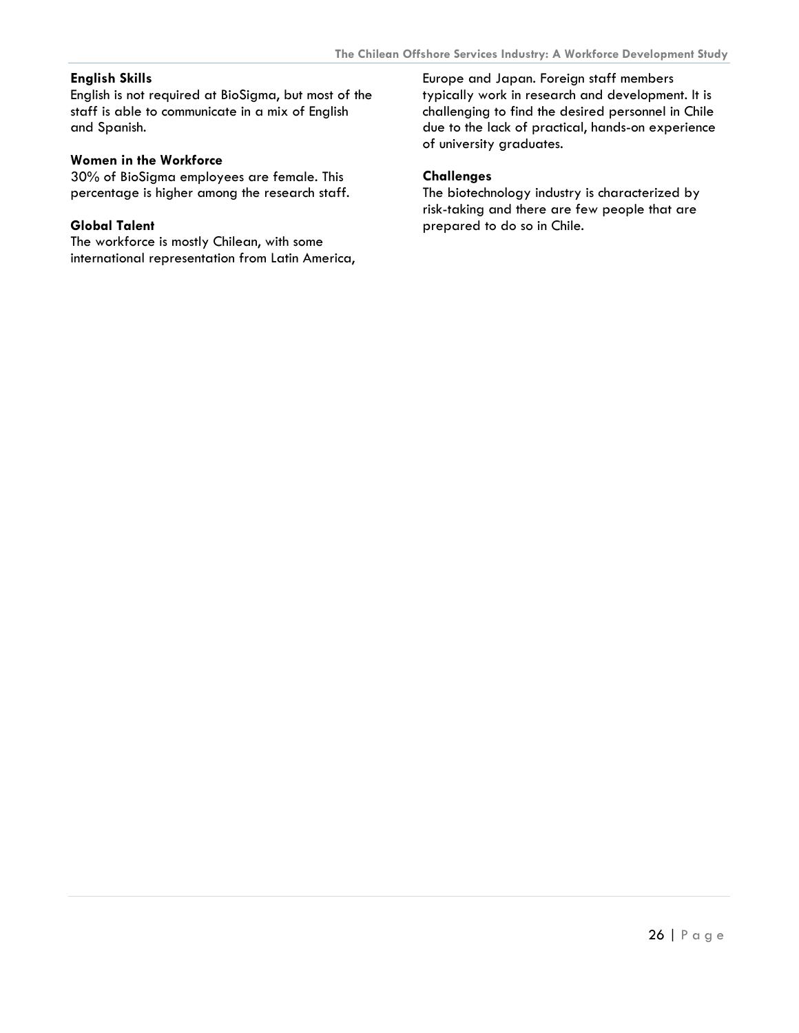**English Skills**
English is not required at BioSigma, but most of the staff is able to communicate in a mix of English and Spanish.

**Women in the Workforce**
30% of BioSigma employees are female. This percentage is higher among the research staff.

**Global Talent**
The workforce is mostly Chilean, with some international representation from Latin America, Europe and Japan. Foreign staff members typically work in research and development. It is challenging to find the desired personnel in Chile due to the lack of practical, hands-on experience of university graduates.

**Challenges**
The biotechnology industry is characterized by risk-taking and there are few people that are prepared to do so in Chile.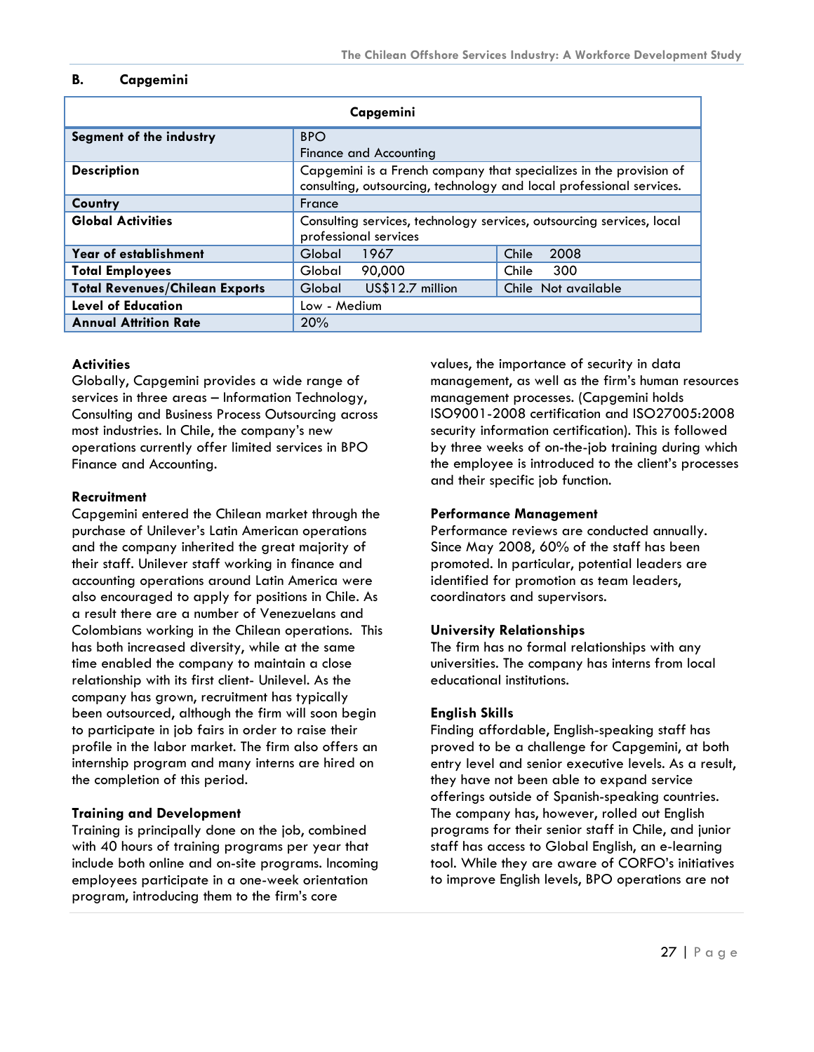## B. Capgemini

| Capgemini | | |
|---|---|---|
| **Segment of the industry** | BPO<br>Finance and Accounting | |
| **Description** | Capgemini is a French company that specializes in the provision of consulting, outsourcing, technology and local professional services. | |
| **Country** | France | |
| **Global Activities** | Consulting services, technology services, outsourcing services, local professional services | |
| **Year of establishment** | Global 1967 | Chile 2008 |
| **Total Employees** | Global 90,000 | Chile 300 |
| **Total Revenues/Chilean Exports** | Global US$12.7 million | Chile Not available |
| **Level of Education** | Low - Medium | |
| **Annual Attrition Rate** | 20% | |

**Activities**
Globally, Capgemini provides a wide range of services in three areas – Information Technology, Consulting and Business Process Outsourcing across most industries. In Chile, the company's new operations currently offer limited services in BPO Finance and Accounting.

**Recruitment**
Capgemini entered the Chilean market through the purchase of Unilever's Latin American operations and the company inherited the great majority of their staff. Unilever staff working in finance and accounting operations around Latin America were also encouraged to apply for positions in Chile. As a result there are a number of Venezuelans and Colombians working in the Chilean operations. This has both increased diversity, while at the same time enabled the company to maintain a close relationship with its first client- Unilevel. As the company has grown, recruitment has typically been outsourced, although the firm will soon begin to participate in job fairs in order to raise their profile in the labor market. The firm also offers an internship program and many interns are hired on the completion of this period.

**Training and Development**
Training is principally done on the job, combined with 40 hours of training programs per year that include both online and on-site programs. Incoming employees participate in a one-week orientation program, introducing them to the firm's core values, the importance of security in data management, as well as the firm's human resources management processes. (Capgemini holds ISO9001-2008 certification and ISO27005:2008 security information certification). This is followed by three weeks of on-the-job training during which the employee is introduced to the client's processes and their specific job function.

**Performance Management**
Performance reviews are conducted annually. Since May 2008, 60% of the staff has been promoted. In particular, potential leaders are identified for promotion as team leaders, coordinators and supervisors.

**University Relationships**
The firm has no formal relationships with any universities. The company has interns from local educational institutions.

**English Skills**
Finding affordable, English-speaking staff has proved to be a challenge for Capgemini, at both entry level and senior executive levels. As a result, they have not been able to expand service offerings outside of Spanish-speaking countries. The company has, however, rolled out English programs for their senior staff in Chile, and junior staff has access to Global English, an e-learning tool. While they are aware of CORFO's initiatives to improve English levels, BPO operations are not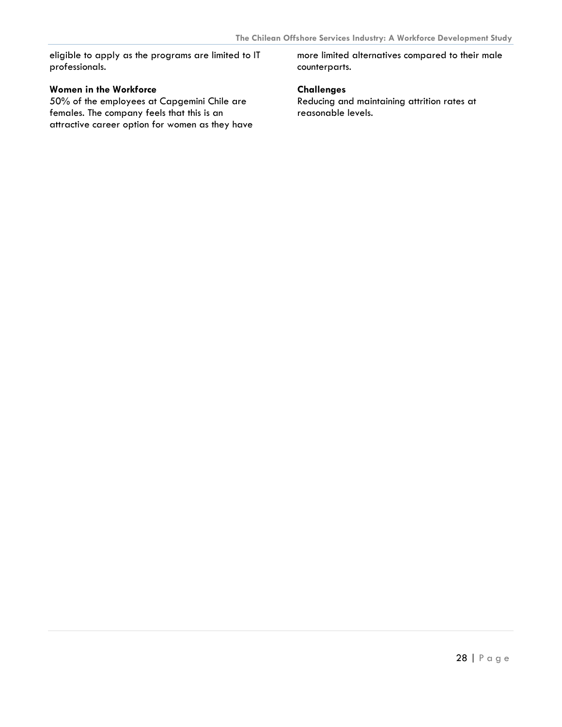eligible to apply as the programs are limited to IT professionals.

**Women in the Workforce**
50% of the employees at Capgemini Chile are females. The company feels that this is an attractive career option for women as they have more limited alternatives compared to their male counterparts.

**Challenges**
Reducing and maintaining attrition rates at reasonable levels.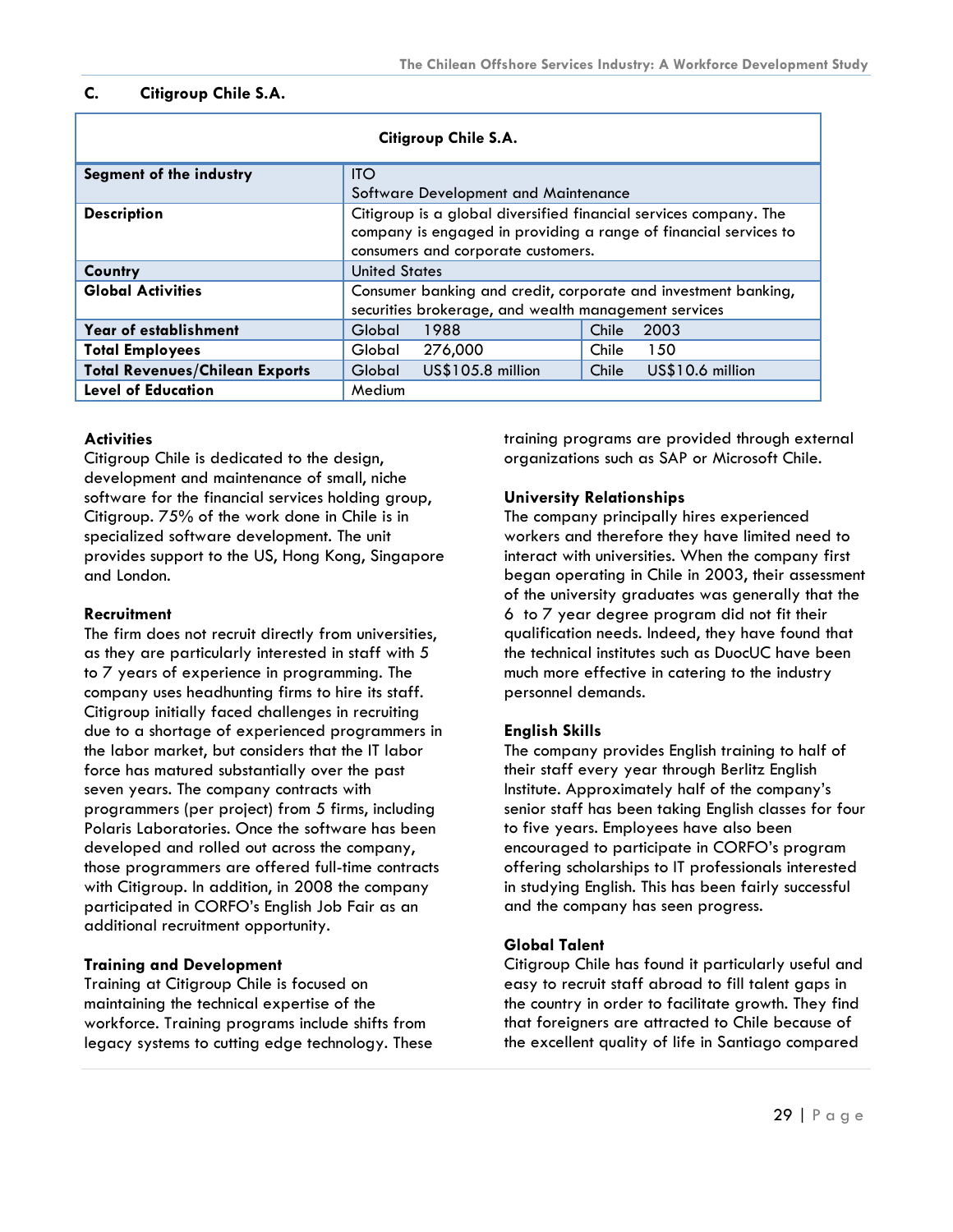## C. Citigroup Chile S.A.

| Citigroup Chile S.A. | | |
|---|---|---|
| **Segment of the industry** | ITO<br>Software Development and Maintenance | |
| **Description** | Citigroup is a global diversified financial services company. The company is engaged in providing a range of financial services to consumers and corporate customers. | |
| **Country** | United States | |
| **Global Activities** | Consumer banking and credit, corporate and investment banking, securities brokerage, and wealth management services | |
| **Year of establishment** | Global 1988 | Chile 2003 |
| **Total Employees** | Global 276,000 | Chile 150 |
| **Total Revenues/Chilean Exports** | Global US$105.8 million | Chile US$10.6 million |
| **Level of Education** | Medium | |

**Activities**
Citigroup Chile is dedicated to the design, development and maintenance of small, niche software for the financial services holding group, Citigroup. 75% of the work done in Chile is in specialized software development. The unit provides support to the US, Hong Kong, Singapore and London.

**Recruitment**
The firm does not recruit directly from universities, as they are particularly interested in staff with 5 to 7 years of experience in programming. The company uses headhunting firms to hire its staff. Citigroup initially faced challenges in recruiting due to a shortage of experienced programmers in the labor market, but considers that the IT labor force has matured substantially over the past seven years. The company contracts with programmers (per project) from 5 firms, including Polaris Laboratories. Once the software has been developed and rolled out across the company, those programmers are offered full-time contracts with Citigroup. In addition, in 2008 the company participated in CORFO's English Job Fair as an additional recruitment opportunity.

**Training and Development**
Training at Citigroup Chile is focused on maintaining the technical expertise of the workforce. Training programs include shifts from legacy systems to cutting edge technology. These training programs are provided through external organizations such as SAP or Microsoft Chile.

**University Relationships**
The company principally hires experienced workers and therefore they have limited need to interact with universities. When the company first began operating in Chile in 2003, their assessment of the university graduates was generally that the 6 to 7 year degree program did not fit their qualification needs. Indeed, they have found that the technical institutes such as DuocUC have been much more effective in catering to the industry personnel demands.

**English Skills**
The company provides English training to half of their staff every year through Berlitz English Institute. Approximately half of the company's senior staff has been taking English classes for four to five years. Employees have also been encouraged to participate in CORFO's program offering scholarships to IT professionals interested in studying English. This has been fairly successful and the company has seen progress.

**Global Talent**
Citigroup Chile has found it particularly useful and easy to recruit staff abroad to fill talent gaps in the country in order to facilitate growth. They find that foreigners are attracted to Chile because of the excellent quality of life in Santiago compared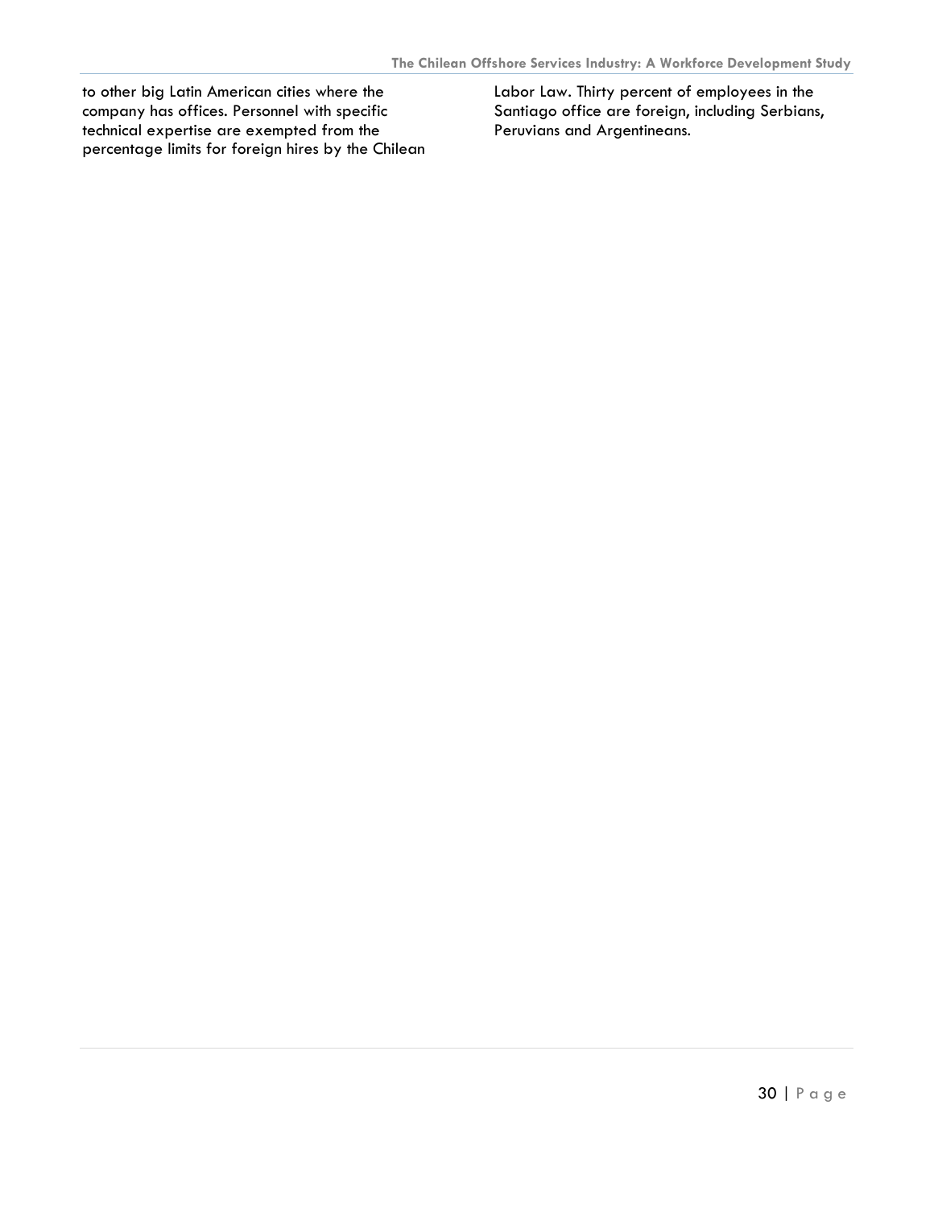to other big Latin American cities where the company has offices. Personnel with specific technical expertise are exempted from the percentage limits for foreign hires by the Chilean Labor Law. Thirty percent of employees in the Santiago office are foreign, including Serbians, Peruvians and Argentineans.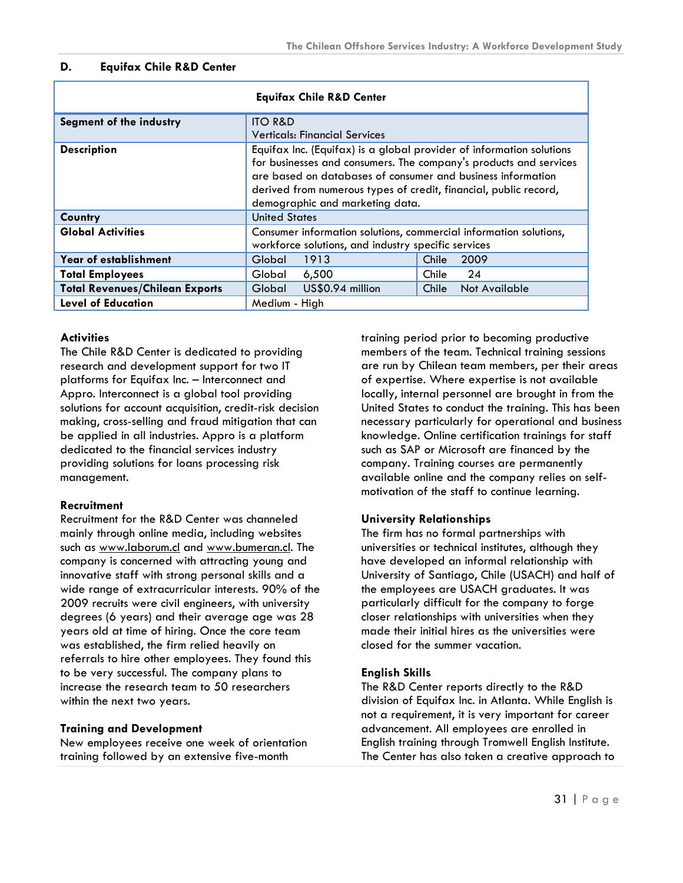## D. Equifax Chile R&D Center

| Equifax Chile R&D Center | | | | |
|---|---|---|---|---|
| **Segment of the industry** | ITO R&D<br>Verticals: Financial Services | | | |
| **Description** | Equifax Inc. (Equifax) is a global provider of information solutions for businesses and consumers. The company's products and services are based on databases of consumer and business information derived from numerous types of credit, financial, public record, demographic and marketing data. | | | |
| **Country** | United States | | | |
| **Global Activities** | Consumer information solutions, commercial information solutions, workforce solutions, and industry specific services | | | |
| **Year of establishment** | Global | 1913 | Chile | 2009 |
| **Total Employees** | Global | 6,500 | Chile | 24 |
| **Total Revenues/Chilean Exports** | Global | US$0.94 million | Chile | Not Available |
| **Level of Education** | Medium - High | | | |

### Activities

The Chile R&D Center is dedicated to providing research and development support for two IT platforms for Equifax Inc. – Interconnect and Appro. Interconnect is a global tool providing solutions for account acquisition, credit-risk decision making, cross-selling and fraud mitigation that can be applied in all industries. Appro is a platform dedicated to the financial services industry providing solutions for loans processing risk management.

### Recruitment

Recruitment for the R&D Center was channeled mainly through online media, including websites such as www.laborum.cl and www.bumeran.cl. The company is concerned with attracting young and innovative staff with strong personal skills and a wide range of extracurricular interests. 90% of the 2009 recruits were civil engineers, with university degrees (6 years) and their average age was 28 years old at time of hiring. Once the core team was established, the firm relied heavily on referrals to hire other employees. They found this to be very successful. The company plans to increase the research team to 50 researchers within the next two years.

### Training and Development

New employees receive one week of orientation training followed by an extensive five-month training period prior to becoming productive members of the team. Technical training sessions are run by Chilean team members, per their areas of expertise. Where expertise is not available locally, internal personnel are brought in from the United States to conduct the training. This has been necessary particularly for operational and business knowledge. Online certification trainings for staff such as SAP or Microsoft are financed by the company. Training courses are permanently available online and the company relies on self-motivation of the staff to continue learning.

### University Relationships

The firm has no formal partnerships with universities or technical institutes, although they have developed an informal relationship with University of Santiago, Chile (USACH) and half of the employees are USACH graduates. It was particularly difficult for the company to forge closer relationships with universities when they made their initial hires as the universities were closed for the summer vacation.

### English Skills

The R&D Center reports directly to the R&D division of Equifax Inc. in Atlanta. While English is not a requirement, it is very important for career advancement. All employees are enrolled in English training through Tromwell English Institute. The Center has also taken a creative approach to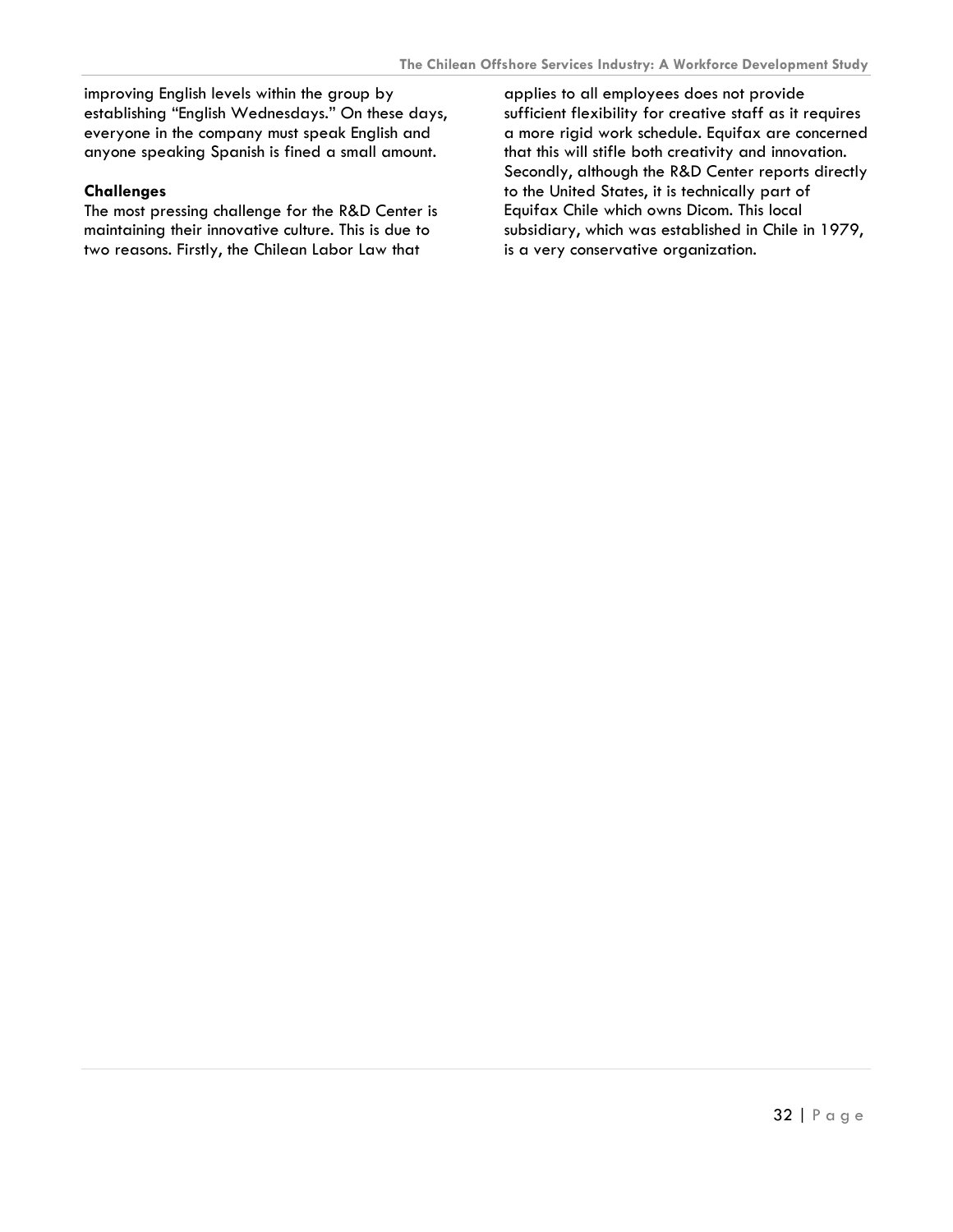improving English levels within the group by establishing "English Wednesdays." On these days, everyone in the company must speak English and anyone speaking Spanish is fined a small amount.

**Challenges**

The most pressing challenge for the R&D Center is maintaining their innovative culture. This is due to two reasons. Firstly, the Chilean Labor Law that applies to all employees does not provide sufficient flexibility for creative staff as it requires a more rigid work schedule. Equifax are concerned that this will stifle both creativity and innovation. Secondly, although the R&D Center reports directly to the United States, it is technically part of Equifax Chile which owns Dicom. This local subsidiary, which was established in Chile in 1979, is a very conservative organization.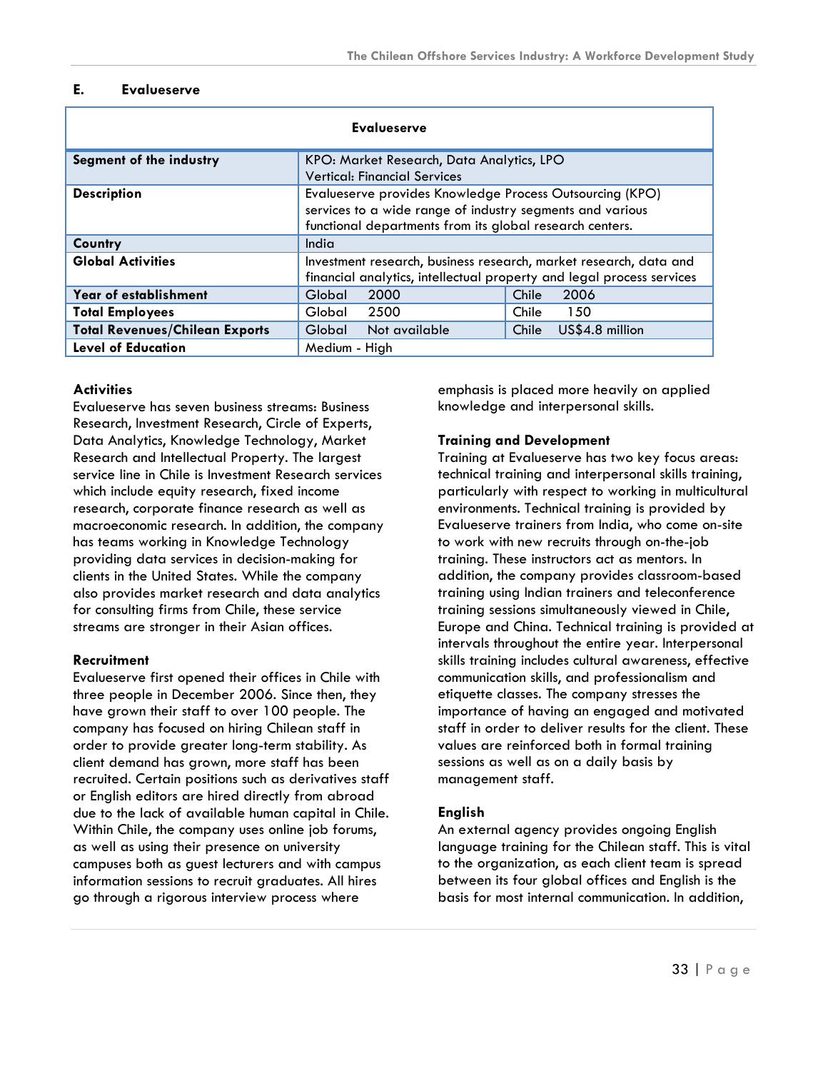### E. Evalueserve

| Evalueserve | | | | |
|---|---|---|---|---|
| **Segment of the industry** | KPO: Market Research, Data Analytics, LPO<br>Vertical: Financial Services | | | |
| **Description** | Evalueserve provides Knowledge Process Outsourcing (KPO) services to a wide range of industry segments and various functional departments from its global research centers. | | | |
| **Country** | India | | | |
| **Global Activities** | Investment research, business research, market research, data and financial analytics, intellectual property and legal process services | | | |
| **Year of establishment** | Global | 2000 | Chile | 2006 |
| **Total Employees** | Global | 2500 | Chile | 150 |
| **Total Revenues/Chilean Exports** | Global | Not available | Chile | US$4.8 million |
| **Level of Education** | Medium - High | | | |

**Activities**
Evalueserve has seven business streams: Business Research, Investment Research, Circle of Experts, Data Analytics, Knowledge Technology, Market Research and Intellectual Property. The largest service line in Chile is Investment Research services which include equity research, fixed income research, corporate finance research as well as macroeconomic research. In addition, the company has teams working in Knowledge Technology providing data services in decision-making for clients in the United States. While the company also provides market research and data analytics for consulting firms from Chile, these service streams are stronger in their Asian offices.

**Recruitment**
Evalueserve first opened their offices in Chile with three people in December 2006. Since then, they have grown their staff to over 100 people. The company has focused on hiring Chilean staff in order to provide greater long-term stability. As client demand has grown, more staff has been recruited. Certain positions such as derivatives staff or English editors are hired directly from abroad due to the lack of available human capital in Chile. Within Chile, the company uses online job forums, as well as using their presence on university campuses both as guest lecturers and with campus information sessions to recruit graduates. All hires go through a rigorous interview process where emphasis is placed more heavily on applied knowledge and interpersonal skills.

**Training and Development**
Training at Evalueserve has two key focus areas: technical training and interpersonal skills training, particularly with respect to working in multicultural environments. Technical training is provided by Evalueserve trainers from India, who come on-site to work with new recruits through on-the-job training. These instructors act as mentors. In addition, the company provides classroom-based training using Indian trainers and teleconference training sessions simultaneously viewed in Chile, Europe and China. Technical training is provided at intervals throughout the entire year. Interpersonal skills training includes cultural awareness, effective communication skills, and professionalism and etiquette classes. The company stresses the importance of having an engaged and motivated staff in order to deliver results for the client. These values are reinforced both in formal training sessions as well as on a daily basis by management staff.

**English**
An external agency provides ongoing English language training for the Chilean staff. This is vital to the organization, as each client team is spread between its four global offices and English is the basis for most internal communication. In addition,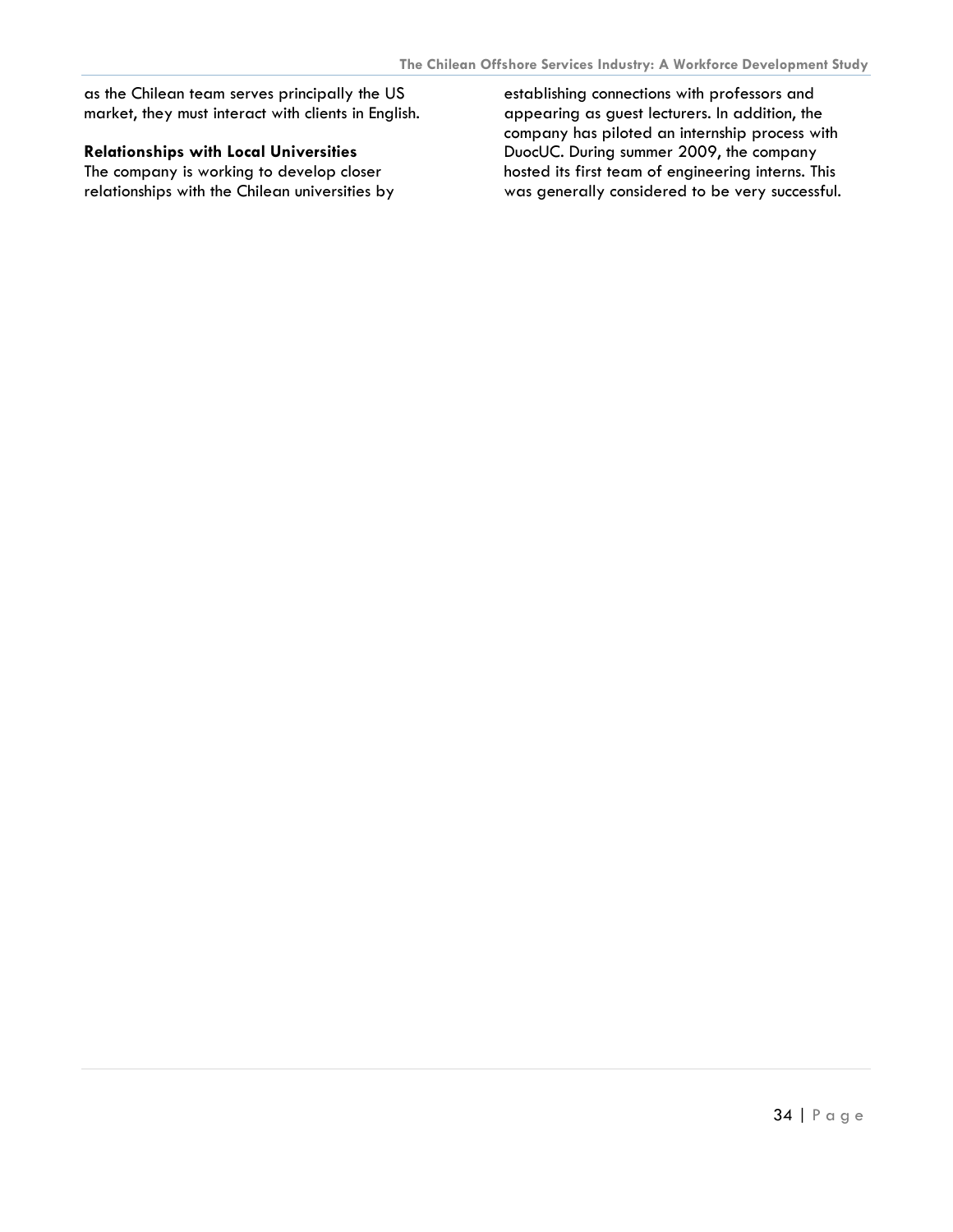as the Chilean team serves principally the US market, they must interact with clients in English.

**Relationships with Local Universities**

The company is working to develop closer relationships with the Chilean universities by establishing connections with professors and appearing as guest lecturers. In addition, the company has piloted an internship process with DuocUC. During summer 2009, the company hosted its first team of engineering interns. This was generally considered to be very successful.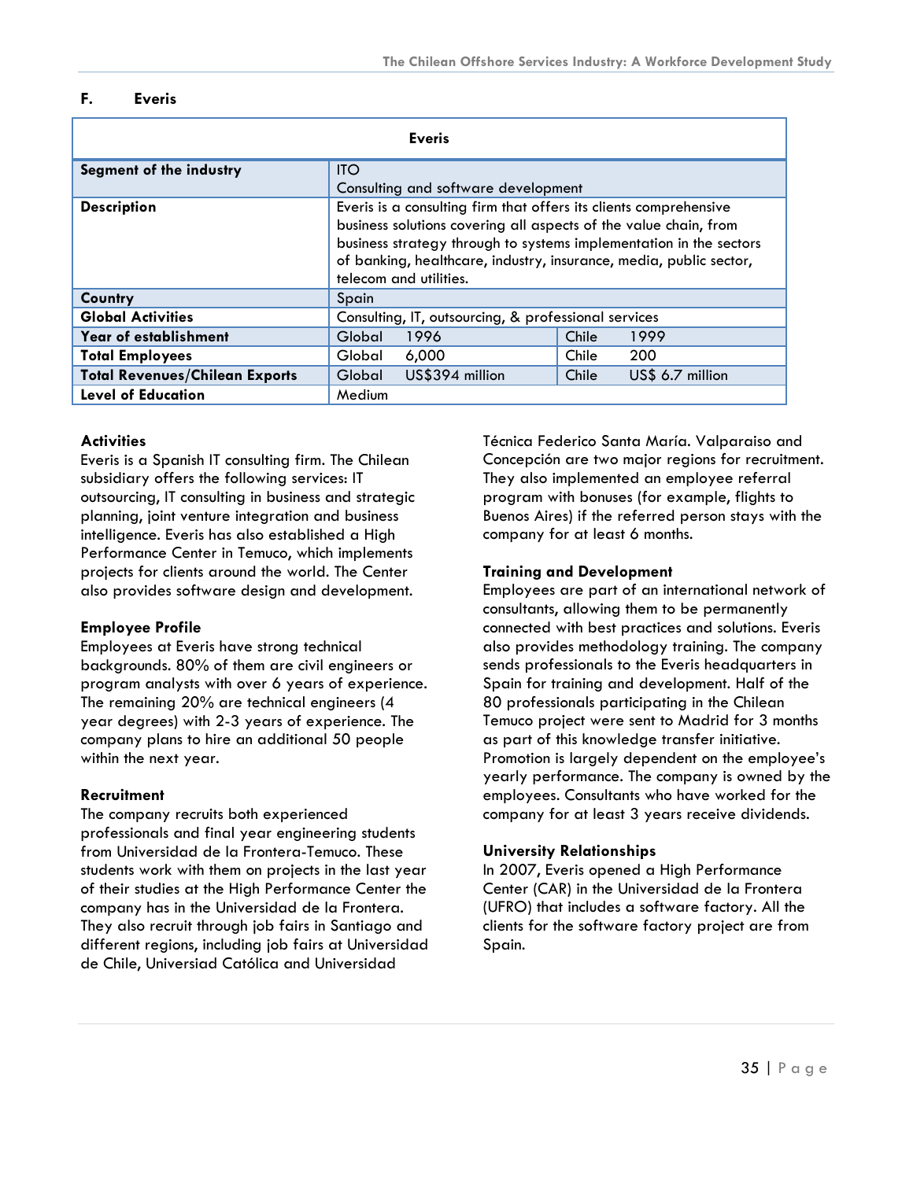## F. Everis

| Everis | | | |
|---|---|---|---|
| **Segment of the industry** | ITO<br>Consulting and software development | | |
| **Description** | Everis is a consulting firm that offers its clients comprehensive business solutions covering all aspects of the value chain, from business strategy through to systems implementation in the sectors of banking, healthcare, industry, insurance, media, public sector, telecom and utilities. | | |
| **Country** | Spain | | |
| **Global Activities** | Consulting, IT, outsourcing, & professional services | | |
| **Year of establishment** | Global 1996 | Chile 1999 | |
| **Total Employees** | Global 6,000 | Chile 200 | |
| **Total Revenues/Chilean Exports** | Global US$394 million | Chile US$ 6.7 million | |
| **Level of Education** | Medium | | |

### Activities

Everis is a Spanish IT consulting firm. The Chilean subsidiary offers the following services: IT outsourcing, IT consulting in business and strategic planning, joint venture integration and business intelligence. Everis has also established a High Performance Center in Temuco, which implements projects for clients around the world. The Center also provides software design and development.

### Employee Profile

Employees at Everis have strong technical backgrounds. 80% of them are civil engineers or program analysts with over 6 years of experience. The remaining 20% are technical engineers (4 year degrees) with 2-3 years of experience. The company plans to hire an additional 50 people within the next year.

### Recruitment

The company recruits both experienced professionals and final year engineering students from Universidad de la Frontera-Temuco. These students work with them on projects in the last year of their studies at the High Performance Center the company has in the Universidad de la Frontera. They also recruit through job fairs in Santiago and different regions, including job fairs at Universidad de Chile, Universiad Católica and Universidad Técnica Federico Santa María. Valparaiso and Concepción are two major regions for recruitment. They also implemented an employee referral program with bonuses (for example, flights to Buenos Aires) if the referred person stays with the company for at least 6 months.

### Training and Development

Employees are part of an international network of consultants, allowing them to be permanently connected with best practices and solutions. Everis also provides methodology training. The company sends professionals to the Everis headquarters in Spain for training and development. Half of the 80 professionals participating in the Chilean Temuco project were sent to Madrid for 3 months as part of this knowledge transfer initiative. Promotion is largely dependent on the employee's yearly performance. The company is owned by the employees. Consultants who have worked for the company for at least 3 years receive dividends.

### University Relationships

In 2007, Everis opened a High Performance Center (CAR) in the Universidad de la Frontera (UFRO) that includes a software factory. All the clients for the software factory project are from Spain.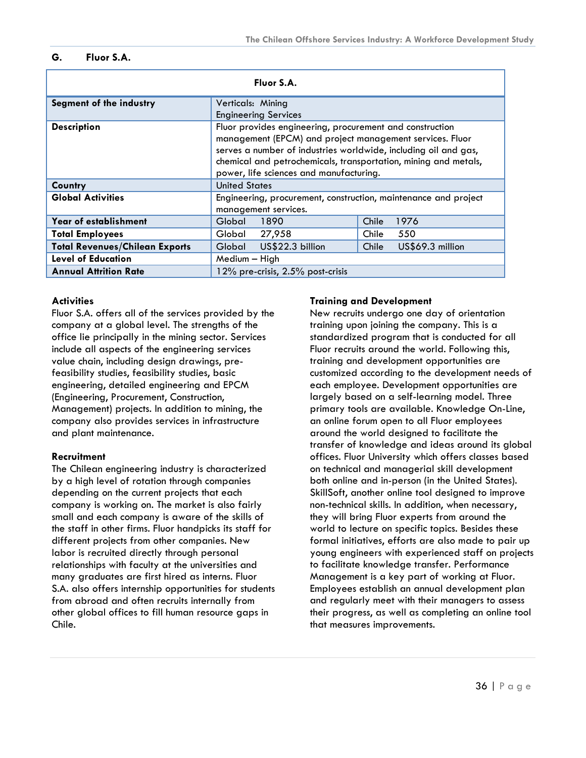## G. Fluor S.A.

| Fluor S.A. | | |
|---|---|---|
| **Segment of the industry** | Verticals: Mining<br>Engineering Services | |
| **Description** | Fluor provides engineering, procurement and construction management (EPCM) and project management services. Fluor serves a number of industries worldwide, including oil and gas, chemical and petrochemicals, transportation, mining and metals, power, life sciences and manufacturing. | |
| **Country** | United States | |
| **Global Activities** | Engineering, procurement, construction, maintenance and project management services. | |
| **Year of establishment** | Global 1890 | Chile 1976 |
| **Total Employees** | Global 27,958 | Chile 550 |
| **Total Revenues/Chilean Exports** | Global US$22.3 billion | Chile US$69.3 million |
| **Level of Education** | Medium – High | |
| **Annual Attrition Rate** | 12% pre-crisis, 2.5% post-crisis | |

**Activities**
Fluor S.A. offers all of the services provided by the company at a global level. The strengths of the office lie principally in the mining sector. Services include all aspects of the engineering services value chain, including design drawings, pre-feasibility studies, feasibility studies, basic engineering, detailed engineering and EPCM (Engineering, Procurement, Construction, Management) projects. In addition to mining, the company also provides services in infrastructure and plant maintenance.

**Recruitment**
The Chilean engineering industry is characterized by a high level of rotation through companies depending on the current projects that each company is working on. The market is also fairly small and each company is aware of the skills of the staff in other firms. Fluor handpicks its staff for different projects from other companies. New labor is recruited directly through personal relationships with faculty at the universities and many graduates are first hired as interns. Fluor S.A. also offers internship opportunities for students from abroad and often recruits internally from other global offices to fill human resource gaps in Chile.

**Training and Development**
New recruits undergo one day of orientation training upon joining the company. This is a standardized program that is conducted for all Fluor recruits around the world. Following this, training and development opportunities are customized according to the development needs of each employee. Development opportunities are largely based on a self-learning model. Three primary tools are available. Knowledge On-Line, an online forum open to all Fluor employees around the world designed to facilitate the transfer of knowledge and ideas around its global offices. Fluor University which offers classes based on technical and managerial skill development both online and in-person (in the United States). SkillSoft, another online tool designed to improve non-technical skills. In addition, when necessary, they will bring Fluor experts from around the world to lecture on specific topics. Besides these formal initiatives, efforts are also made to pair up young engineers with experienced staff on projects to facilitate knowledge transfer. Performance Management is a key part of working at Fluor. Employees establish an annual development plan and regularly meet with their managers to assess their progress, as well as completing an online tool that measures improvements.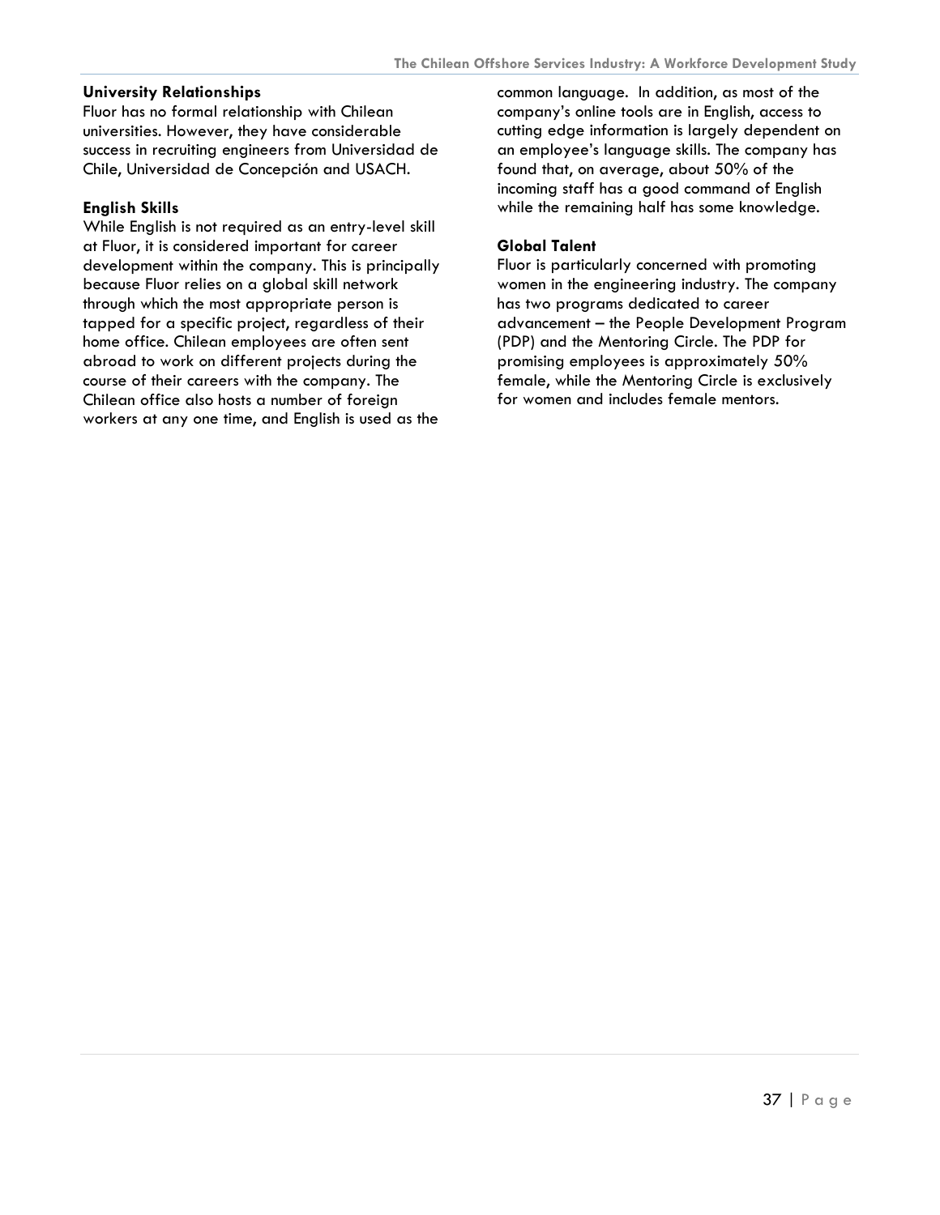**University Relationships**
Fluor has no formal relationship with Chilean universities. However, they have considerable success in recruiting engineers from Universidad de Chile, Universidad de Concepción and USACH.

**English Skills**
While English is not required as an entry-level skill at Fluor, it is considered important for career development within the company. This is principally because Fluor relies on a global skill network through which the most appropriate person is tapped for a specific project, regardless of their home office. Chilean employees are often sent abroad to work on different projects during the course of their careers with the company. The Chilean office also hosts a number of foreign workers at any one time, and English is used as the common language. In addition, as most of the company's online tools are in English, access to cutting edge information is largely dependent on an employee's language skills. The company has found that, on average, about 50% of the incoming staff has a good command of English while the remaining half has some knowledge.

**Global Talent**
Fluor is particularly concerned with promoting women in the engineering industry. The company has two programs dedicated to career advancement – the People Development Program (PDP) and the Mentoring Circle. The PDP for promising employees is approximately 50% female, while the Mentoring Circle is exclusively for women and includes female mentors.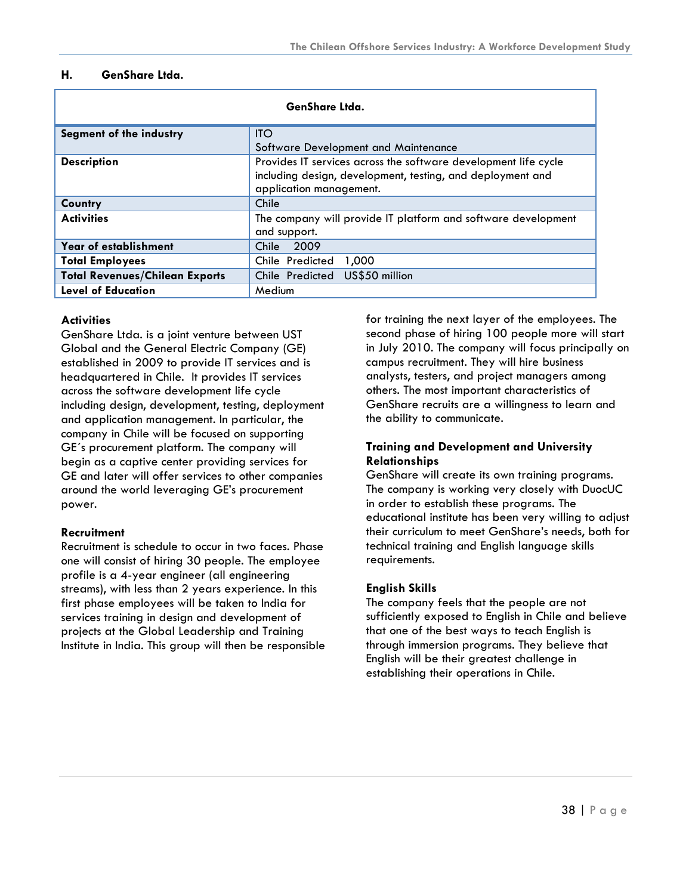### H. GenShare Ltda.

| GenShare Ltda. | |
|---|---|
| **Segment of the industry** | ITO<br>Software Development and Maintenance |
| **Description** | Provides IT services across the software development life cycle including design, development, testing, and deployment and application management. |
| **Country** | Chile |
| **Activities** | The company will provide IT platform and software development and support. |
| **Year of establishment** | Chile 2009 |
| **Total Employees** | Chile Predicted 1,000 |
| **Total Revenues/Chilean Exports** | Chile Predicted US$50 million |
| **Level of Education** | Medium |

**Activities**
GenShare Ltda. is a joint venture between UST Global and the General Electric Company (GE) established in 2009 to provide IT services and is headquartered in Chile. It provides IT services across the software development life cycle including design, development, testing, deployment and application management. In particular, the company in Chile will be focused on supporting GE´s procurement platform. The company will begin as a captive center providing services for GE and later will offer services to other companies around the world leveraging GE's procurement power.

**Recruitment**
Recruitment is schedule to occur in two faces. Phase one will consist of hiring 30 people. The employee profile is a 4-year engineer (all engineering streams), with less than 2 years experience. In this first phase employees will be taken to India for services training in design and development of projects at the Global Leadership and Training Institute in India. This group will then be responsible for training the next layer of the employees. The second phase of hiring 100 people more will start in July 2010. The company will focus principally on campus recruitment. They will hire business analysts, testers, and project managers among others. The most important characteristics of GenShare recruits are a willingness to learn and the ability to communicate.

**Training and Development and University Relationships**
GenShare will create its own training programs. The company is working very closely with DuocUC in order to establish these programs. The educational institute has been very willing to adjust their curriculum to meet GenShare's needs, both for technical training and English language skills requirements.

**English Skills**
The company feels that the people are not sufficiently exposed to English in Chile and believe that one of the best ways to teach English is through immersion programs. They believe that English will be their greatest challenge in establishing their operations in Chile.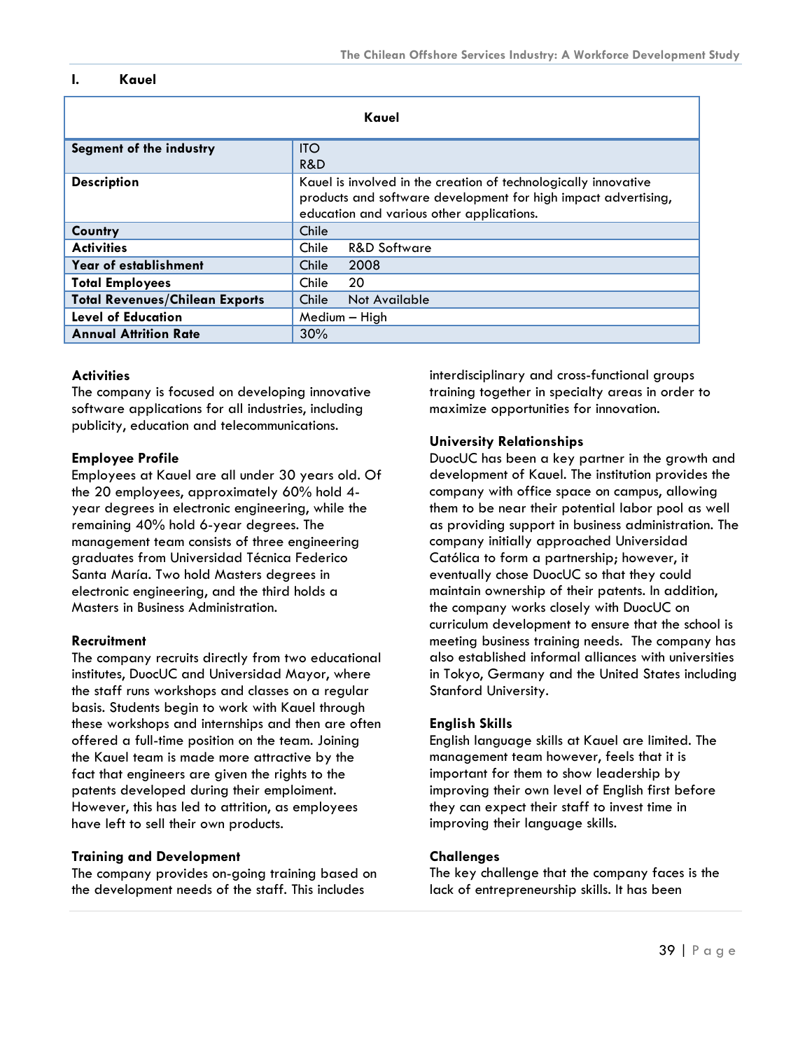## I. Kauel

| Kauel | |
|---|---|
| **Segment of the industry** | ITO<br>R&D |
| **Description** | Kauel is involved in the creation of technologically innovative products and software development for high impact advertising, education and various other applications. |
| **Country** | Chile |
| **Activities** | Chile R&D Software |
| **Year of establishment** | Chile 2008 |
| **Total Employees** | Chile 20 |
| **Total Revenues/Chilean Exports** | Chile Not Available |
| **Level of Education** | Medium – High |
| **Annual Attrition Rate** | 30% |

**Activities**
The company is focused on developing innovative software applications for all industries, including publicity, education and telecommunications.

**Employee Profile**
Employees at Kauel are all under 30 years old. Of the 20 employees, approximately 60% hold 4-year degrees in electronic engineering, while the remaining 40% hold 6-year degrees. The management team consists of three engineering graduates from Universidad Técnica Federico Santa María. Two hold Masters degrees in electronic engineering, and the third holds a Masters in Business Administration.

**Recruitment**
The company recruits directly from two educational institutes, DuocUC and Universidad Mayor, where the staff runs workshops and classes on a regular basis. Students begin to work with Kauel through these workshops and internships and then are often offered a full-time position on the team. Joining the Kauel team is made more attractive by the fact that engineers are given the rights to the patents developed during their emploiment. However, this has led to attrition, as employees have left to sell their own products.

**Training and Development**
The company provides on-going training based on the development needs of the staff. This includes interdisciplinary and cross-functional groups training together in specialty areas in order to maximize opportunities for innovation.

**University Relationships**
DuocUC has been a key partner in the growth and development of Kauel. The institution provides the company with office space on campus, allowing them to be near their potential labor pool as well as providing support in business administration. The company initially approached Universidad Católica to form a partnership; however, it eventually chose DuocUC so that they could maintain ownership of their patents. In addition, the company works closely with DuocUC on curriculum development to ensure that the school is meeting business training needs. The company has also established informal alliances with universities in Tokyo, Germany and the United States including Stanford University.

**English Skills**
English language skills at Kauel are limited. The management team however, feels that it is important for them to show leadership by improving their own level of English first before they can expect their staff to invest time in improving their language skills.

**Challenges**
The key challenge that the company faces is the lack of entrepreneurship skills. It has been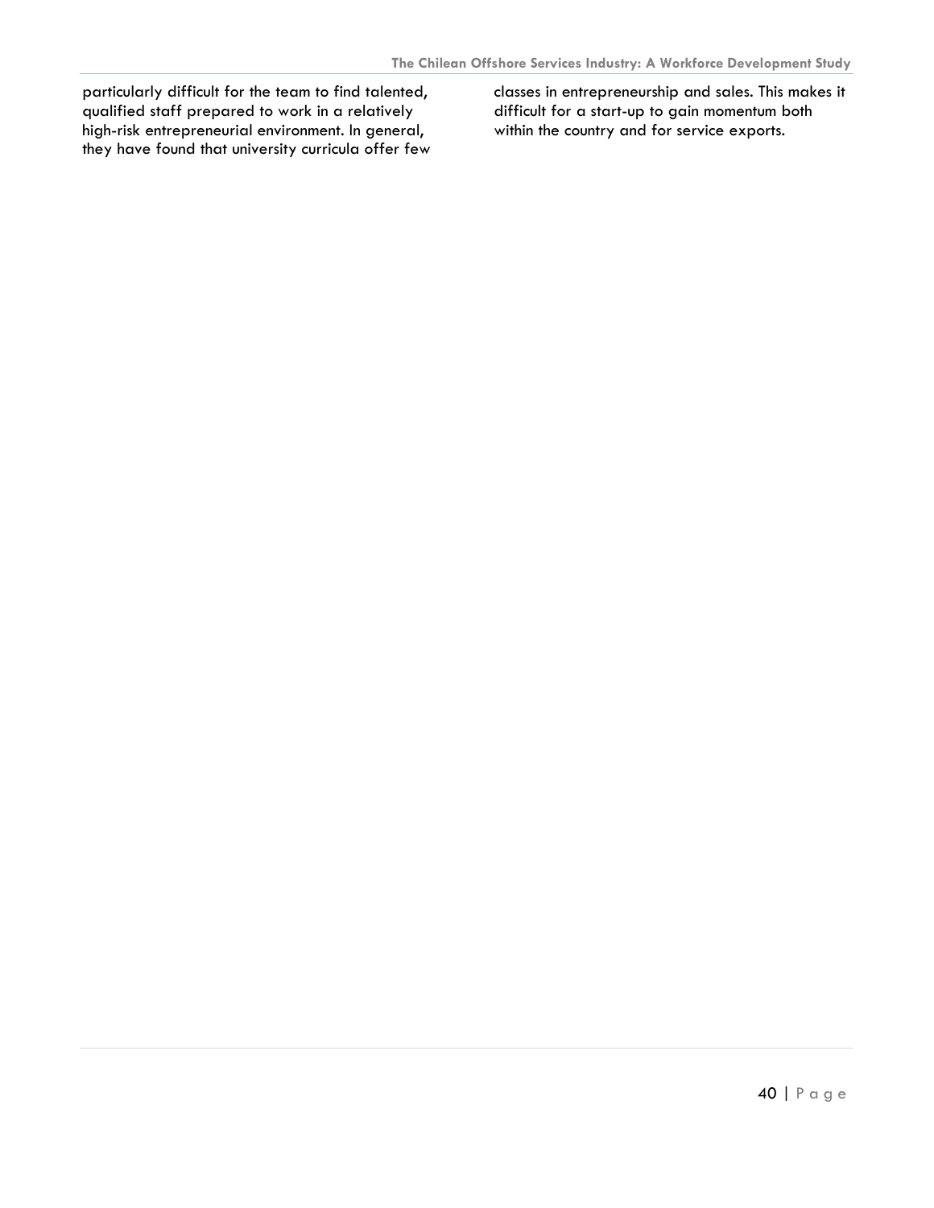particularly difficult for the team to find talented, qualified staff prepared to work in a relatively high-risk entrepreneurial environment. In general, they have found that university curricula offer few classes in entrepreneurship and sales. This makes it difficult for a start-up to gain momentum both within the country and for service exports.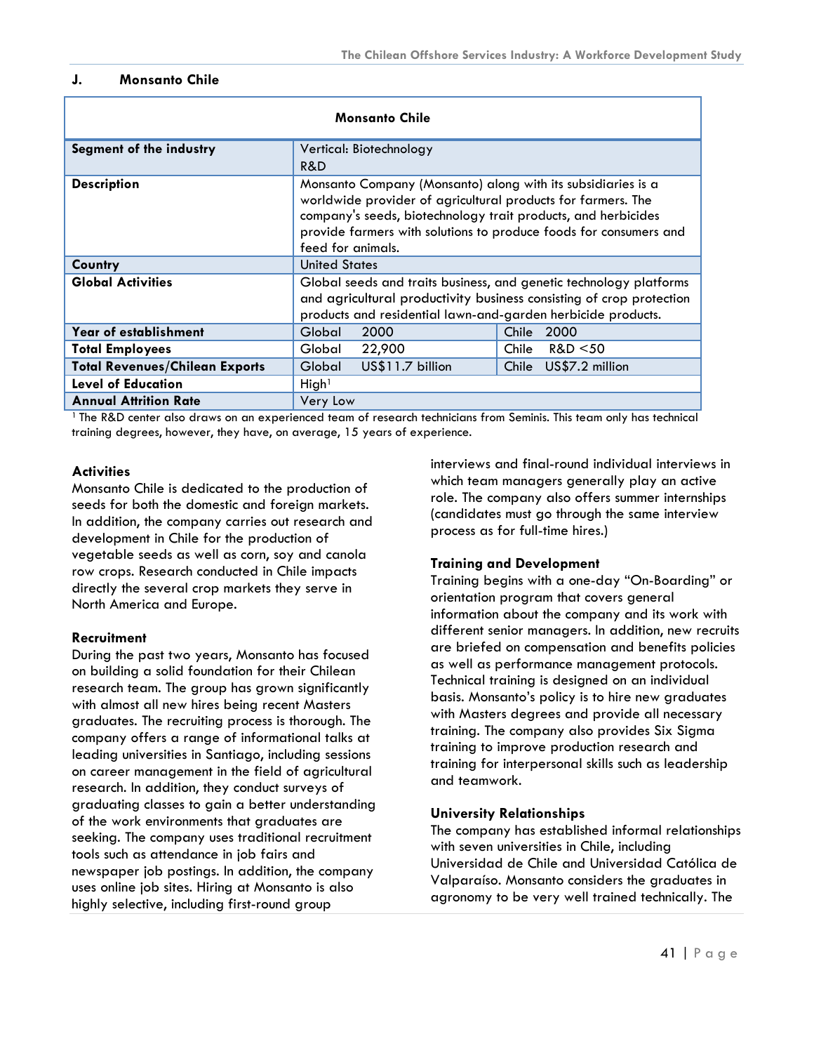## J. Monsanto Chile

| Monsanto Chile | | |
|---|---|---|
| **Segment of the industry** | Vertical: Biotechnology<br>R&D | |
| **Description** | Monsanto Company (Monsanto) along with its subsidiaries is a worldwide provider of agricultural products for farmers. The company's seeds, biotechnology trait products, and herbicides provide farmers with solutions to produce foods for consumers and feed for animals. | |
| **Country** | United States | |
| **Global Activities** | Global seeds and traits business, and genetic technology platforms and agricultural productivity business consisting of crop protection products and residential lawn-and-garden herbicide products. | |
| **Year of establishment** | Global 2000 | Chile 2000 |
| **Total Employees** | Global 22,900 | Chile R&D <50 |
| **Total Revenues/Chilean Exports** | Global US$11.7 billion | Chile US$7.2 million |
| **Level of Education** | High[1] | |
| **Annual Attrition Rate** | Very Low | |

[1] The R&D center also draws on an experienced team of research technicians from Seminis. This team only has technical training degrees, however, they have, on average, 15 years of experience.

**Activities**
Monsanto Chile is dedicated to the production of seeds for both the domestic and foreign markets. In addition, the company carries out research and development in Chile for the production of vegetable seeds as well as corn, soy and canola row crops. Research conducted in Chile impacts directly the several crop markets they serve in North America and Europe.

**Recruitment**
During the past two years, Monsanto has focused on building a solid foundation for their Chilean research team. The group has grown significantly with almost all new hires being recent Masters graduates. The recruiting process is thorough. The company offers a range of informational talks at leading universities in Santiago, including sessions on career management in the field of agricultural research. In addition, they conduct surveys of graduating classes to gain a better understanding of the work environments that graduates are seeking. The company uses traditional recruitment tools such as attendance in job fairs and newspaper job postings. In addition, the company uses online job sites. Hiring at Monsanto is also highly selective, including first-round group interviews and final-round individual interviews in which team managers generally play an active role. The company also offers summer internships (candidates must go through the same interview process as for full-time hires.)

**Training and Development**
Training begins with a one-day "On-Boarding" or orientation program that covers general information about the company and its work with different senior managers. In addition, new recruits are briefed on compensation and benefits policies as well as performance management protocols. Technical training is designed on an individual basis. Monsanto's policy is to hire new graduates with Masters degrees and provide all necessary training. The company also provides Six Sigma training to improve production research and training for interpersonal skills such as leadership and teamwork.

**University Relationships**
The company has established informal relationships with seven universities in Chile, including Universidad de Chile and Universidad Católica de Valparaíso. Monsanto considers the graduates in agronomy to be very well trained technically. The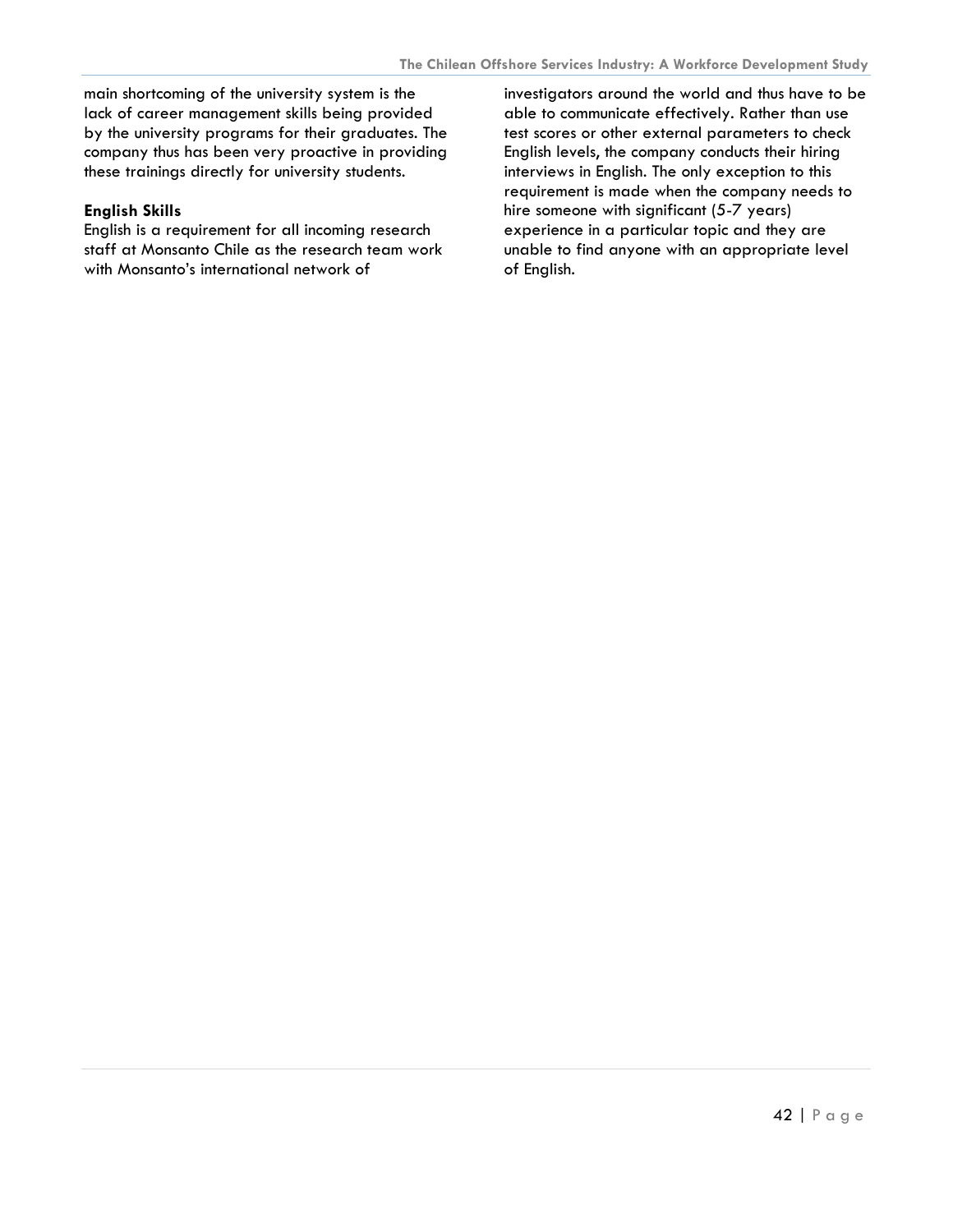main shortcoming of the university system is the lack of career management skills being provided by the university programs for their graduates. The company thus has been very proactive in providing these trainings directly for university students.

**English Skills**

English is a requirement for all incoming research staff at Monsanto Chile as the research team work with Monsanto's international network of investigators around the world and thus have to be able to communicate effectively. Rather than use test scores or other external parameters to check English levels, the company conducts their hiring interviews in English. The only exception to this requirement is made when the company needs to hire someone with significant (5-7 years) experience in a particular topic and they are unable to find anyone with an appropriate level of English.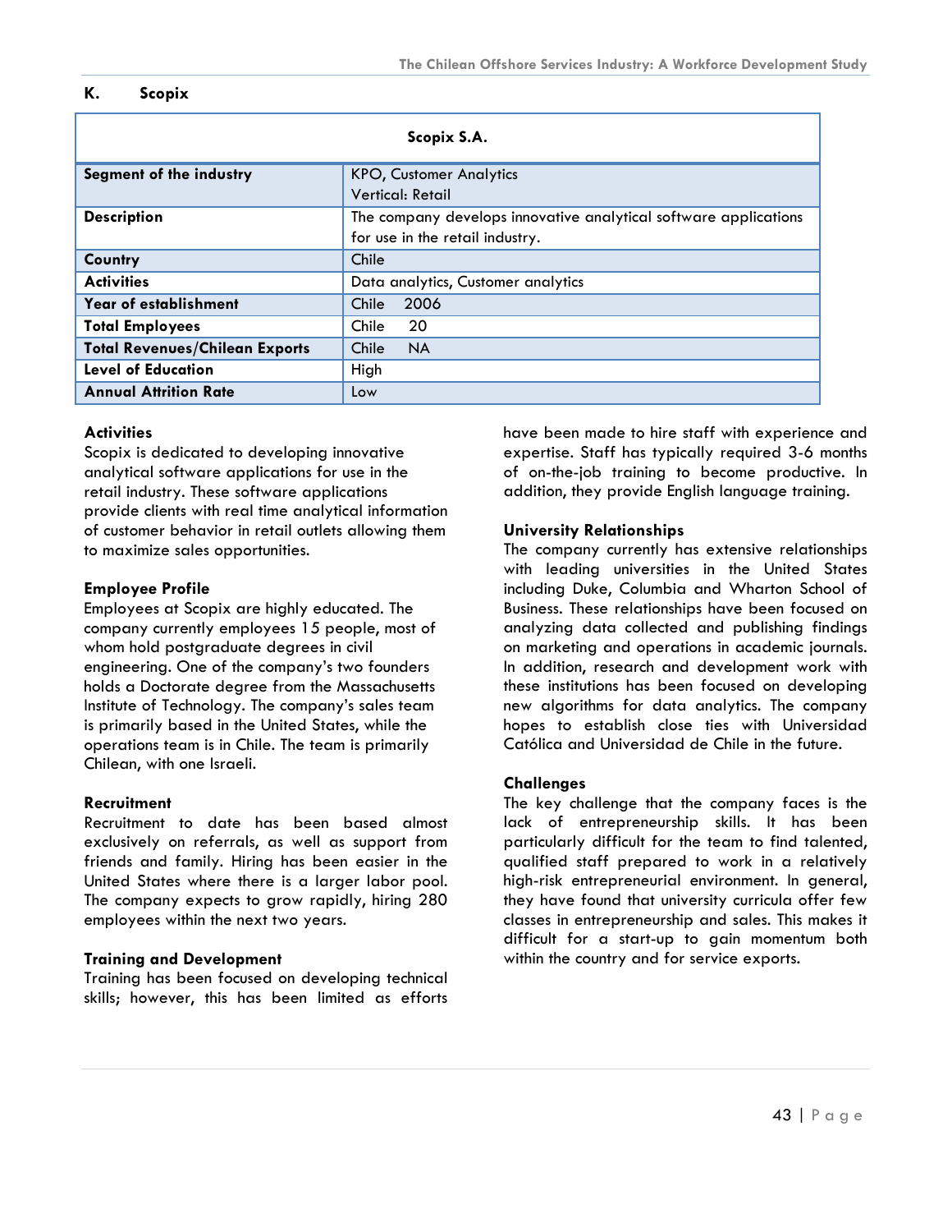## K. Scopix

| Scopix S.A. | |
|---|---|
| **Segment of the industry** | KPO, Customer Analytics<br>Vertical: Retail |
| **Description** | The company develops innovative analytical software applications for use in the retail industry. |
| **Country** | Chile |
| **Activities** | Data analytics, Customer analytics |
| **Year of establishment** | Chile 2006 |
| **Total Employees** | Chile 20 |
| **Total Revenues/Chilean Exports** | Chile NA |
| **Level of Education** | High |
| **Annual Attrition Rate** | Low |

### Activities

Scopix is dedicated to developing innovative analytical software applications for use in the retail industry. These software applications provide clients with real time analytical information of customer behavior in retail outlets allowing them to maximize sales opportunities.

### Employee Profile

Employees at Scopix are highly educated. The company currently employees 15 people, most of whom hold postgraduate degrees in civil engineering. One of the company's two founders holds a Doctorate degree from the Massachusetts Institute of Technology. The company's sales team is primarily based in the United States, while the operations team is in Chile. The team is primarily Chilean, with one Israeli.

### Recruitment

Recruitment to date has been based almost exclusively on referrals, as well as support from friends and family. Hiring has been easier in the United States where there is a larger labor pool. The company expects to grow rapidly, hiring 280 employees within the next two years.

### Training and Development

Training has been focused on developing technical skills; however, this has been limited as efforts have been made to hire staff with experience and expertise. Staff has typically required 3-6 months of on-the-job training to become productive. In addition, they provide English language training.

### University Relationships

The company currently has extensive relationships with leading universities in the United States including Duke, Columbia and Wharton School of Business. These relationships have been focused on analyzing data collected and publishing findings on marketing and operations in academic journals. In addition, research and development work with these institutions has been focused on developing new algorithms for data analytics. The company hopes to establish close ties with Universidad Católica and Universidad de Chile in the future.

### Challenges

The key challenge that the company faces is the lack of entrepreneurship skills. It has been particularly difficult for the team to find talented, qualified staff prepared to work in a relatively high-risk entrepreneurial environment. In general, they have found that university curricula offer few classes in entrepreneurship and sales. This makes it difficult for a start-up to gain momentum both within the country and for service exports.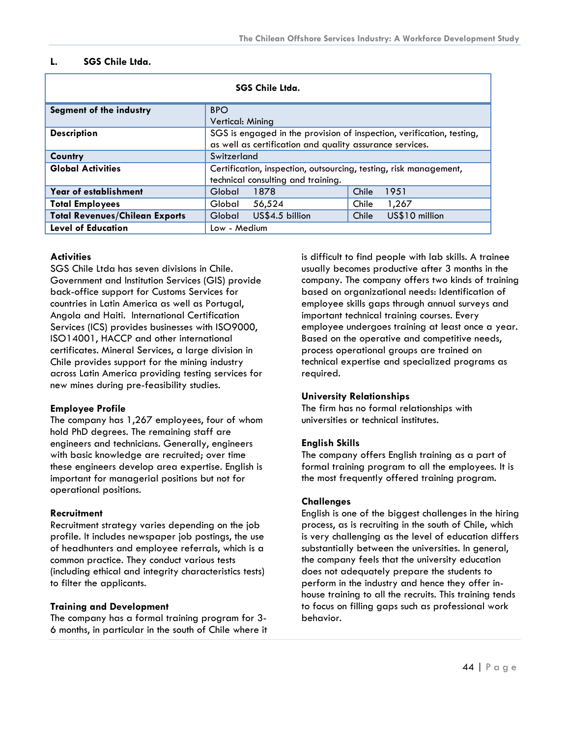## L. SGS Chile Ltda.

| SGS Chile Ltda. | | |
|---|---|---|
| **Segment of the industry** | BPO<br>Vertical: Mining | |
| **Description** | SGS is engaged in the provision of inspection, verification, testing, as well as certification and quality assurance services. | |
| **Country** | Switzerland | |
| **Global Activities** | Certification, inspection, outsourcing, testing, risk management, technical consulting and training. | |
| **Year of establishment** | Global 1878 | Chile 1951 |
| **Total Employees** | Global 56,524 | Chile 1,267 |
| **Total Revenues/Chilean Exports** | Global US$4.5 billion | Chile US$10 million |
| **Level of Education** | Low - Medium | |

**Activities**
SGS Chile Ltda has seven divisions in Chile. Government and Institution Services (GIS) provide back-office support for Customs Services for countries in Latin America as well as Portugal, Angola and Haiti. International Certification Services (ICS) provides businesses with ISO9000, ISO14001, HACCP and other international certificates. Mineral Services, a large division in Chile provides support for the mining industry across Latin America providing testing services for new mines during pre-feasibility studies.

**Employee Profile**
The company has 1,267 employees, four of whom hold PhD degrees. The remaining staff are engineers and technicians. Generally, engineers with basic knowledge are recruited; over time these engineers develop area expertise. English is important for managerial positions but not for operational positions.

**Recruitment**
Recruitment strategy varies depending on the job profile. It includes newspaper job postings, the use of headhunters and employee referrals, which is a common practice. They conduct various tests (including ethical and integrity characteristics tests) to filter the applicants.

**Training and Development**
The company has a formal training program for 3-6 months, in particular in the south of Chile where it is difficult to find people with lab skills. A trainee usually becomes productive after 3 months in the company. The company offers two kinds of training based on organizational needs: Identification of employee skills gaps through annual surveys and important technical training courses. Every employee undergoes training at least once a year. Based on the operative and competitive needs, process operational groups are trained on technical expertise and specialized programs as required.

**University Relationships**
The firm has no formal relationships with universities or technical institutes.

**English Skills**
The company offers English training as a part of formal training program to all the employees. It is the most frequently offered training program.

**Challenges**
English is one of the biggest challenges in the hiring process, as is recruiting in the south of Chile, which is very challenging as the level of education differs substantially between the universities. In general, the company feels that the university education does not adequately prepare the students to perform in the industry and hence they offer in-house training to all the recruits. This training tends to focus on filling gaps such as professional work behavior.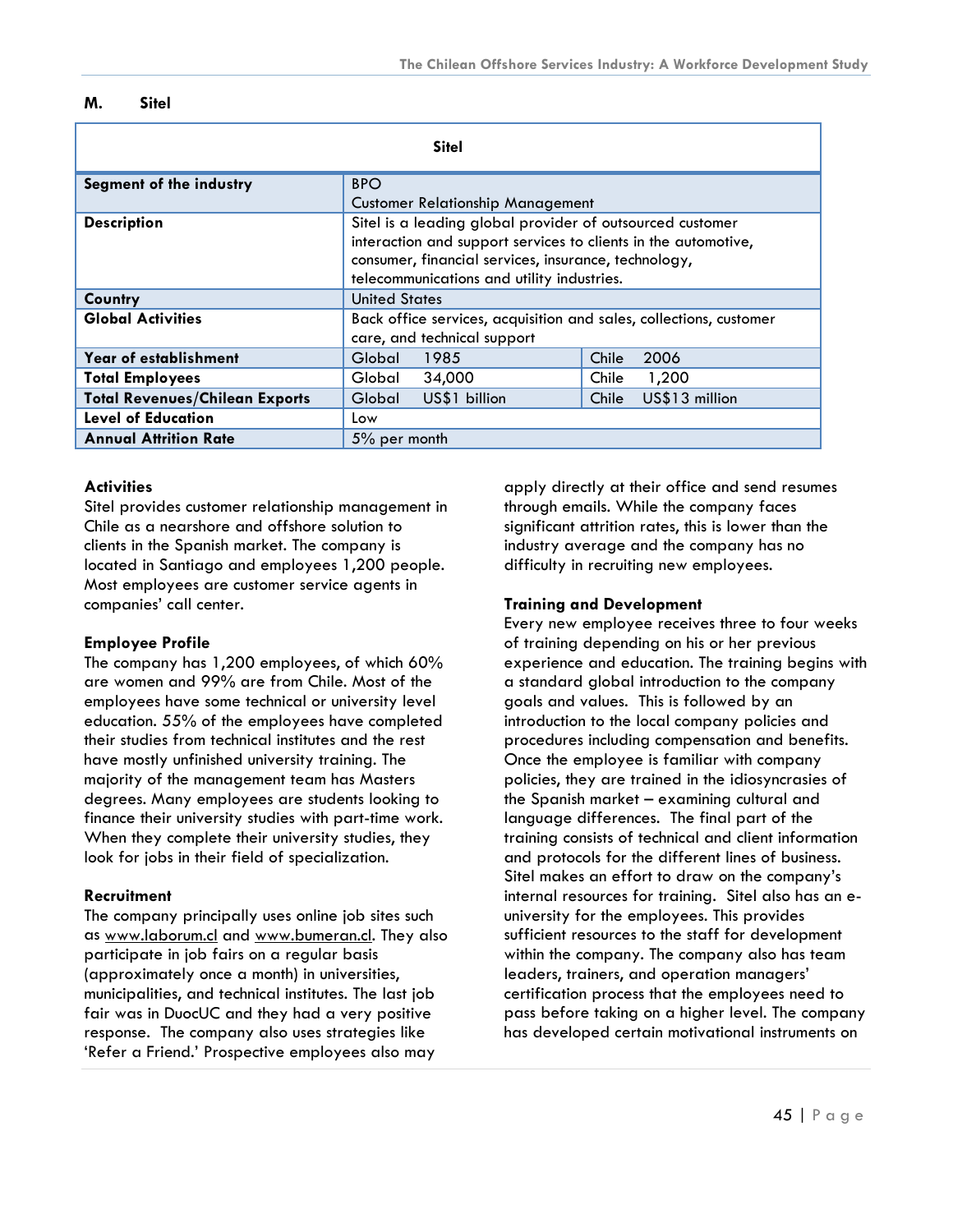## M. Sitel

| Sitel | | |
|---|---|---|
| **Segment of the industry** | BPO<br>Customer Relationship Management | |
| **Description** | Sitel is a leading global provider of outsourced customer interaction and support services to clients in the automotive, consumer, financial services, insurance, technology, telecommunications and utility industries. | |
| **Country** | United States | |
| **Global Activities** | Back office services, acquisition and sales, collections, customer care, and technical support | |
| **Year of establishment** | Global 1985 | Chile 2006 |
| **Total Employees** | Global 34,000 | Chile 1,200 |
| **Total Revenues/Chilean Exports** | Global US$1 billion | Chile US$13 million |
| **Level of Education** | Low | |
| **Annual Attrition Rate** | 5% per month | |

**Activities**
Sitel provides customer relationship management in Chile as a nearshore and offshore solution to clients in the Spanish market. The company is located in Santiago and employees 1,200 people. Most employees are customer service agents in companies' call center.

**Employee Profile**
The company has 1,200 employees, of which 60% are women and 99% are from Chile. Most of the employees have some technical or university level education. 55% of the employees have completed their studies from technical institutes and the rest have mostly unfinished university training. The majority of the management team has Masters degrees. Many employees are students looking to finance their university studies with part-time work. When they complete their university studies, they look for jobs in their field of specialization.

**Recruitment**
The company principally uses online job sites such as www.laborum.cl and www.bumeran.cl. They also participate in job fairs on a regular basis (approximately once a month) in universities, municipalities, and technical institutes. The last job fair was in DuocUC and they had a very positive response. The company also uses strategies like 'Refer a Friend.' Prospective employees also may apply directly at their office and send resumes through emails. While the company faces significant attrition rates, this is lower than the industry average and the company has no difficulty in recruiting new employees.

**Training and Development**
Every new employee receives three to four weeks of training depending on his or her previous experience and education. The training begins with a standard global introduction to the company goals and values. This is followed by an introduction to the local company policies and procedures including compensation and benefits. Once the employee is familiar with company policies, they are trained in the idiosyncrasies of the Spanish market – examining cultural and language differences. The final part of the training consists of technical and client information and protocols for the different lines of business. Sitel makes an effort to draw on the company's internal resources for training. Sitel also has an e-university for the employees. This provides sufficient resources to the staff for development within the company. The company also has team leaders, trainers, and operation managers' certification process that the employees need to pass before taking on a higher level. The company has developed certain motivational instruments on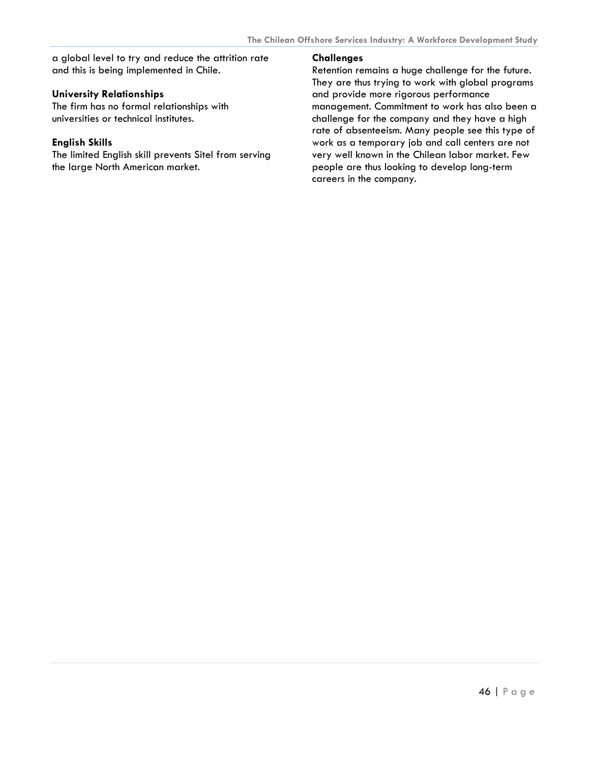a global level to try and reduce the attrition rate and this is being implemented in Chile.

**University Relationships**
The firm has no formal relationships with universities or technical institutes.

**English Skills**
The limited English skill prevents Sitel from serving the large North American market.

**Challenges**
Retention remains a huge challenge for the future. They are thus trying to work with global programs and provide more rigorous performance management. Commitment to work has also been a challenge for the company and they have a high rate of absenteeism. Many people see this type of work as a temporary job and call centers are not very well known in the Chilean labor market. Few people are thus looking to develop long-term careers in the company.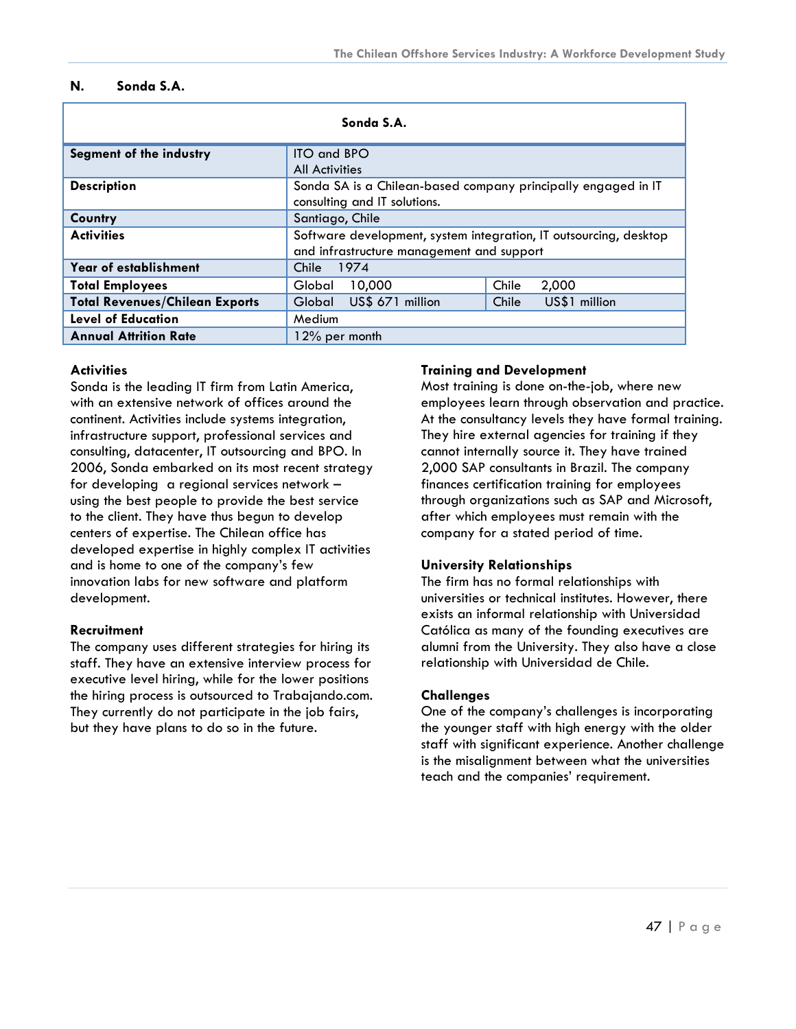## N. Sonda S.A.

| Sonda S.A. | | |
|---|---|---|
| **Segment of the industry** | ITO and BPO<br>All Activities | |
| **Description** | Sonda SA is a Chilean-based company principally engaged in IT consulting and IT solutions. | |
| **Country** | Santiago, Chile | |
| **Activities** | Software development, system integration, IT outsourcing, desktop and infrastructure management and support | |
| **Year of establishment** | Chile 1974 | |
| **Total Employees** | Global 10,000 | Chile 2,000 |
| **Total Revenues/Chilean Exports** | Global US$ 671 million | Chile US$1 million |
| **Level of Education** | Medium | |
| **Annual Attrition Rate** | 12% per month | |

**Activities**
Sonda is the leading IT firm from Latin America, with an extensive network of offices around the continent. Activities include systems integration, infrastructure support, professional services and consulting, datacenter, IT outsourcing and BPO. In 2006, Sonda embarked on its most recent strategy for developing a regional services network – using the best people to provide the best service to the client. They have thus begun to develop centers of expertise. The Chilean office has developed expertise in highly complex IT activities and is home to one of the company's few innovation labs for new software and platform development.

**Recruitment**
The company uses different strategies for hiring its staff. They have an extensive interview process for executive level hiring, while for the lower positions the hiring process is outsourced to Trabajando.com. They currently do not participate in the job fairs, but they have plans to do so in the future.

**Training and Development**
Most training is done on-the-job, where new employees learn through observation and practice. At the consultancy levels they have formal training. They hire external agencies for training if they cannot internally source it. They have trained 2,000 SAP consultants in Brazil. The company finances certification training for employees through organizations such as SAP and Microsoft, after which employees must remain with the company for a stated period of time.

**University Relationships**
The firm has no formal relationships with universities or technical institutes. However, there exists an informal relationship with Universidad Católica as many of the founding executives are alumni from the University. They also have a close relationship with Universidad de Chile.

**Challenges**
One of the company's challenges is incorporating the younger staff with high energy with the older staff with significant experience. Another challenge is the misalignment between what the universities teach and the companies' requirement.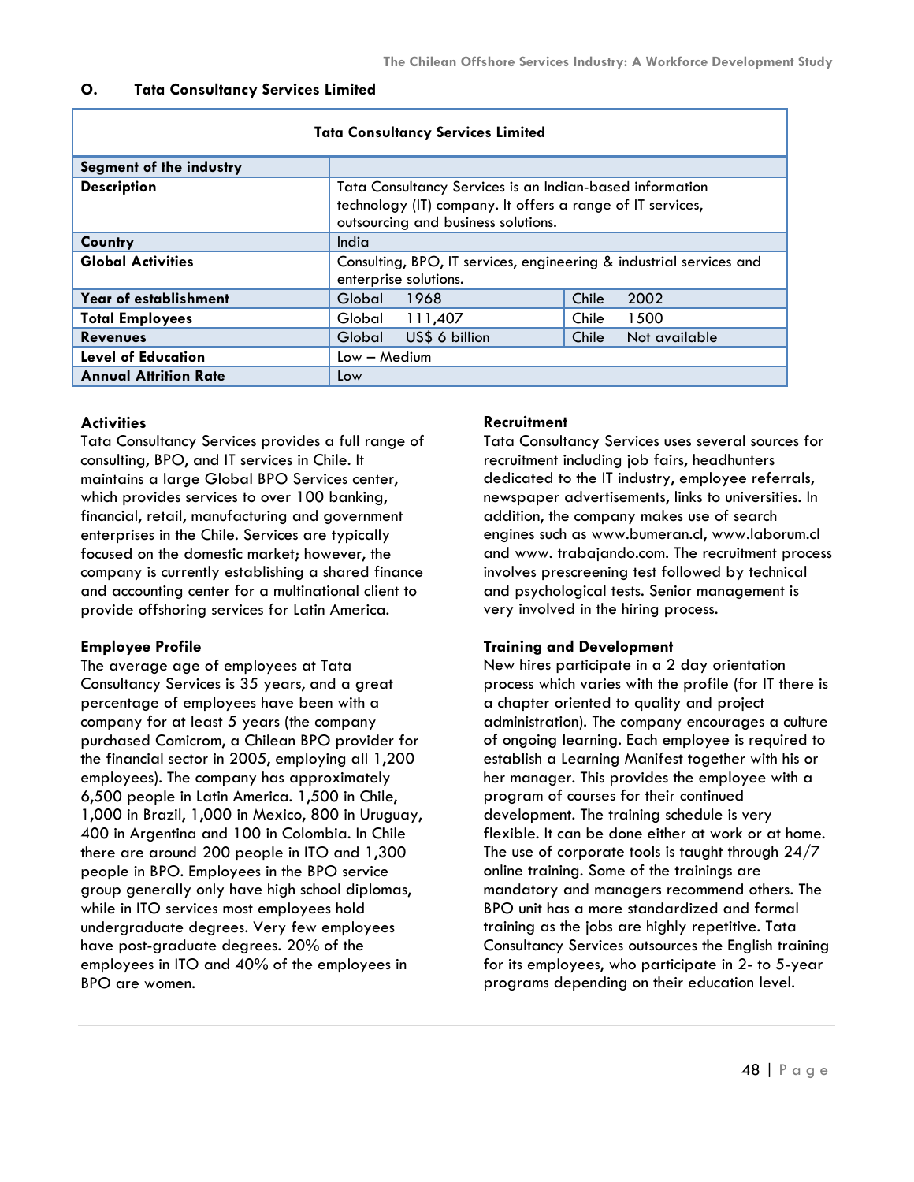## O. Tata Consultancy Services Limited

| Tata Consultancy Services Limited | | | | |
|---|---|---|---|---|
| **Segment of the industry** | | | | |
| **Description** | Tata Consultancy Services is an Indian-based information technology (IT) company. It offers a range of IT services, outsourcing and business solutions. | | | |
| **Country** | India | | | |
| **Global Activities** | Consulting, BPO, IT services, engineering & industrial services and enterprise solutions. | | | |
| **Year of establishment** | Global | 1968 | Chile | 2002 |
| **Total Employees** | Global | 111,407 | Chile | 1500 |
| **Revenues** | Global | US$ 6 billion | Chile | Not available |
| **Level of Education** | Low – Medium | | | |
| **Annual Attrition Rate** | Low | | | |

**Activities**
Tata Consultancy Services provides a full range of consulting, BPO, and IT services in Chile. It maintains a large Global BPO Services center, which provides services to over 100 banking, financial, retail, manufacturing and government enterprises in the Chile. Services are typically focused on the domestic market; however, the company is currently establishing a shared finance and accounting center for a multinational client to provide offshoring services for Latin America.

**Employee Profile**
The average age of employees at Tata Consultancy Services is 35 years, and a great percentage of employees have been with a company for at least 5 years (the company purchased Comicrom, a Chilean BPO provider for the financial sector in 2005, employing all 1,200 employees). The company has approximately 6,500 people in Latin America. 1,500 in Chile, 1,000 in Brazil, 1,000 in Mexico, 800 in Uruguay, 400 in Argentina and 100 in Colombia. In Chile there are around 200 people in ITO and 1,300 people in BPO. Employees in the BPO service group generally only have high school diplomas, while in ITO services most employees hold undergraduate degrees. Very few employees have post-graduate degrees. 20% of the employees in ITO and 40% of the employees in BPO are women.

**Recruitment**
Tata Consultancy Services uses several sources for recruitment including job fairs, headhunters dedicated to the IT industry, employee referrals, newspaper advertisements, links to universities. In addition, the company makes use of search engines such as www.bumeran.cl, www.laborum.cl and www. trabajando.com. The recruitment process involves prescreening test followed by technical and psychological tests. Senior management is very involved in the hiring process.

**Training and Development**
New hires participate in a 2 day orientation process which varies with the profile (for IT there is a chapter oriented to quality and project administration). The company encourages a culture of ongoing learning. Each employee is required to establish a Learning Manifest together with his or her manager. This provides the employee with a program of courses for their continued development. The training schedule is very flexible. It can be done either at work or at home. The use of corporate tools is taught through 24/7 online training. Some of the trainings are mandatory and managers recommend others. The BPO unit has a more standardized and formal training as the jobs are highly repetitive. Tata Consultancy Services outsources the English training for its employees, who participate in 2- to 5-year programs depending on their education level.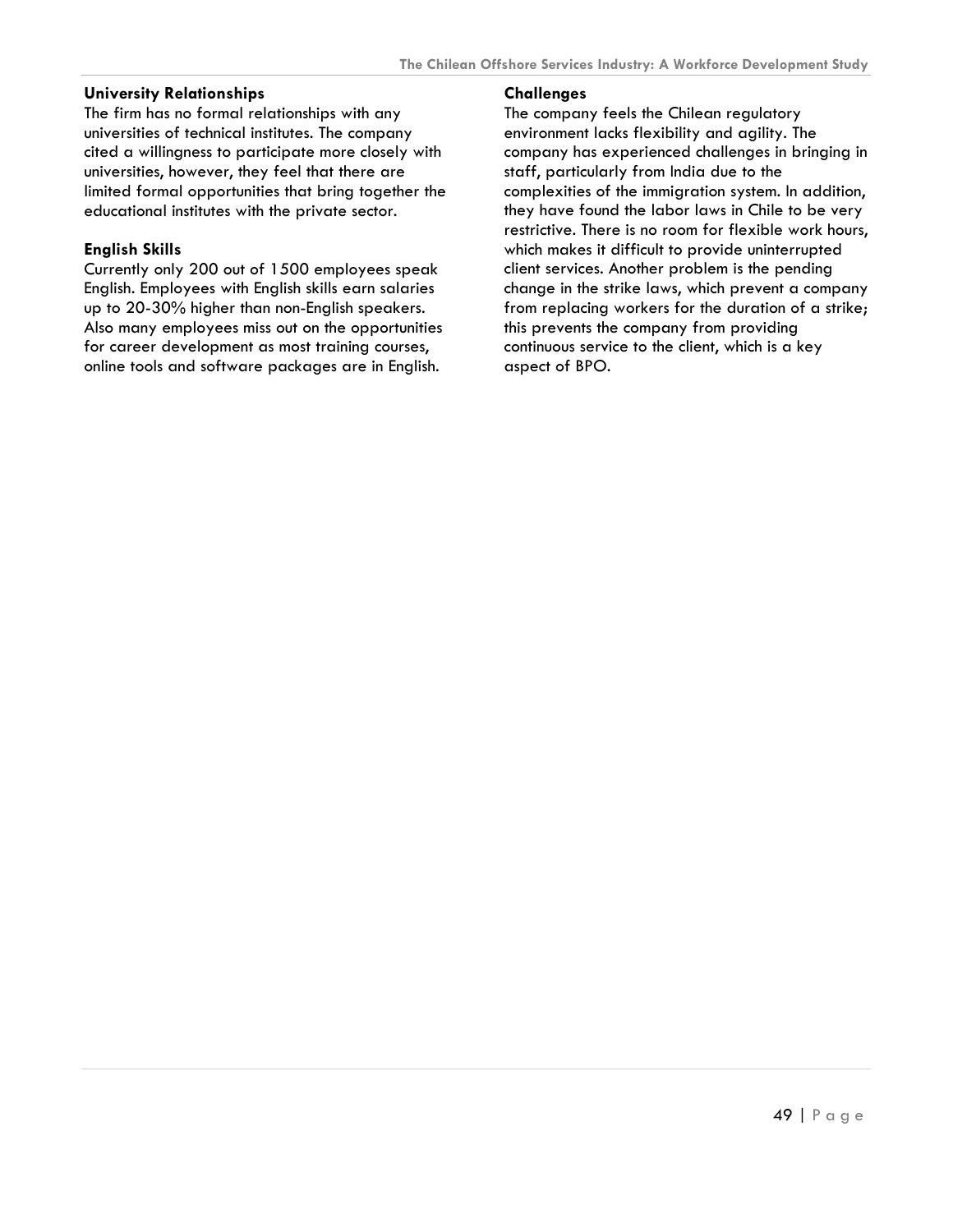**University Relationships**

The firm has no formal relationships with any universities of technical institutes. The company cited a willingness to participate more closely with universities, however, they feel that there are limited formal opportunities that bring together the educational institutes with the private sector.

**English Skills**

Currently only 200 out of 1500 employees speak English. Employees with English skills earn salaries up to 20-30% higher than non-English speakers. Also many employees miss out on the opportunities for career development as most training courses, online tools and software packages are in English.

**Challenges**

The company feels the Chilean regulatory environment lacks flexibility and agility. The company has experienced challenges in bringing in staff, particularly from India due to the complexities of the immigration system. In addition, they have found the labor laws in Chile to be very restrictive. There is no room for flexible work hours, which makes it difficult to provide uninterrupted client services. Another problem is the pending change in the strike laws, which prevent a company from replacing workers for the duration of a strike; this prevents the company from providing continuous service to the client, which is a key aspect of BPO.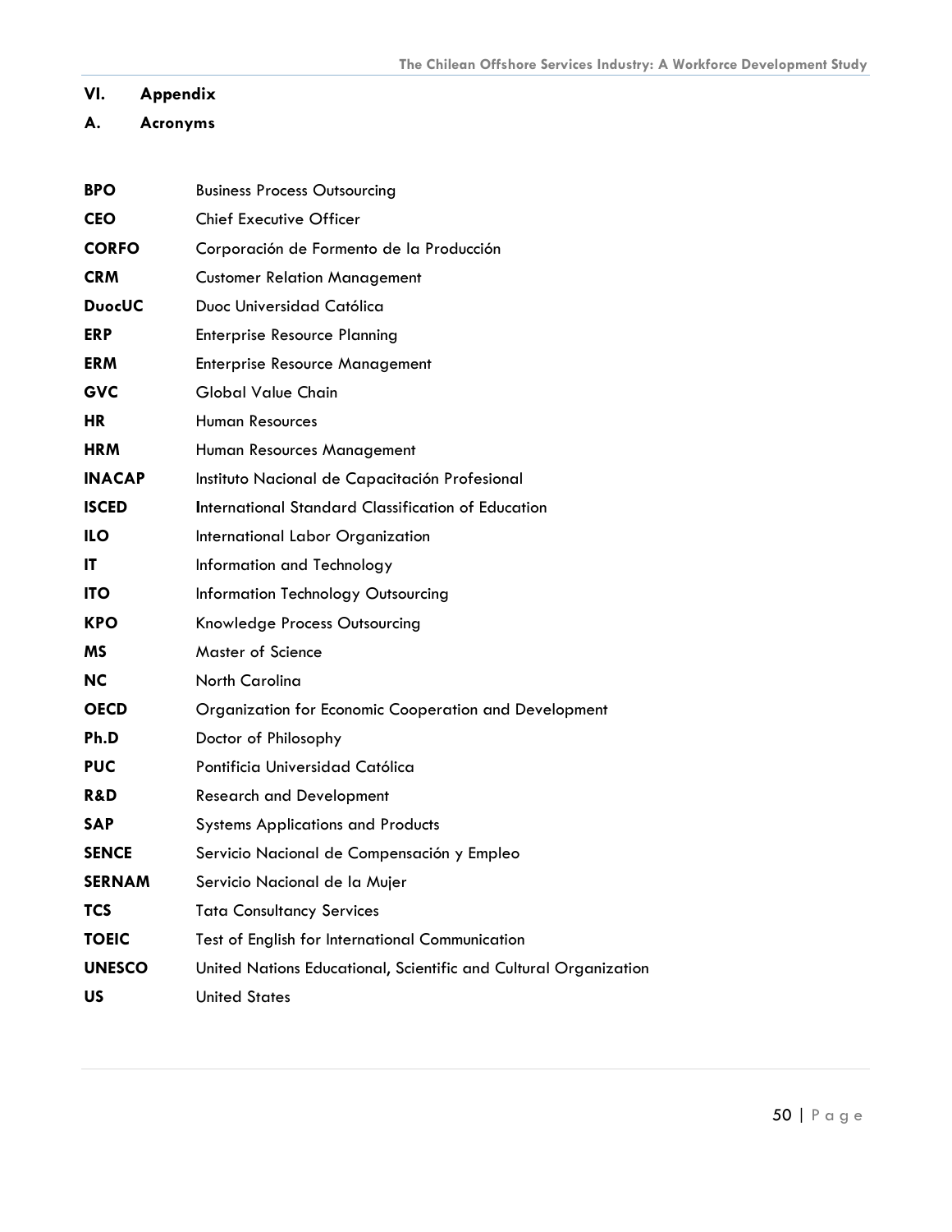## VI. Appendix

### A. Acronyms

| | |
|---|---|
| **BPO** | Business Process Outsourcing |
| **CEO** | Chief Executive Officer |
| **CORFO** | Corporación de Formento de la Producción |
| **CRM** | Customer Relation Management |
| **DuocUC** | Duoc Universidad Católica |
| **ERP** | Enterprise Resource Planning |
| **ERM** | Enterprise Resource Management |
| **GVC** | Global Value Chain |
| **HR** | Human Resources |
| **HRM** | Human Resources Management |
| **INACAP** | Instituto Nacional de Capacitación Profesional |
| **ISCED** | **I**nternational Standard Classification of Education |
| **ILO** | International Labor Organization |
| **IT** | Information and Technology |
| **ITO** | Information Technology Outsourcing |
| **KPO** | Knowledge Process Outsourcing |
| **MS** | Master of Science |
| **NC** | North Carolina |
| **OECD** | Organization for Economic Cooperation and Development |
| **Ph.D** | Doctor of Philosophy |
| **PUC** | Pontificia Universidad Católica |
| **R&D** | Research and Development |
| **SAP** | Systems Applications and Products |
| **SENCE** | Servicio Nacional de Compensación y Empleo |
| **SERNAM** | Servicio Nacional de la Mujer |
| **TCS** | Tata Consultancy Services |
| **TOEIC** | Test of English for International Communication |
| **UNESCO** | United Nations Educational, Scientific and Cultural Organization |
| **US** | United States |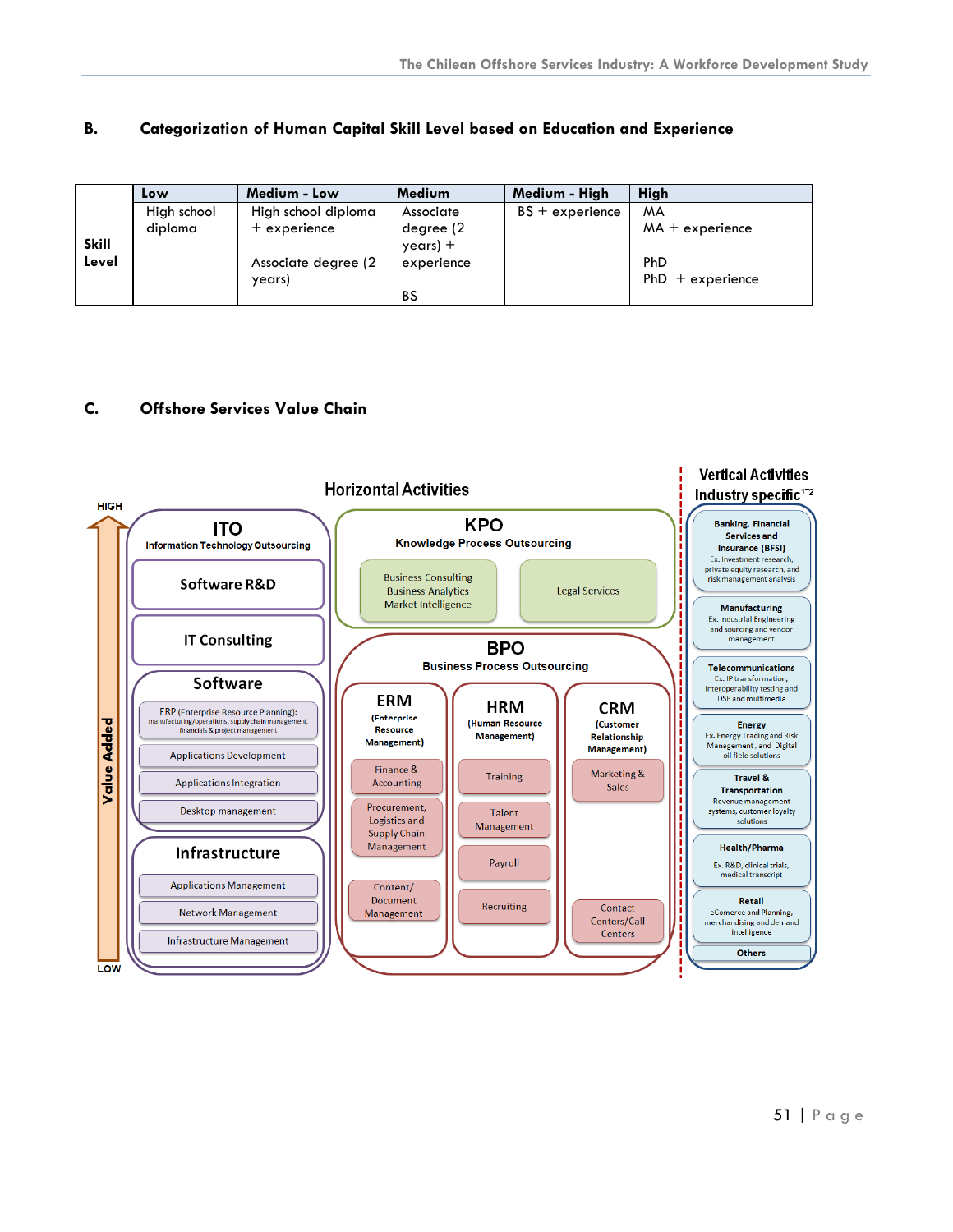### B. Categorization of Human Capital Skill Level based on Education and Experience

| | Low | Medium - Low | Medium | Medium - High | High |
|---|---|---|---|---|---|
| **Skill Level** | High school diploma | High school diploma + experience<br><br>Associate degree (2 years) | Associate degree (2 years) + experience<br><br>BS | BS + experience | MA<br>MA + experience<br><br>PhD<br>PhD + experience |

### C. Offshore Services Value Chain

**Horizontal Activities**

Value Added (HIGH to LOW)

**ITO** – Information Technology Outsourcing
- Software R&D
- IT Consulting
- **Software**
  - ERP (Enterprise Resource Planning): manufacturing/operations, supply chain management, financials & project management
  - Applications Development
  - Applications Integration
  - Desktop management
- **Infrastructure**
  - Applications Management
  - Network Management
  - Infrastructure Management

**KPO** – Knowledge Process Outsourcing
- Business Consulting, Business Analytics, Market Intelligence
- Legal Services

**BPO** – Business Process Outsourcing
- **ERM** (Enterprise Resource Management)
  - Finance & Accounting
  - Procurement, Logistics and Supply Chain Management
  - Content/ Document Management
- **HRM** (Human Resource Management)
  - Training
  - Talent Management
  - Payroll
  - Recruiting
- **CRM** (Customer Relationship Management)
  - Marketing & Sales
  - Contact Centers/Call Centers

**Vertical Activities – Industry specific[1-2]**
- **Banking, Financial Services and Insurance (BFSI)** – Ex. Investment research, private equity research, and risk management analysis
- **Manufacturing** – Ex. Industrial Engineering and sourcing and vendor management
- **Telecommunications** – Ex. IP transformation, Interoperability testing and DSP and multimedia
- **Energy** – Ex. Energy Trading and Risk Management, and Digital oil field solutions
- **Travel & Transportation** – Revenue management systems, customer loyalty solutions
- **Health/Pharma** – Ex. R&D, clinical trials, medical transcript
- **Retail** – eCommerce and Planning, merchandising and demand intelligence
- **Others**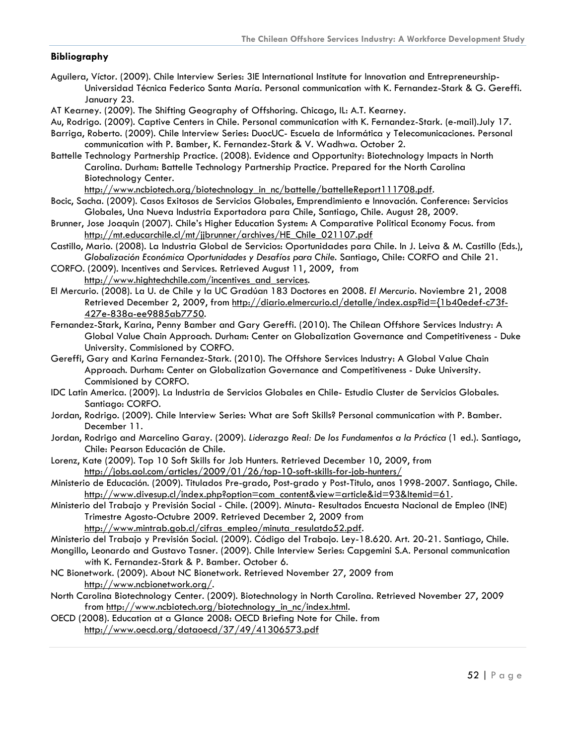**Bibliography**

Aguilera, Víctor. (2009). Chile Interview Series: 3IE International Institute for Innovation and Entrepreneurship- Universidad Técnica Federico Santa María. Personal communication with K. Fernandez-Stark & G. Gereffi. January 23.

AT Kearney. (2009). The Shifting Geography of Offshoring. Chicago, IL: A.T. Kearney.

Au, Rodrigo. (2009). Captive Centers in Chile. Personal communication with K. Fernandez-Stark. (e-mail).July 17.

Barriga, Roberto. (2009). Chile Interview Series: DuocUC- Escuela de Informática y Telecomunicaciones. Personal communication with P. Bamber, K. Fernandez-Stark & V. Wadhwa. October 2.

Battelle Technology Partnership Practice. (2008). Evidence and Opportunity: Biotechnology Impacts in North Carolina. Durham: Battelle Technology Partnership Practice. Prepared for the North Carolina Biotechnology Center. http://www.ncbiotech.org/biotechnology_in_nc/battelle/battelleReport111708.pdf.

Bocic, Sacha. (2009). Casos Exitosos de Servicios Globales, Emprendimiento e Innovación. Conference: Servicios Globales, Una Nueva Industria Exportadora para Chile, Santiago, Chile. August 28, 2009.

Brunner, Jose Joaquin (2007). Chile's Higher Education System: A Comparative Political Economy Focus. from http://mt.educarchile.cl/mt/jjbrunner/archives/HE_Chile_021107.pdf

Castillo, Mario. (2008). La Industria Global de Servicios: Oportunidades para Chile. In J. Leiva & M. Castillo (Eds.), *Globalización Económica Oportunidades y Desafíos para Chile*. Santiago, Chile: CORFO and Chile 21.

CORFO. (2009). Incentives and Services. Retrieved August 11, 2009, from http://www.hightechchile.com/incentives_and_services.

El Mercurio. (2008). La U. de Chile y la UC Gradúan 183 Doctores en 2008. *El Mercurio*. Noviembre 21, 2008 Retrieved December 2, 2009, from http://diario.elmercurio.cl/detalle/index.asp?id={1b40edef-c73f-427e-838a-ee9885ab7750.

Fernandez-Stark, Karina, Penny Bamber and Gary Gereffi. (2010). The Chilean Offshore Services Industry: A Global Value Chain Approach. Durham: Center on Globalization Governance and Competitiveness - Duke University. Commisioned by CORFO.

Gereffi, Gary and Karina Fernandez-Stark. (2010). The Offshore Services Industry: A Global Value Chain Approach. Durham: Center on Globalization Governance and Competitiveness - Duke University. Commisioned by CORFO.

IDC Latin America. (2009). La Industria de Servicios Globales en Chile- Estudio Cluster de Servicios Globales. Santiago: CORFO.

Jordan, Rodrigo. (2009). Chile Interview Series: What are Soft Skills? Personal communication with P. Bamber. December 11.

Jordan, Rodrigo and Marcelino Garay. (2009). *Liderazgo Real: De los Fundamentos a la Práctica* (1 ed.). Santiago, Chile: Pearson Educación de Chile.

Lorenz, Kate (2009). Top 10 Soft Skills for Job Hunters. Retrieved December 10, 2009, from http://jobs.aol.com/articles/2009/01/26/top-10-soft-skills-for-job-hunters/

Ministerio de Educación. (2009). Titulados Pre-grado, Post-grado y Post-Titulo, anos 1998-2007. Santiago, Chile. http://www.divesup.cl/index.php?option=com_content&view=article&id=93&Itemid=61.

Ministerio del Trabajo y Previsión Social - Chile. (2009). Minuta- Resultados Encuesta Nacional de Empleo (INE) Trimestre Agosto-Octubre 2009. Retrieved December 2, 2009 from http://www.mintrab.gob.cl/cifras_empleo/minuta_resulatdo52.pdf.

Ministerio del Trabajo y Previsión Social. (2009). Código del Trabajo. Ley-18.620. Art. 20-21. Santiago, Chile.

Mongillo, Leonardo and Gustavo Tasner. (2009). Chile Interview Series: Capgemini S.A. Personal communication with K. Fernandez-Stark & P. Bamber. October 6.

NC Bionetwork. (2009). About NC Bionetwork. Retrieved November 27, 2009 from http://www.ncbionetwork.org/.

North Carolina Biotechnology Center. (2009). Biotechnology in North Carolina. Retrieved November 27, 2009 from http://www.ncbiotech.org/biotechnology_in_nc/index.html.

OECD (2008). Education at a Glance 2008: OECD Briefing Note for Chile. from http://www.oecd.org/dataoecd/37/49/41306573.pdf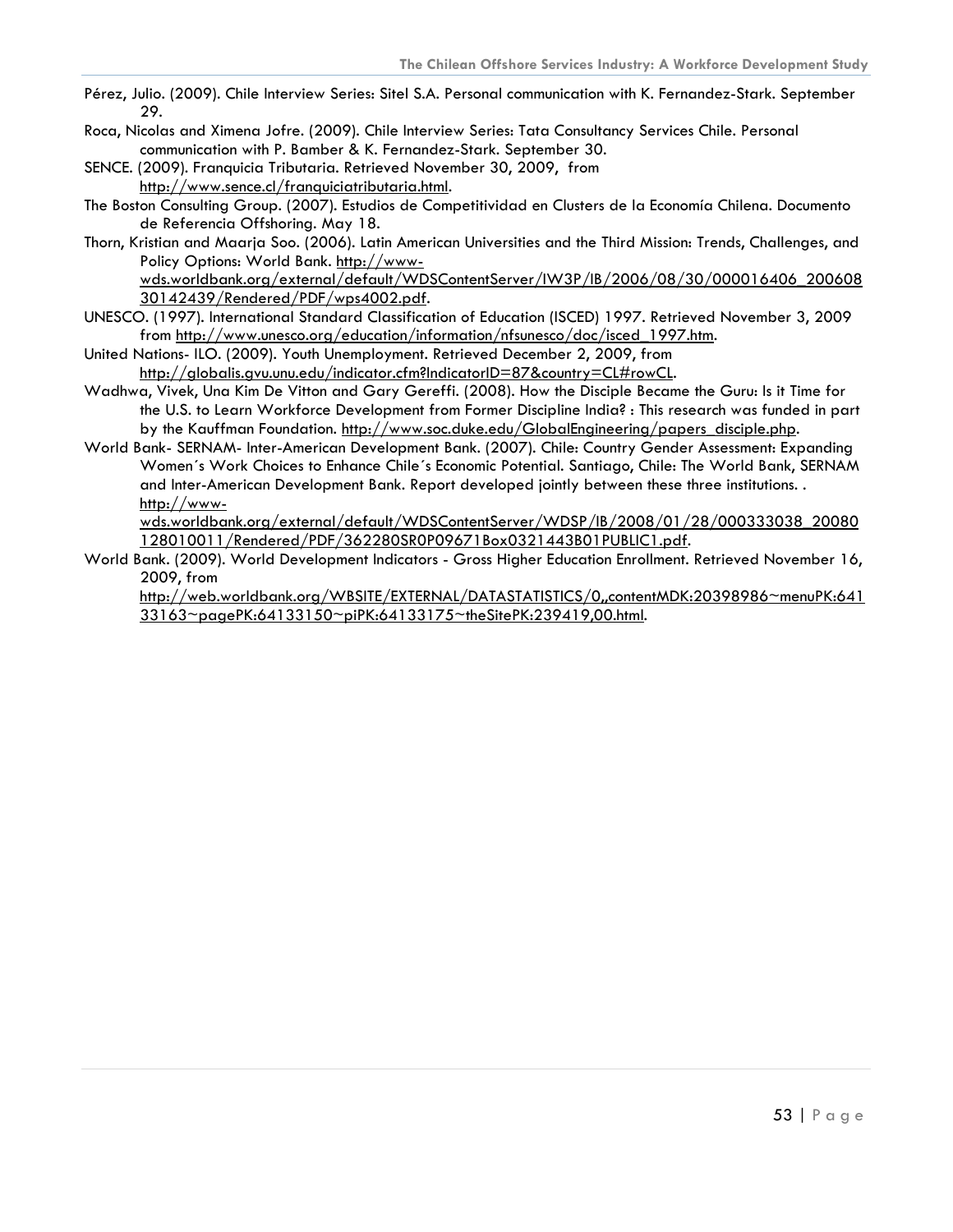Pérez, Julio. (2009). Chile Interview Series: Sitel S.A. Personal communication with K. Fernandez-Stark. September 29.

Roca, Nicolas and Ximena Jofre. (2009). Chile Interview Series: Tata Consultancy Services Chile. Personal communication with P. Bamber & K. Fernandez-Stark. September 30.

SENCE. (2009). Franquicia Tributaria. Retrieved November 30, 2009, from http://www.sence.cl/franquiciatributaria.html.

The Boston Consulting Group. (2007). Estudios de Competitividad en Clusters de la Economía Chilena. Documento de Referencia Offshoring. May 18.

Thorn, Kristian and Maarja Soo. (2006). Latin American Universities and the Third Mission: Trends, Challenges, and Policy Options: World Bank. http://www-wds.worldbank.org/external/default/WDSContentServer/IW3P/IB/2006/08/30/000016406_20060830142439/Rendered/PDF/wps4002.pdf.

UNESCO. (1997). International Standard Classification of Education (ISCED) 1997. Retrieved November 3, 2009 from http://www.unesco.org/education/information/nfsunesco/doc/isced_1997.htm.

United Nations- ILO. (2009). Youth Unemployment. Retrieved December 2, 2009, from http://globalis.gvu.unu.edu/indicator.cfm?IndicatorID=87&country=CL#rowCL.

Wadhwa, Vivek, Una Kim De Vitton and Gary Gereffi. (2008). How the Disciple Became the Guru: Is it Time for the U.S. to Learn Workforce Development from Former Discipline India? : This research was funded in part by the Kauffman Foundation. http://www.soc.duke.edu/GlobalEngineering/papers_disciple.php.

World Bank- SERNAM- Inter-American Development Bank. (2007). Chile: Country Gender Assessment: Expanding Women´s Work Choices to Enhance Chile´s Economic Potential. Santiago, Chile: The World Bank, SERNAM and Inter-American Development Bank. Report developed jointly between these three institutions. . http://www-wds.worldbank.org/external/default/WDSContentServer/WDSP/IB/2008/01/28/000333038_20080128010011/Rendered/PDF/362280SR0P09671Box0321443B01PUBLIC1.pdf.

World Bank. (2009). World Development Indicators - Gross Higher Education Enrollment. Retrieved November 16, 2009, from http://web.worldbank.org/WBSITE/EXTERNAL/DATASTATISTICS/0,,contentMDK:20398986~menuPK:64133163~pagePK:64133150~piPK:64133175~theSitePK:239419,00.html.